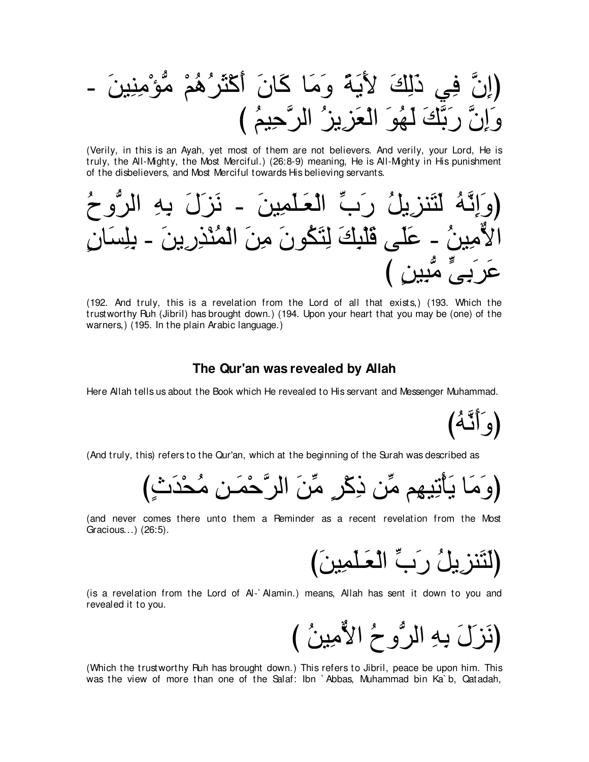(إِنَّ فِي ذَلِكَ لأَيَةً وَمَا كَانَ أَكْثَرُهُمْ مُّؤْمِنِينَ - وَإِنَّ رَبَّكَ لَهُوَ الْعَزِيزُ الرَّحِيمُ )

(Verily, in this is an Ayah, yet most of them are not believers. And verily, your Lord, He is truly, the All-Mighty, the Most Merciful.) (26:8-9) meaning, He is All-Mighty in His punishment of the disbelievers, and Most Merciful towards His believing servants.

(وَإِنَّهُ لَتَنزِيلُ رَبِّ الْعَـلَمِينَ - نَزَلَ بِهِ الرُّوحُ الاٌّمِينُ - عَلَى قَلْبِكَ لِتَكُونَ مِنَ الْمُنْذِرِينَ - بِلِسَانٍ عَرَبِىٍّ مُّبِينٍ )

(192. And truly, this is a revelation from the Lord of all that exists,) (193. Which the trustworthy Ruh (Jibril) has brought down.) (194. Upon your heart that you may be (one) of the warners,) (195. In the plain Arabic language.)

### The Qur'an was revealed by Allah

Here Allah tells us about the Book which He revealed to His servant and Messenger Muhammad.

(وَأَنَّهُ)

(And truly, this) refers to the Qur'an, which at the beginning of the Surah was described as

(وَمَا يَأْتِيهِم مِّن ذِكْرٍ مِّنَ الرَّحْمَـنِ مُحْدَثٍ)

(and never comes there unto them a Reminder as a recent revelation from the Most Gracious...) (26:5).

(لَتَنزِيلُ رَبِّ الْعَـلَمِينَ)

(is a revelation from the Lord of Al-`Alamin.) means, Allah has sent it down to you and revealed it to you.

(نَزَلَ بِهِ الرُّوحُ الاٌّمِينُ )

(Which the trustworthy Ruh has brought down.) This refers to Jibril, peace be upon him. This was the view of more than one of the Salaf: Ibn `Abbas, Muhammad bin Ka`b, Qatadah,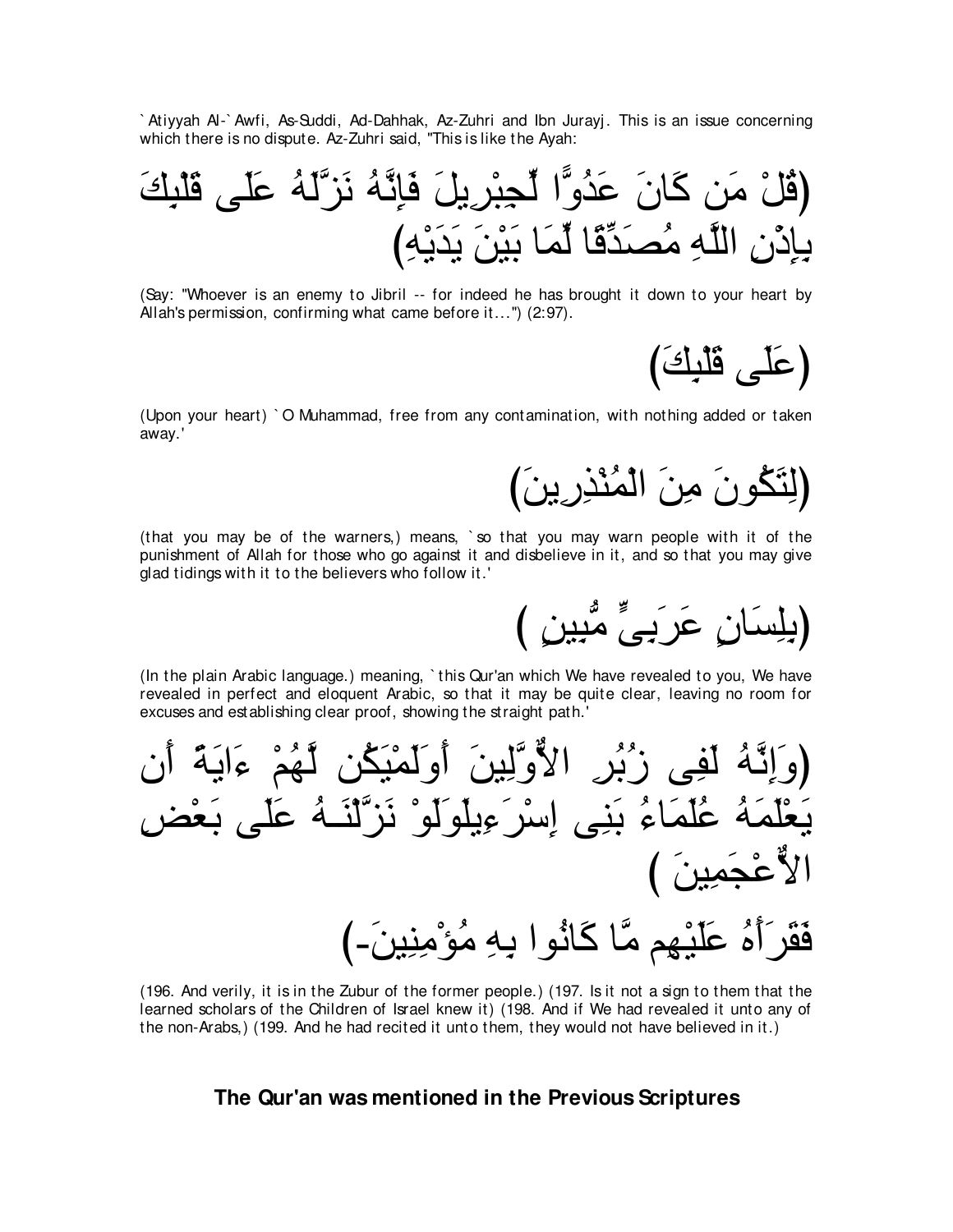`Atiyyah Al-`Awfi, As-Suddi, Ad-Dahhak, Az-Zuhri and Ibn Jurayj. This is an issue concerning which there is no dispute. Az-Zuhri said, "This is like the Ayah:

(قُلْ مَن كَانَ عَدُوًّا لِّجِبْرِيلَ فَإِنَّهُ نَزَّلَهُ عَلَى قَلْبِكَ بِإِذْنِ اللَّهِ مُصَدِّقًا لِّمَا بَيْنَ يَدَيْهِ)

(Say: "Whoever is an enemy to Jibril -- for indeed he has brought it down to your heart by Allah's permission, confirming what came before it...") (2:97).

(عَلَى قَلْبِكَ)

(Upon your heart) `O Muhammad, free from any contamination, with nothing added or taken away.'

(لِتَكُونَ مِنَ الْمُنْذِرِينَ)

(that you may be of the warners,) means, `so that you may warn people with it of the punishment of Allah for those who go against it and disbelieve in it, and so that you may give glad tidings with it to the believers who follow it.'

(بِلِسَانٍ عَرَبِىٍّ مُّبِينٍ )

(In the plain Arabic language.) meaning, `this Qur'an which We have revealed to you, We have revealed in perfect and eloquent Arabic, so that it may be quite clear, leaving no room for excuses and establishing clear proof, showing the straight path.'

(وَإِنَّهُ لَفِى زُبُرِ الاٌّوَّلِينَ أَوَلَمْ يَكُن لَّهُمْ ءَايَةً أَن يَعْلَمَهُ عُلَمَاءُ بَنِى إِسْرَءِيلَوَلَوْ نَزَّلْنَـهُ عَلَى بَعْضِ الاٌّعْجَمِينَ )

فَقَرَأَهُ عَلَيْهِم مَّا كَانُوا بِهِ مُؤْمِنِينَ-)

(196. And verily, it is in the Zubur of the former people.) (197. Is it not a sign to them that the learned scholars of the Children of Israel knew it) (198. And if We had revealed it unto any of the non-Arabs,) (199. And he had recited it unto them, they would not have believed in it.)

## The Qur'an was mentioned in the Previous Scriptures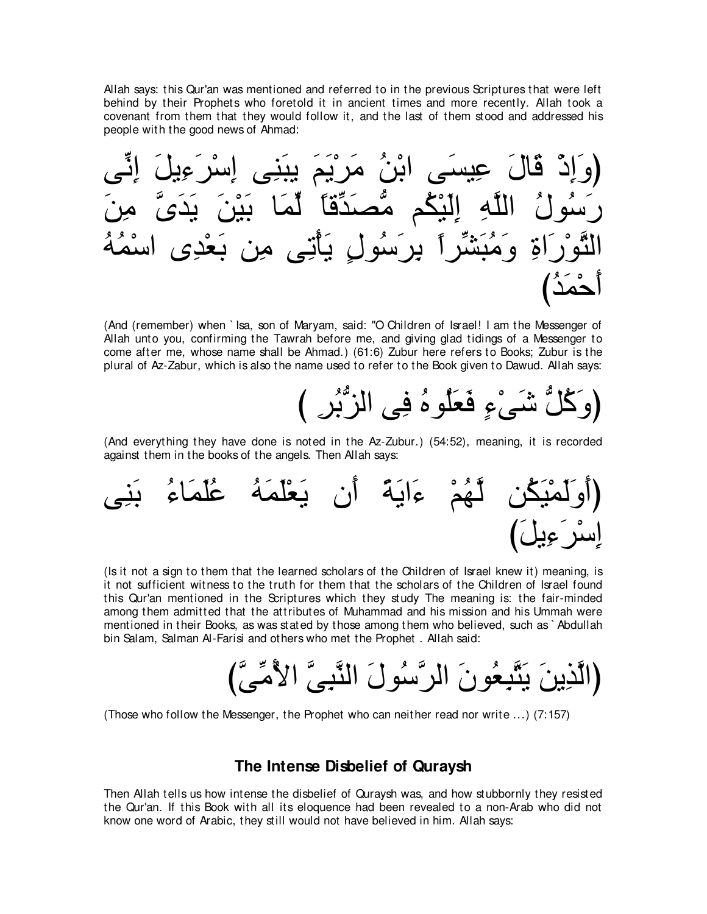Allah says: this Qur'an was mentioned and referred to in the previous Scriptures that were left behind by their Prophets who foretold it in ancient times and more recently. Allah took a covenant from them that they would follow it, and the last of them stood and addressed his people with the good news of Ahmad:

(وَإِذْ قَالَ عِيسَى ابْنُ مَرْيَمَ يبَنِى إِسْرَءِيلَ إِنِّى رَسُولُ اللَّهِ إِلَيْكُم مُّصَدِّقاً لِّمَا بَيْنَ يَدَىَّ مِنَ التَّوْرَاةِ وَمُبَشِّراً بِرَسُولٍ يَأْتِى مِن بَعْدِى اسْمُهُ أَحْمَدُ)

(And (remember) when `Isa, son of Maryam, said: "O Children of Israel! I am the Messenger of Allah unto you, confirming the Tawrah before me, and giving glad tidings of a Messenger to come after me, whose name shall be Ahmad.) (61:6) Zubur here refers to Books; Zubur is the plural of Az-Zabur, which is also the name used to refer to the Book given to Dawud. Allah says:

(وَكُلُّ شَىْءٍ فَعَلُوهُ فِى الزُّبُرِ )

(And everything they have done is noted in the Az-Zubur.) (54:52), meaning, it is recorded against them in the books of the angels. Then Allah says:

(أَوَلَمْيَكُن لَّهُمْ ءَايَةً أَن يَعْلَمَهُ عُلَمَاءُ بَنِى إِسْرَءِيلَ)

(Is it not a sign to them that the learned scholars of the Children of Israel knew it) meaning, is it not sufficient witness to the truth for them that the scholars of the Children of Israel found this Qur'an mentioned in the Scriptures which they study The meaning is: the fair-minded among them admitted that the attributes of Muhammad and his mission and his Ummah were mentioned in their Books, as was stated by those among them who believed, such as `Abdullah bin Salam, Salman Al-Farisi and others who met the Prophet . Allah said:

(الَّذِينَ يَتَّبِعُونَ الرَّسُولَ النَّبِىَّ الأُمِّىَّ)

(Those who follow the Messenger, the Prophet who can neither read nor write ...) (7:157)

## The Intense Disbelief of Quraysh

Then Allah tells us how intense the disbelief of Quraysh was, and how stubbornly they resisted the Qur'an. If this Book with all its eloquence had been revealed to a non-Arab who did not know one word of Arabic, they still would not have believed in him. Allah says: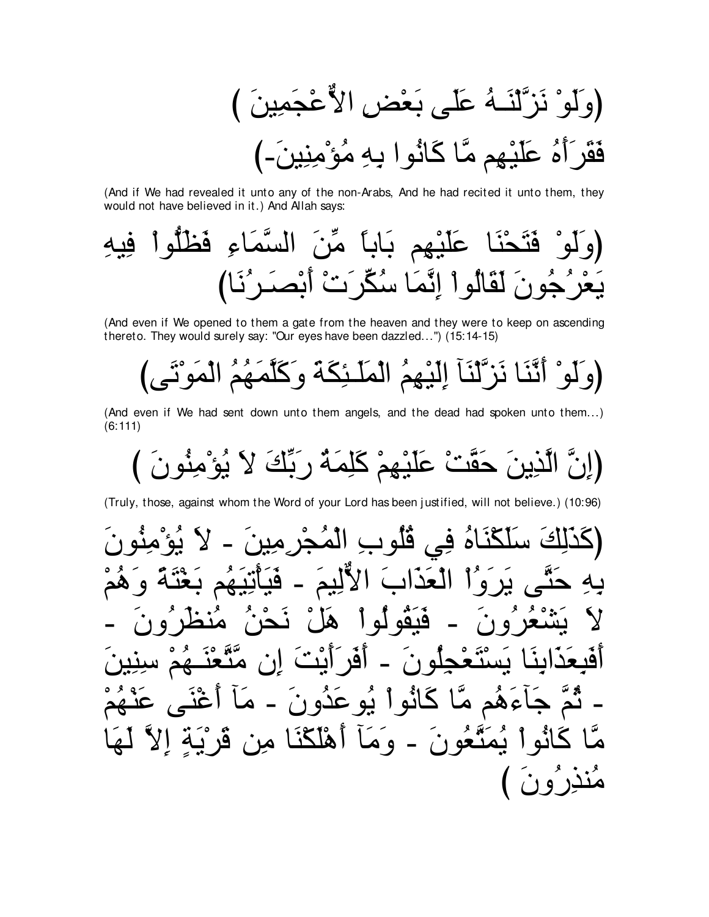(وَلَوْ نَزَّلْنَـهُ عَلَى بَعْضِ الاٌّعْجَمِينَ ) فَقَرَأَهُ عَلَيْهِم مَّا كَانُوا بِهِ مُؤْمِنِينَ-)

(And if We had revealed it unto any of the non-Arabs, And he had recited it unto them, they would not have believed in it.) And Allah says:

(وَلَوْ فَتَحْنَا عَلَيْهِم بَاباً مِّنَ السَّمَاءِ فَظَلُّواْ فِيهِ يَعْرُجُونَ لَقَالُواْ إِنَّمَا سُكِّرَتْ أَبْصَـرُنَا)

(And even if We opened to them a gate from the heaven and they were to keep on ascending thereto. They would surely say: "Our eyes have been dazzled...") (15:14-15)

(وَلَوْ أَنَّنَا نَزَّلْنَآ إِلَيْهِمُ الْمَلَـئِكَةَ وَكَلَّمَهُمُ الْمَوْتَى)

(And even if We had sent down unto them angels, and the dead had spoken unto them...) (6:111)

(إِنَّ الَّذِينَ حَقَّتْ عَلَيْهِمْ كَلِمَةُ رَبِّكَ لاَ يُؤْمِنُونَ )

(Truly, those, against whom the Word of your Lord has been justified, will not believe.) (10:96)

(كَذَلِكَ سَلَكْنَاهُ فِي قُلُوبِ الْمُجْرِمِينَ - لاَ يُؤْمِنُونَ بِهِ حَتَّى يَرَوُاْ الْعَذَابَ الاٌّلِيمَ - فَيَأْتِيَهُم بَغْتَةً وَهُمْ لاَ يَشْعُرُونَ - فَيَقُولُواْ هَلْ نَحْنُ مُنظَرُونَ - أَفَبِعَذَابِنَا يَسْتَعْجِلُونَ - أَفَرَأَيْتَ إِن مَّتَّعْنَـهُمْ سِنِينَ - ثُمَّ جَآءَهُم مَّا كَانُواْ يُوعَدُونَ - مَآ أَغْنَى عَنْهُمْ مَّا كَانُواْ يُمَتَّعُونَ - وَمَآ أَهْلَكْنَا مِن قَرْيَةٍ إِلاَّ لَهَا مُنذِرُونَ )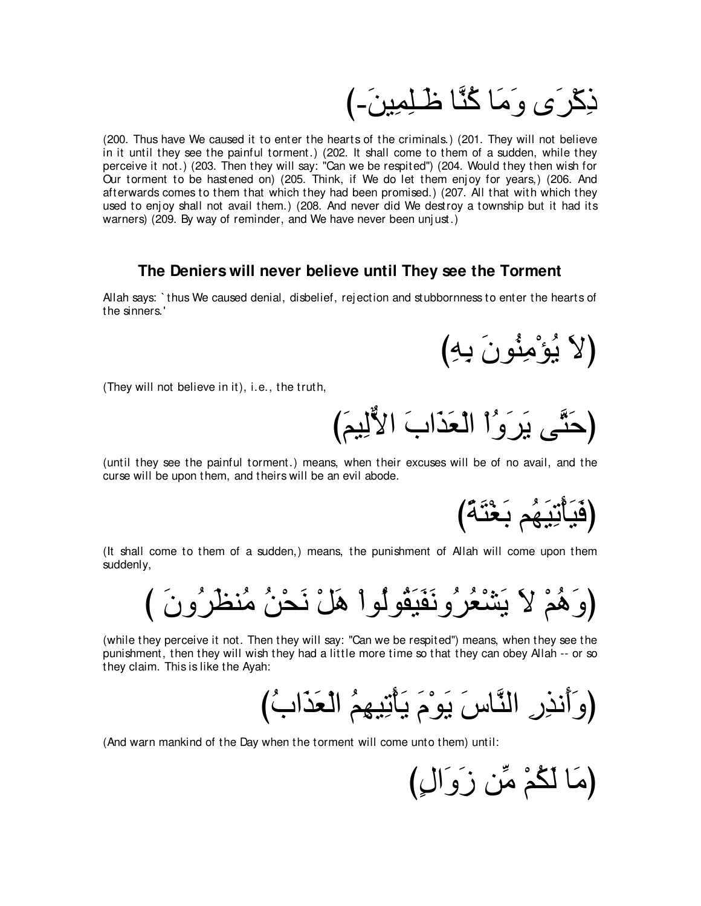(ذِكْرَى وَمَا كُنَّا ظَـلِمِينَ-)

(200. Thus have We caused it to enter the hearts of the criminals.) (201. They will not believe in it until they see the painful torment.) (202. It shall come to them of a sudden, while they perceive it not.) (203. Then they will say: "Can we be respited") (204. Would they then wish for Our torment to be hastened on) (205. Think, if We do let them enjoy for years,) (206. And afterwards comes to them that which they had been promised.) (207. All that with which they used to enjoy shall not avail them.) (208. And never did We destroy a township but it had its warners) (209. By way of reminder, and We have never been unjust.)

### The Deniers will never believe until They see the Torment

Allah says: `thus We caused denial, disbelief, rejection and stubbornness to enter the hearts of the sinners.'

(لاَ يُؤْمِنُونَ بِهِ)

(They will not believe in it), i.e., the truth,

(حَتَّى يَرَوُاْ الْعَذَابَ الاٌّلِيمَ)

(until they see the painful torment.) means, when their excuses will be of no avail, and the curse will be upon them, and theirs will be an evil abode.

(فَيَأْتِيَهُم بَغْتَةً)

(It shall come to them of a sudden,) means, the punishment of Allah will come upon them suddenly,

(وَهُمْ لاَ يَشْعُرُونَفَيَقُولُواْ هَلْ نَحْنُ مُنظَرُونَ )

(while they perceive it not. Then they will say: "Can we be respited") means, when they see the punishment, then they will wish they had a little more time so that they can obey Allah -- or so they claim. This is like the Ayah:

(وَأَنذِرِ النَّاسَ يَوْمَ يَأْتِيهِمُ الْعَذَابُ)

(And warn mankind of the Day when the torment will come unto them) until:

(مَا لَكُمْ مِّن زَوَالٍ)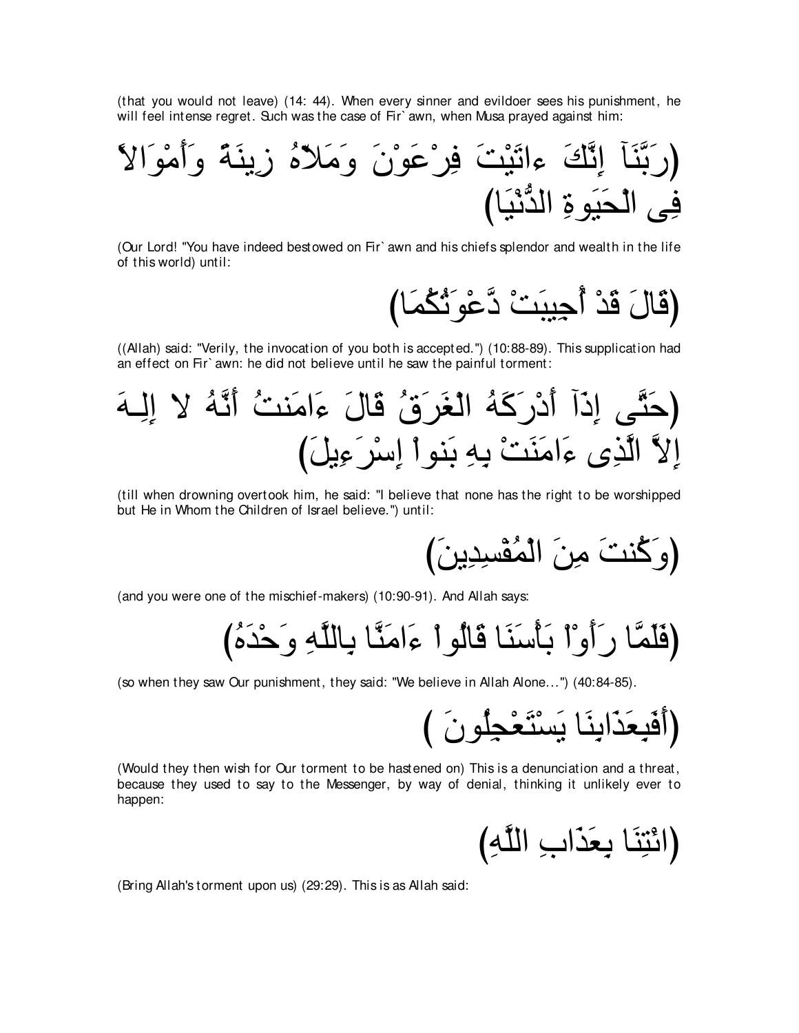(that you would not leave) (14: 44). When every sinner and evildoer sees his punishment, he will feel intense regret. Such was the case of Fir`awn, when Musa prayed against him:

(رَبَّنَآ إِنَّكَ ءاتَيْتَ فِرْعَوْنَ وَمَلاّهُ زِينَةً وَأَمْوَالاً فِى الْحَيَوةِ الدُّنْيَا)

(Our Lord! "You have indeed bestowed on Fir`awn and his chiefs splendor and wealth in the life of this world) until:

(قَالَ قَدْ أُجِيبَتْ دَّعْوَتُكُمَا)

((Allah) said: "Verily, the invocation of you both is accepted.") (10:88-89). This supplication had an effect on Fir`awn: he did not believe until he saw the painful torment:

(حَتَّى إِذَآ أَدْرَكَهُ الْغَرَقُ قَالَ ءَامَنتُ أَنَّهُ لا إِلِـهَ إِلاَّ الَّذِى ءَامَنَتْ بِهِ بَنواْ إِسْرَءِيلَ)

(till when drowning overtook him, he said: "I believe that none has the right to be worshipped but He in Whom the Children of Israel believe.") until:

(وَكُنتَ مِنَ الْمُفْسِدِينَ)

(and you were one of the mischief-makers) (10:90-91). And Allah says:

(فَلَمَّا رَأَوْاْ بَأْسَنَا قَالُواْ ءَامَنَّا بِاللَّهِ وَحْدَهُ)

(so when they saw Our punishment, they said: "We believe in Allah Alone...") (40:84-85).

(أَفَبِعَذَابِنَا يَسْتَعْجِلُونَ )

(Would they then wish for Our torment to be hastened on) This is a denunciation and a threat, because they used to say to the Messenger, by way of denial, thinking it unlikely ever to happen:

(ائْتِنَا بِعَذَابِ اللَّهِ)

(Bring Allah's torment upon us) (29:29). This is as Allah said: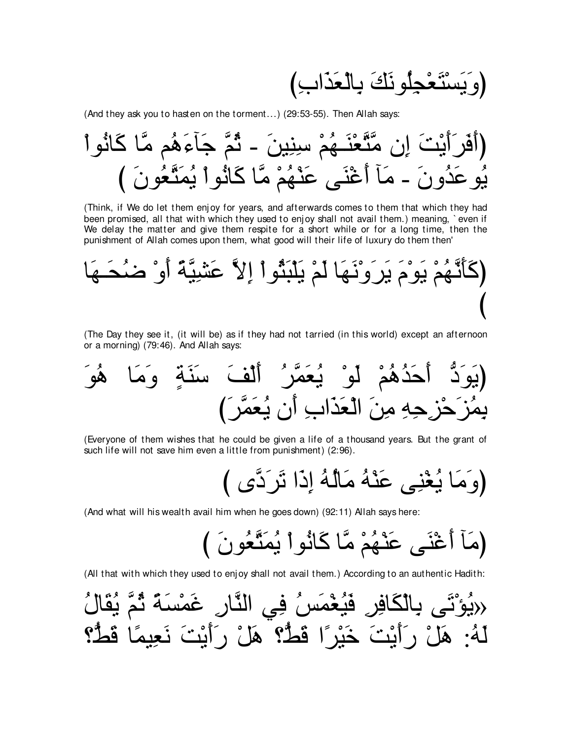(وَيَسْتَعْجِلُونَكَ بِالْعَذَابِ)

(And they ask you to hasten on the torment...) (29:53-55). Then Allah says:

(أَفَرَأَيْتَ إِن مَّتَّعْنَـهُمْ سِنِينَ - ثُمَّ جَآءَهُم مَّا كَانُواْ يُوعَدُونَ - مَآ أَغْنَى عَنْهُمْ مَّا كَانُواْ يُمَتَّعُونَ )

(Think, if We do let them enjoy for years, and afterwards comes to them that which they had been promised, all that with which they used to enjoy shall not avail them.) meaning, `even if We delay the matter and give them respite for a short while or for a long time, then the punishment of Allah comes upon them, what good will their life of luxury do them then'

(كَأَنَّهُمْ يَوْمَ يَرَوْنَهَا لَمْ يَلْبَثُواْ إِلاَّ عَشِيَّةً أَوْ ضُحَـهَا )

(The Day they see it, (it will be) as if they had not tarried (in this world) except an afternoon or a morning) (79:46). And Allah says:

(يَوَدُّ أَحَدُهُمْ لَوْ يُعَمَّرُ أَلْفَ سَنَةٍ وَمَا هُوَ بِمُزَحْزِحِهِ مِنَ الْعَذَابِ أَن يُعَمَّرَ)

(Everyone of them wishes that he could be given a life of a thousand years. But the grant of such life will not save him even a little from punishment) (2:96).

(وَمَا يُغْنِى عَنْهُ مَالُهُ إِذَا تَرَدَّى )

(And what will his wealth avail him when he goes down) (92:11) Allah says here:

(مَآ أَغْنَى عَنْهُمْ مَّا كَانُواْ يُمَتَّعُونَ )

(All that with which they used to enjoy shall not avail them.) According to an authentic Hadith:

«يُؤْتَى بِالْكَافِرِ فَيُغْمَسُ فِي النَّارِ غَمْسَةً ثُمَّ يُقَالُ لَهُ: هَلْ رَأَيْتَ خَيْرًا قَطُّ؟ هَلْ رَأَيْتَ نَعِيمًا قَطُّ؟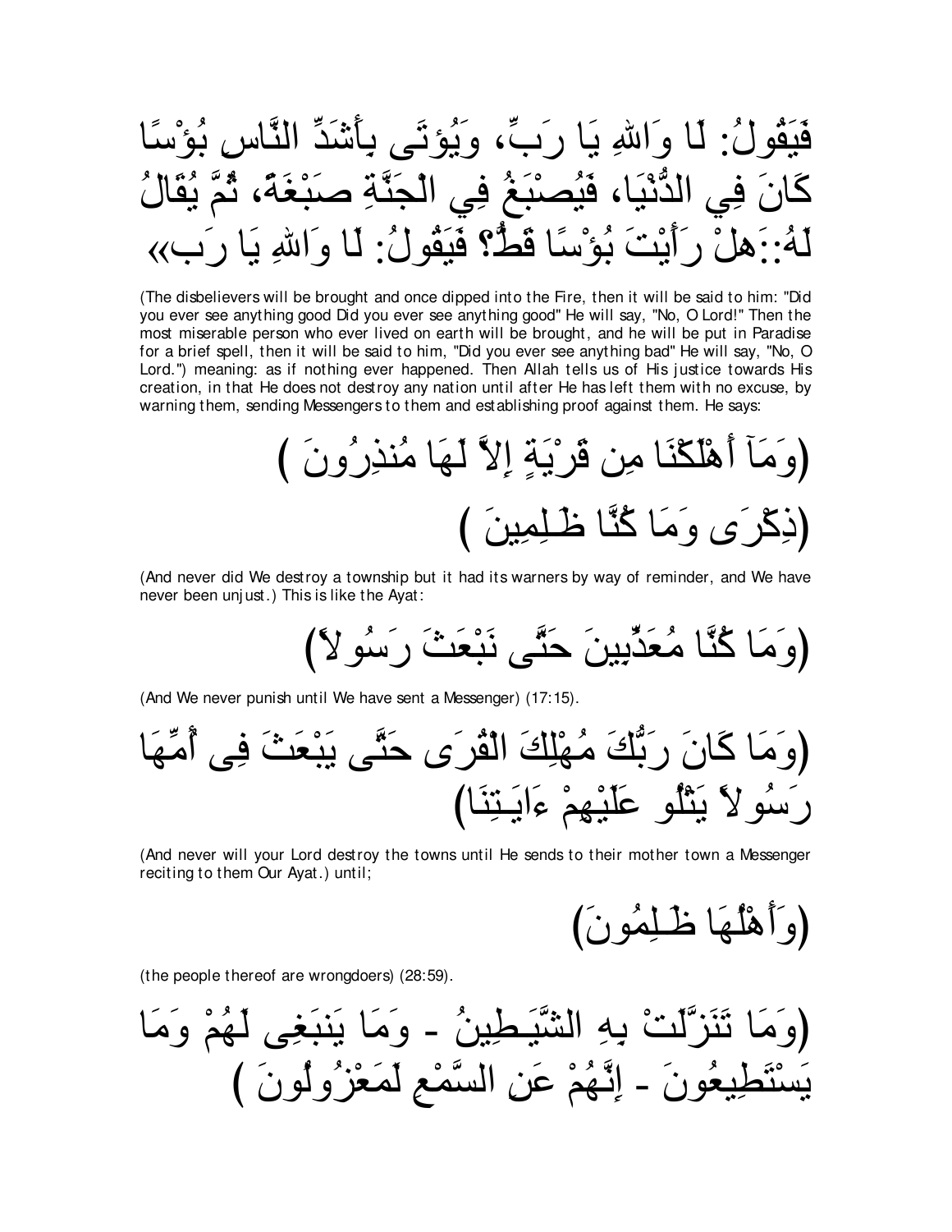فَيَقُولُ: لَا وَاللهِ يَا رَبِّ، وَيُؤتَى بِأَشَدِّ النَّاسِ بُؤْسًا كَانَ فِي الدُّنْيَا، فَيُصْبَغُ فِي الْجَنَّةِ صَبْغَةً، ثُمَّ يُقَالُ لَهُ: هَلْ رَأَيْتَ بُؤْسًا قَطُّ؟ فَيَقُولُ: لَا وَاللهِ يَا رَب»

(The disbelievers will be brought and once dipped into the Fire, then it will be said to him: "Did you ever see anything good Did you ever see anything good" He will say, "No, O Lord!" Then the most miserable person who ever lived on earth will be brought, and he will be put in Paradise for a brief spell, then it will be said to him, "Did you ever see anything bad" He will say, "No, O Lord.") meaning: as if nothing ever happened. Then Allah tells us of His justice towards His creation, in that He does not destroy any nation until after He has left them with no excuse, by warning them, sending Messengers to them and establishing proof against them. He says:

(وَمَآ أَهْلَكْنَا مِن قَرْيَةٍ إِلاَّ لَهَا مُنذِرُونَ )

(ذِكْرَى وَمَا كُنَّا ظَـلِمِينَ )

(And never did We destroy a township but it had its warners by way of reminder, and We have never been unjust.) This is like the Ayat:

(وَمَا كُنَّا مُعَذِّبِينَ حَتَّى نَبْعَثَ رَسُولاً)

(And We never punish until We have sent a Messenger) (17:15).

(وَمَا كَانَ رَبُّكَ مُهْلِكَ الْقُرَى حَتَّى يَبْعَثَ فِى أُمِّهَا رَسُولاً يَتْلُو عَلَيْهِمْ ءَايَـتِنَا)

(And never will your Lord destroy the towns until He sends to their mother town a Messenger reciting to them Our Ayat.) until;

(وَأَهْلُهَا ظَـلِمُونَ)

(the people thereof are wrongdoers) (28:59).

(وَمَا تَنَزَّلَتْ بِهِ الشَّيَـطِينُ - وَمَا يَنبَغِى لَهُمْ وَمَا يَسْتَطِيعُونَ - إِنَّهُمْ عَنِ السَّمْعِ لَمَعْزُولُونَ )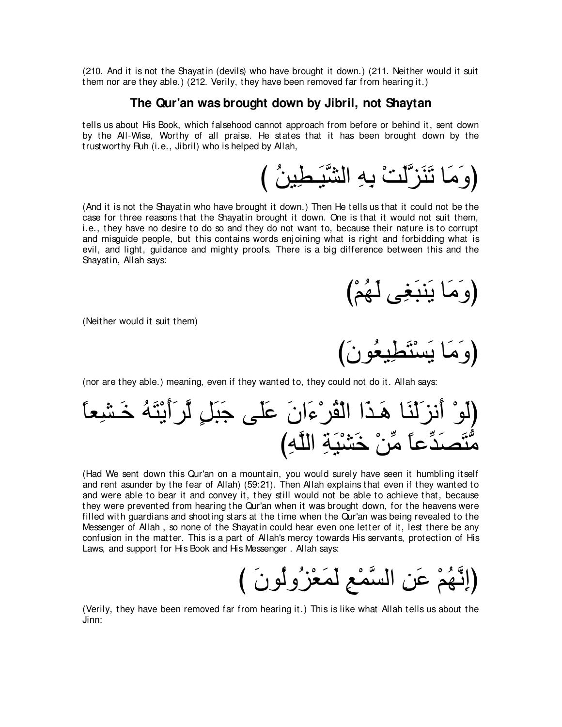(210. And it is not the Shayatin (devils) who have brought it down.) (211. Neither would it suit them nor are they able.) (212. Verily, they have been removed far from hearing it.)

## The Qur'an was brought down by Jibril, not Shaytan

tells us about His Book, which falsehood cannot approach from before or behind it, sent down by the All-Wise, Worthy of all praise. He states that it has been brought down by the trustworthy Ruh (i.e., Jibril) who is helped by Allah,

(وَمَا تَنَزَّلَتْ بِهِ الشَّيَـطِينُ )

(And it is not the Shayatin who have brought it down.) Then He tells us that it could not be the case for three reasons that the Shayatin brought it down. One is that it would not suit them, i.e., they have no desire to do so and they do not want to, because their nature is to corrupt and misguide people, but this contains words enjoining what is right and forbidding what is evil, and light, guidance and mighty proofs. There is a big difference between this and the Shayatin, Allah says:

(وَمَا يَنبَغِى لَهُمْ)

(Neither would it suit them)

(وَمَا يَسْتَطِيعُونَ)

(nor are they able.) meaning, even if they wanted to, they could not do it. Allah says:

(لَوْ أَنزَلْنَا هَـذَا الْقُرْءَانَ عَلَى جَبَلٍ لَّرَأَيْتَهُ خَـشِعاً مُّتَصَدِّعاً مِّنْ خَشْيَةِ اللَّهِ)

(Had We sent down this Qur'an on a mountain, you would surely have seen it humbling itself and rent asunder by the fear of Allah) (59:21). Then Allah explains that even if they wanted to and were able to bear it and convey it, they still would not be able to achieve that, because they were prevented from hearing the Qur'an when it was brought down, for the heavens were filled with guardians and shooting stars at the time when the Qur'an was being revealed to the Messenger of Allah , so none of the Shayatin could hear even one letter of it, lest there be any confusion in the matter. This is a part of Allah's mercy towards His servants, protection of His Laws, and support for His Book and His Messenger . Allah says:

(إِنَّهُمْ عَنِ السَّمْعِ لَمَعْزُولُونَ )

(Verily, they have been removed far from hearing it.) This is like what Allah tells us about the Jinn: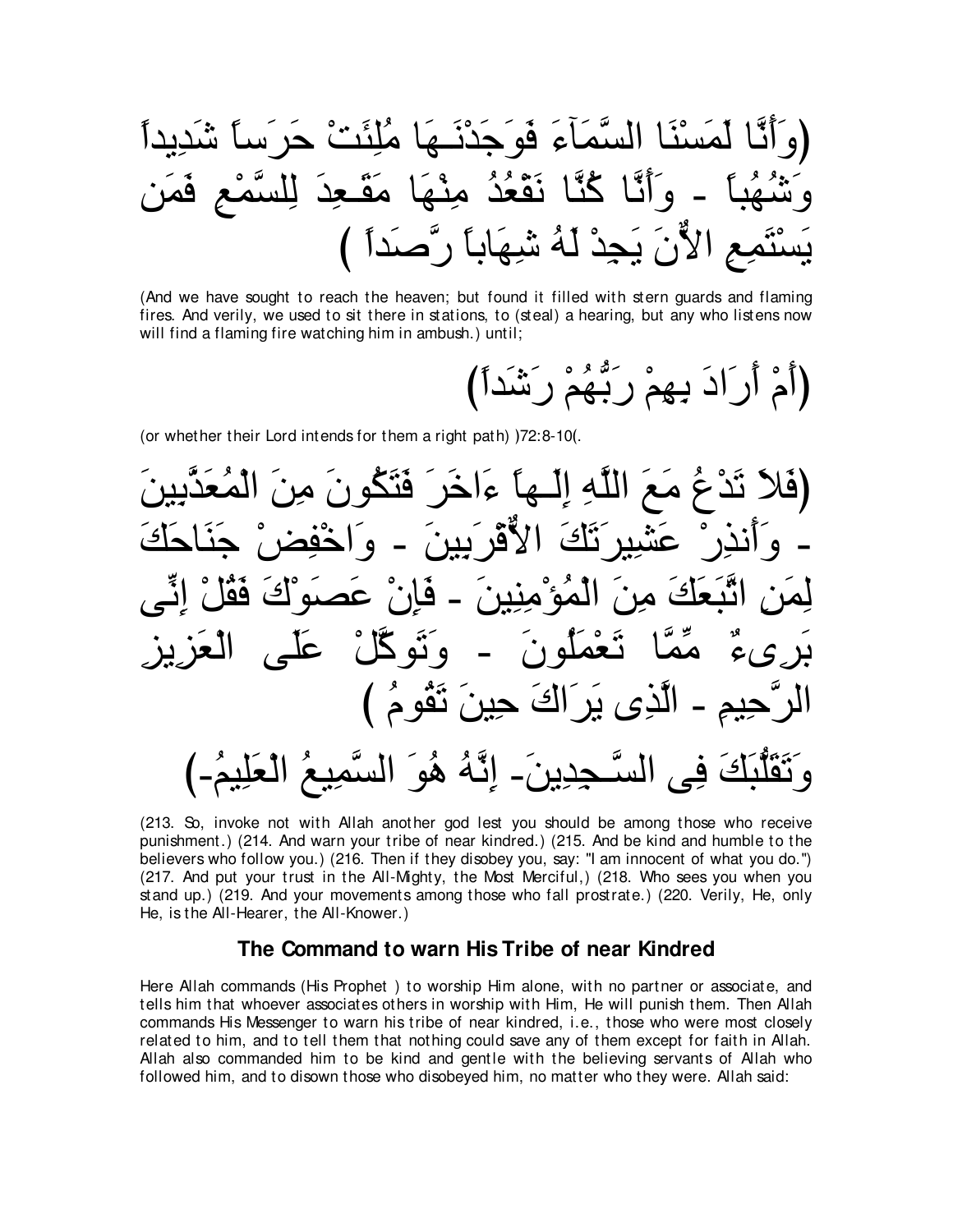(وَأَنَّا لَمَسْنَا السَّمَآءَ فَوَجَدْنَـهَا مُلِئَتْ حَرَساً شَدِيداً وَشُهُباً - وَأَنَّا كُنَّا نَقْعُدُ مِنْهَا مَقَـعِدَ لِلسَّمْعِ فَمَن يَسْتَمِعِ الاٌّنَ يَجِدْ لَهُ شِهَاباً رَّصَداً )

(And we have sought to reach the heaven; but found it filled with stern guards and flaming fires. And verily, we used to sit there in stations, to (steal) a hearing, but any who listens now will find a flaming fire watching him in ambush.) until;

(أَمْ أَرَادَ بِهِمْ رَبُّهُمْ رَشَداً)

(or whether their Lord intends for them a right path) )72:8-10(.

(فَلاَ تَدْعُ مَعَ اللَّهِ إِلَـهاً ءَاخَرَ فَتَكُونَ مِنَ الْمُعَذَّبِينَ - وَأَنذِرْ عَشِيرَتَكَ الاٌّقْرَبِينَ - وَاخْفِضْ جَنَاحَكَ لِمَنِ اتَّبَعَكَ مِنَ الْمُؤْمِنِينَ - فَإِنْ عَصَوْكَ فَقُلْ إِنِّى بَرِىءٌ مِّمَّا تَعْمَلُونَ - وَتَوكَّلْ عَلَى الْعَزِيزِ الرَّحِيمِ - الَّذِى يَرَاكَ حِينَ تَقُومُ )

وَتَقَلُّبَكَ فِى السَّـجِدِينَ- إِنَّهُ هُوَ السَّمِيعُ الْعَلِيمُ-)

(213. So, invoke not with Allah another god lest you should be among those who receive punishment.) (214. And warn your tribe of near kindred.) (215. And be kind and humble to the believers who follow you.) (216. Then if they disobey you, say: "I am innocent of what you do.") (217. And put your trust in the All-Mighty, the Most Merciful,) (218. Who sees you when you stand up.) (219. And your movements among those who fall prostrate.) (220. Verily, He, only He, is the All-Hearer, the All-Knower.)

### The Command to warn His Tribe of near Kindred

Here Allah commands (His Prophet ) to worship Him alone, with no partner or associate, and tells him that whoever associates others in worship with Him, He will punish them. Then Allah commands His Messenger to warn his tribe of near kindred, i.e., those who were most closely related to him, and to tell them that nothing could save any of them except for faith in Allah. Allah also commanded him to be kind and gentle with the believing servants of Allah who followed him, and to disown those who disobeyed him, no matter who they were. Allah said: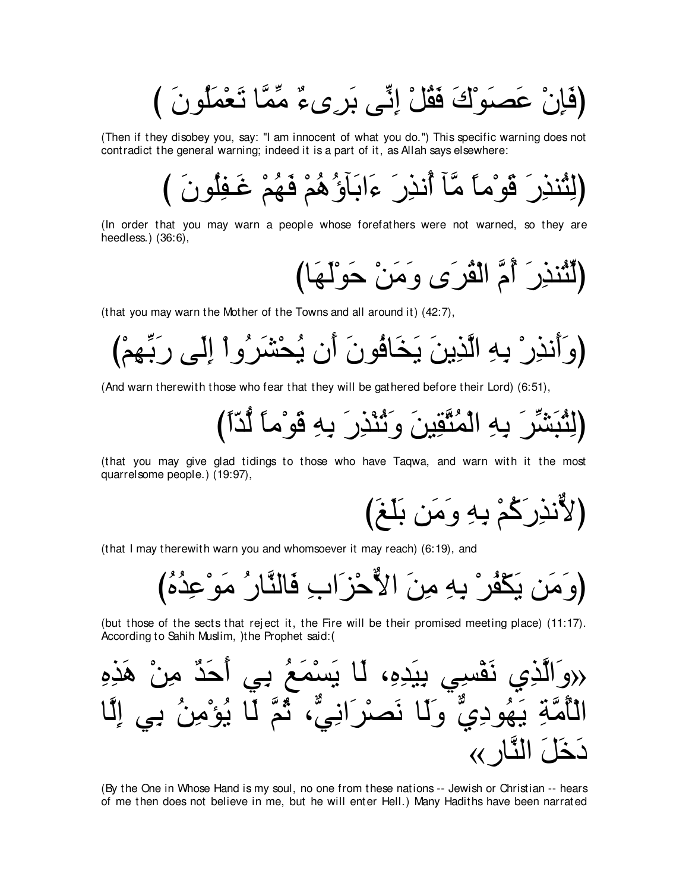(فَإِنْ عَصَوْكَ فَقُلْ إِنِّى بَرِىءٌ مِّمَّا تَعْمَلُونَ )

(Then if they disobey you, say: "I am innocent of what you do.") This specific warning does not contradict the general warning; indeed it is a part of it, as Allah says elsewhere:

(لِتُنذِرَ قَوْماً مَّآ أُنذِرَ ءَابَآؤُهُمْ فَهُمْ غَـفِلُونَ )

(In order that you may warn a people whose forefathers were not warned, so they are heedless.) (36:6),

(لِّتُنذِرَ أُمَّ الْقُرَى وَمَنْ حَوْلَهَا)

(that you may warn the Mother of the Towns and all around it) (42:7),

(وَأَنذِرْ بِهِ الَّذِينَ يَخَافُونَ أَن يُحْشَرُواْ إِلَى رَبِّهِمْ)

(And warn therewith those who fear that they will be gathered before their Lord) (6:51),

(لِتُبَشِّرَ بِهِ الْمُتَّقِينَ وَتُنْذِرَ بِهِ قَوْماً لُّدّاً)

(that you may give glad tidings to those who have Taqwa, and warn with it the most quarrelsome people.) (19:97),

(لأُنذِرَكُمْ بِهِ وَمَن بَلَغَ)

(that I may therewith warn you and whomsoever it may reach) (6:19), and

(وَمَن يَكْفُرْ بِهِ مِنَ الاٌّحْزَابِ فَالنَّارُ مَوْعِدُهُ)

(but those of the sects that reject it, the Fire will be their promised meeting place) (11:17). According to Sahih Muslim, )the Prophet said:(

«وَالَّذِي نَفْسِي بِيَدِهِ، لَا يَسْمَعُ بِي أَحَدٌ مِنْ هَذِهِ الْأُمَّةِ يَهُودِيٌّ وَلَا نَصْرَانِيٌّ، ثُمَّ لَا يُؤْمِنُ بِي إِلَّا دَخَلَ النَّار»

(By the One in Whose Hand is my soul, no one from these nations -- Jewish or Christian -- hears of me then does not believe in me, but he will enter Hell.) Many Hadiths have been narrated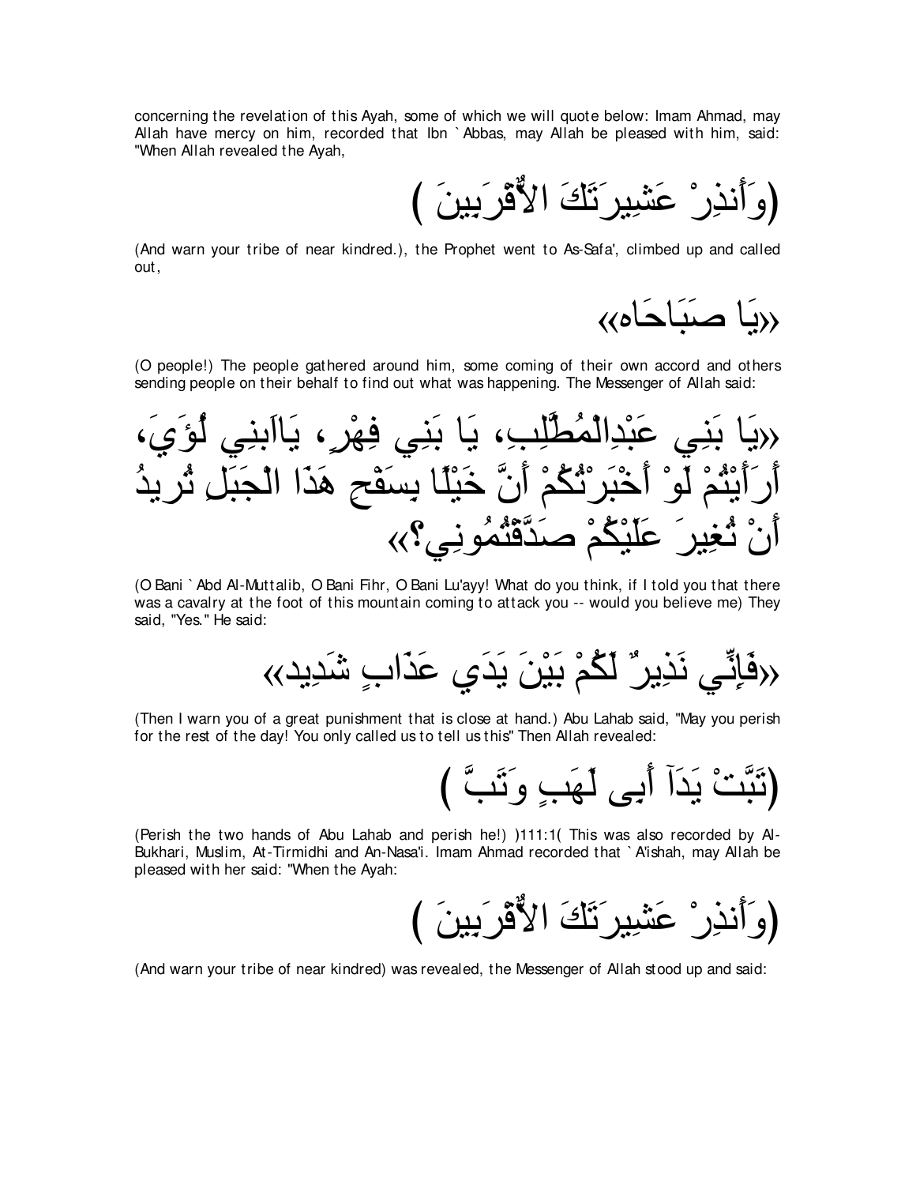concerning the revelation of this Ayah, some of which we will quote below: Imam Ahmad, may Allah have mercy on him, recorded that Ibn `Abbas, may Allah be pleased with him, said: "When Allah revealed the Ayah,

(وَأَنذِرْ عَشِيرَتَكَ الاٌّقْرَبِينَ )

(And warn your tribe of near kindred.), the Prophet went to As-Safa', climbed up and called out,

«يَا صَبَاحَاه»

(O people!) The people gathered around him, some coming of their own accord and others sending people on their behalf to find out what was happening. The Messenger of Allah said:

«يَا بَنِي عَبْدِالْمُطَّلِبِ، يَا بَنِي فِهْرٍ، يَاابَنِي لُؤَيَ، أَرَأَيْتُمْ لَوْ أَخْبَرْتُكُمْ أَنَّ خَيْلًا بِسَفْحِ هَذَا الْجَبَلِ تُرِيدُ أَنْ تُغِيرَ عَلَيْكُمْ صَدَّقْتُمُونِي؟»

(O Bani `Abd Al-Muttalib, O Bani Fihr, O Bani Lu'ayy! What do you think, if I told you that there was a cavalry at the foot of this mountain coming to attack you -- would you believe me) They said, "Yes." He said:

«فَإِنِّي نَذِيرٌ لَكُمْ بَيْنَ يَدَي عَذَابٍ شَدِيد»

(Then I warn you of a great punishment that is close at hand.) Abu Lahab said, "May you perish for the rest of the day! You only called us to tell us this" Then Allah revealed:

(تَبَّتْ يَدَآ أَبِى لَهَبٍ وَتَبَّ )

(Perish the two hands of Abu Lahab and perish he!) )111:1( This was also recorded by Al-Bukhari, Muslim, At-Tirmidhi and An-Nasa'i. Imam Ahmad recorded that `A'ishah, may Allah be pleased with her said: "When the Ayah:

(وَأَنذِرْ عَشِيرَتَكَ الاٌّقْرَبِينَ )

(And warn your tribe of near kindred) was revealed, the Messenger of Allah stood up and said: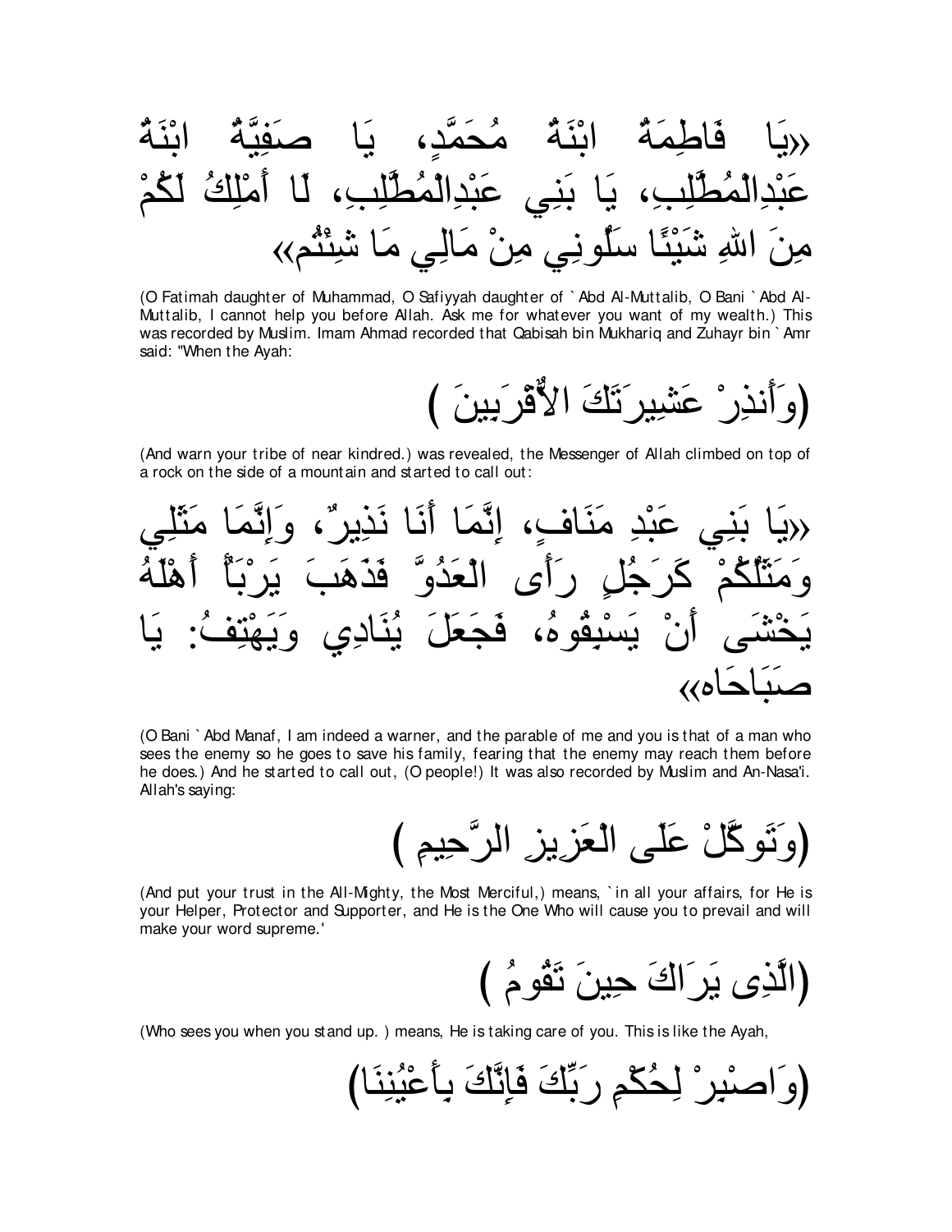«يَا فَاطِمَةُ ابْنَةُ مُحَمَّدٍ، يَا صَفِيَّةُ ابْنَةُ عَبْدِالْمُطَّلِبِ، يَا بَنِي عَبْدِالْمُطَّلِبِ، لَا أَمْلِكُ لَكُمْ مِنَ اللهِ شَيْئًا سَلُونِي مِنْ مَالِي مَا شِئْتُم»

(O Fatimah daughter of Muhammad, O Safiyyah daughter of `Abd Al-Muttalib, O Bani `Abd Al-Muttalib, I cannot help you before Allah. Ask me for whatever you want of my wealth.) This was recorded by Muslim. Imam Ahmad recorded that Qabisah bin Mukhariq and Zuhayr bin `Amr said: "When the Ayah:

(وَأَنذِرْ عَشِيرَتَكَ الأَقْرَبِينَ )

(And warn your tribe of near kindred.) was revealed, the Messenger of Allah climbed on top of a rock on the side of a mountain and started to call out:

«يَا بَنِي عَبْدِ مَنَافٍ، إِنَّمَا أَنَا نَذِيرٌ، وَإِنَّمَا مَثَلِي وَمَثَلُكُمْ كَرَجُلٍ رَأَى الْعَدُوَّ فَذَهَبَ يَرْبَأُ أَهْلَهُ يَخْشَى أَنْ يَسْبِقُوهُ، فَجَعَلَ يُنَادِي وَيَهْتِفُ: يَا صَبَاحَاه»

(O Bani `Abd Manaf, I am indeed a warner, and the parable of me and you is that of a man who sees the enemy so he goes to save his family, fearing that the enemy may reach them before he does.) And he started to call out, (O people!) It was also recorded by Muslim and An-Nasa'i. Allah's saying:

(وَتَوكَّلْ عَلَى الْعَزِيزِ الرَّحِيمِ )

(And put your trust in the All-Mighty, the Most Merciful,) means, `in all your affairs, for He is your Helper, Protector and Supporter, and He is the One Who will cause you to prevail and will make your word supreme.'

(الَّذِى يَرَاكَ حِينَ تَقُومُ )

(Who sees you when you stand up. ) means, He is taking care of you. This is like the Ayah,

(وَاصْبِرْ لِحُكْمِ رَبِّكَ فَإِنَّكَ بِأَعْيُنِنَا)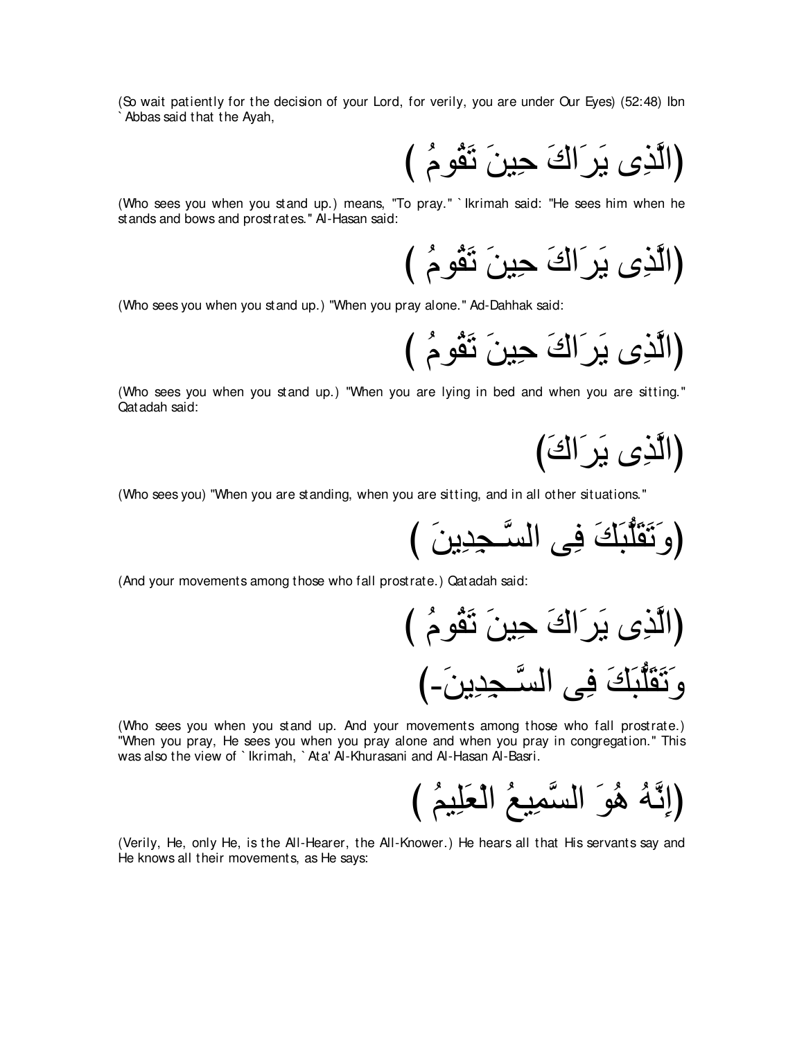(So wait patiently for the decision of your Lord, for verily, you are under Our Eyes) (52:48) Ibn `Abbas said that the Ayah,

(الَّذِى يَرَاكَ حِينَ تَقُومُ )

(Who sees you when you stand up.) means, "To pray." `Ikrimah said: "He sees him when he stands and bows and prostrates." Al-Hasan said:

(الَّذِى يَرَاكَ حِينَ تَقُومُ )

(Who sees you when you stand up.) "When you pray alone." Ad-Dahhak said:

(الَّذِى يَرَاكَ حِينَ تَقُومُ )

(Who sees you when you stand up.) "When you are lying in bed and when you are sitting." Qatadah said:

(الَّذِى يَرَاكَ)

(Who sees you) "When you are standing, when you are sitting, and in all other situations."

(وَتَقَلُّبَكَ فِى السَّـجِدِينَ )

(And your movements among those who fall prostrate.) Qatadah said:

(الَّذِى يَرَاكَ حِينَ تَقُومُ )
وَتَقَلُّبَكَ فِى السَّـجِدِينَ-)

(Who sees you when you stand up. And your movements among those who fall prostrate.) "When you pray, He sees you when you pray alone and when you pray in congregation." This was also the view of `Ikrimah, `Ata' Al-Khurasani and Al-Hasan Al-Basri.

(إِنَّهُ هُوَ السَّمِيعُ الْعَلِيمُ )

(Verily, He, only He, is the All-Hearer, the All-Knower.) He hears all that His servants say and He knows all their movements, as He says: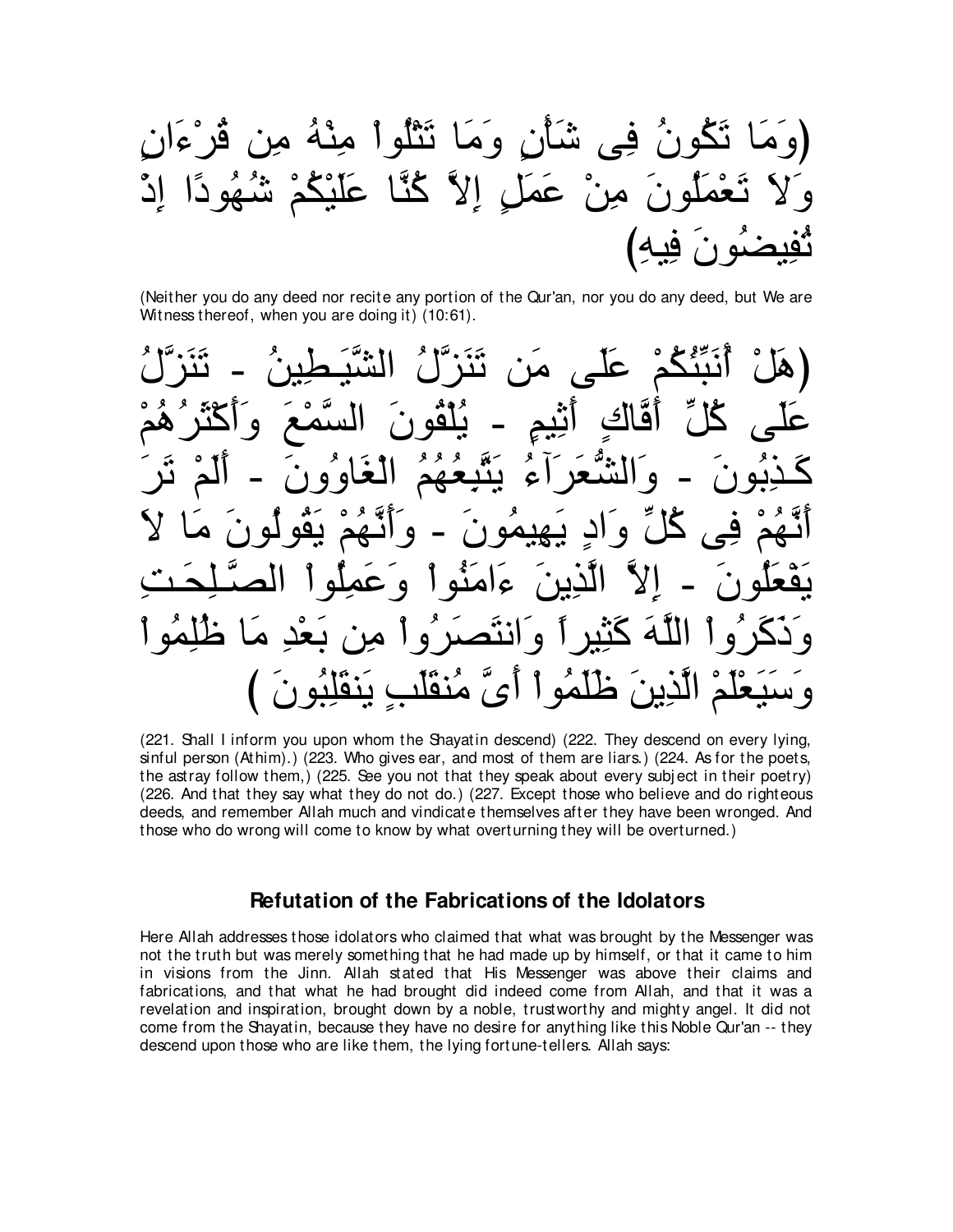(وَمَا تَكُونُ فِى شَأْنٍ وَمَا تَتْلُواْ مِنْهُ مِن قُرْءَانٍ وَلاَ تَعْمَلُونَ مِنْ عَمَلٍ إِلاَّ كُنَّا عَلَيْكُمْ شُهُودًا إِذْ تُفِيضُونَ فِيهِ)

(Neither you do any deed nor recite any portion of the Qur'an, nor you do any deed, but We are Witness thereof, when you are doing it) (10:61).

(هَلْ أُنَبِّئُكُمْ عَلَى مَن تَنَزَّلُ الشَّيَـطِينُ - تَنَزَّلُ عَلَى كُلِّ أَفَّاكٍ أَثِيمٍ - يُلْقُونَ السَّمْعَ وَأَكْثَرُهُمْ كَـذِبُونَ - وَالشُّعَرَآءُ يَتَّبِعُهُمُ الْغَاوُونَ - أَلَمْ تَرَ أَنَّهُمْ فِى كُلِّ وَادٍ يَهِيمُونَ - وَأَنَّهُمْ يَقُولُونَ مَا لاَ يَفْعَلُونَ - إِلاَّ الَّذِينَ ءَامَنُواْ وَعَمِلُواْ الصَّـلِحَـتِ وَذَكَرُواْ اللَّهَ كَثِيراً وَانتَصَرُواْ مِن بَعْدِ مَا ظُلِمُواْ وَسَيَعْلَمْ الَّذِينَ ظَلَمُواْ أَىَّ مُنقَلَبٍ يَنقَلِبُونَ )

(221. Shall I inform you upon whom the Shayatin descend) (222. They descend on every lying, sinful person (Athim).) (223. Who gives ear, and most of them are liars.) (224. As for the poets, the astray follow them,) (225. See you not that they speak about every subject in their poetry) (226. And that they say what they do not do.) (227. Except those who believe and do righteous deeds, and remember Allah much and vindicate themselves after they have been wronged. And those who do wrong will come to know by what overturning they will be overturned.)

## Refutation of the Fabrications of the Idolators

Here Allah addresses those idolators who claimed that what was brought by the Messenger was not the truth but was merely something that he had made up by himself, or that it came to him in visions from the Jinn. Allah stated that His Messenger was above their claims and fabrications, and that what he had brought did indeed come from Allah, and that it was a revelation and inspiration, brought down by a noble, trustworthy and mighty angel. It did not come from the Shayatin, because they have no desire for anything like this Noble Qur'an -- they descend upon those who are like them, the lying fortune-tellers. Allah says: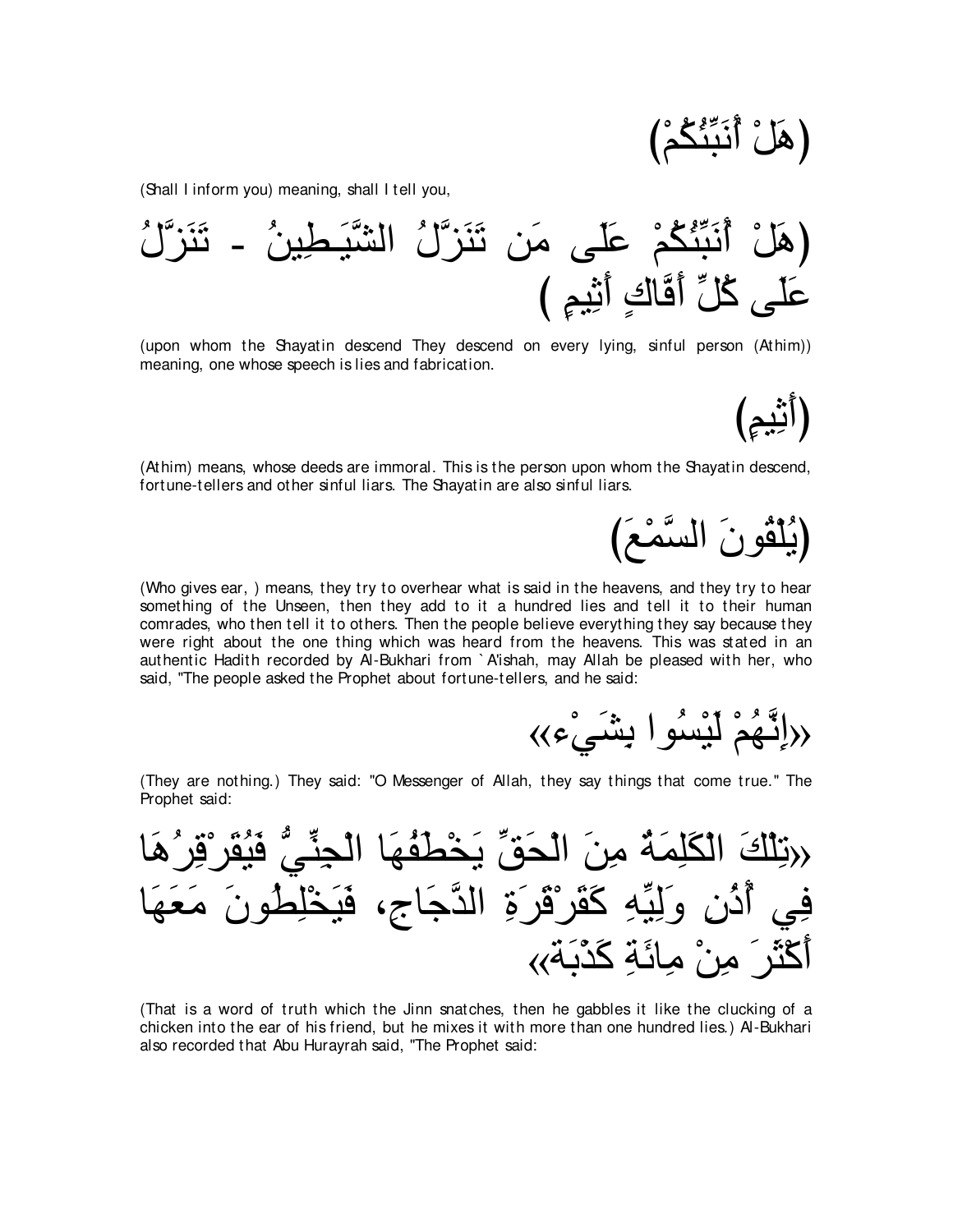(هَلْ أُنَبِّئُكُمْ)

(Shall I inform you) meaning, shall I tell you,

(هَلْ أُنَبِّئُكُمْ عَلَى مَن تَنَزَّلُ الشَّيَـطِينُ - تَنَزَّلُ عَلَى كُلِّ أَفَّاكٍ أَثِيمٍ )

(upon whom the Shayatin descend They descend on every lying, sinful person (Athim)) meaning, one whose speech is lies and fabrication.

(أَثِيمٍ)

(Athim) means, whose deeds are immoral. This is the person upon whom the Shayatin descend, fortune-tellers and other sinful liars. The Shayatin are also sinful liars.

(يُلْقُونَ السَّمْعَ)

(Who gives ear, ) means, they try to overhear what is said in the heavens, and they try to hear something of the Unseen, then they add to it a hundred lies and tell it to their human comrades, who then tell it to others. Then the people believe everything they say because they were right about the one thing which was heard from the heavens. This was stated in an authentic Hadith recorded by Al-Bukhari from `A'ishah, may Allah be pleased with her, who said, "The people asked the Prophet about fortune-tellers, and he said:

«إِنَّهُمْ لَيْسُوا بِشَيْء»

(They are nothing.) They said: "O Messenger of Allah, they say things that come true." The Prophet said:

«تِلْكَ الْكَلِمَةُ مِنَ الْحَقِّ يَخْطَفُهَا الْجِنِّيُّ فَيُقَرْقِرُهَا فِي أُذُنِ وَلِيِّهِ كَقَرْقَرَةِ الدَّجَاجِ، فَيَخْلِطُونَ مَعَهَا أَكْثَرَ مِنْ مِائَةِ كَذْبَة»

(That is a word of truth which the Jinn snatches, then he gabbles it like the clucking of a chicken into the ear of his friend, but he mixes it with more than one hundred lies.) Al-Bukhari also recorded that Abu Hurayrah said, "The Prophet said: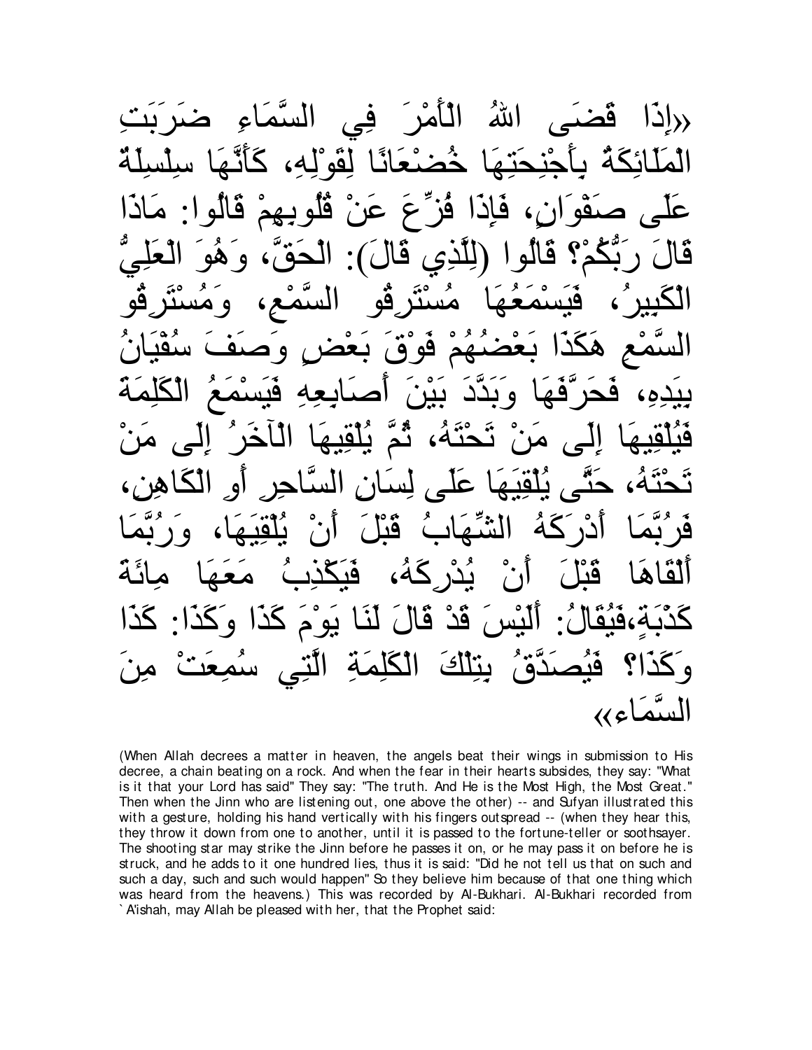«إِذَا قَضَى اللهُ الْأَمْرَ فِي السَّمَاءِ ضَرَبَتِ الْمَلَائِكَةُ بِأَجْنِحَتِهَا خُضْعَانًا لِقَوْلِهِ، كَأَنَّهَا سِلْسِلَةٌ عَلَى صَفْوَانٍ، فَإِذَا فُزِّعَ عَنْ قُلُوبِهِمْ قَالُوا: مَاذَا قَالَ رَبُّكُمْ؟ قَالُوا (لِلَّذِي قَالَ): الْحَقَّ، وَهُوَ الْعَلِيُّ الْكَبِيرُ، فَيَسْمَعُهَا مُسْتَرِقُو السَّمْعِ، وَمُسْتَرِقُو السَّمْعِ هَكَذَا بَعْضُهُمْ فَوْقَ بَعْضٍ وَصَفَ سُفْيَانُ بِيَدِهِ، فَحَرَّفَهَا وَبَدَّدَ بَيْنَ أَصَابِعِهِ فَيَسْمَعُ الْكَلِمَةَ فَيُلْقِيهَا إِلَى مَنْ تَحْتَهُ، ثُمَّ يُلْقِيهَا الْآخَرُ إِلَى مَنْ تَحْتَهُ، حَتَّى يُلْقِيَهَا عَلَى لِسَانِ السَّاحِرِ أَوِ الْكَاهِنِ، فَرُبَّمَا أَدْرَكَهُ الشِّهَابُ قَبْلَ أَنْ يُلْقِيَهَا، وَرُبَّمَا أَلْقَاهَا قَبْلَ أَنْ يُدْرِكَهُ، فَيَكْذِبُ مَعَهَا مِائَةَ كَذْبَةٍ،فَيُقَالُ: أَلَيْسَ قَدْ قَالَ لَنَا يَوْمَ كَذَا وَكَذَا: كَذَا وَكَذَا؟ فَيُصَدَّقُ بِتِلْكَ الْكَلِمَةِ الَّتِي سُمِعَتْ مِنَ السَّمَاءِ»

(When Allah decrees a matter in heaven, the angels beat their wings in submission to His decree, a chain beating on a rock. And when the fear in their hearts subsides, they say: "What is it that your Lord has said" They say: "The truth. And He is the Most High, the Most Great." Then when the Jinn who are listening out, one above the other) -- and Sufyan illustrated this with a gesture, holding his hand vertically with his fingers outspread -- (when they hear this, they throw it down from one to another, until it is passed to the fortune-teller or soothsayer. The shooting star may strike the Jinn before he passes it on, or he may pass it on before he is struck, and he adds to it one hundred lies, thus it is said: "Did he not tell us that on such and such a day, such and such would happen" So they believe him because of that one thing which was heard from the heavens.) This was recorded by Al-Bukhari. Al-Bukhari recorded from `A'ishah, may Allah be pleased with her, that the Prophet said: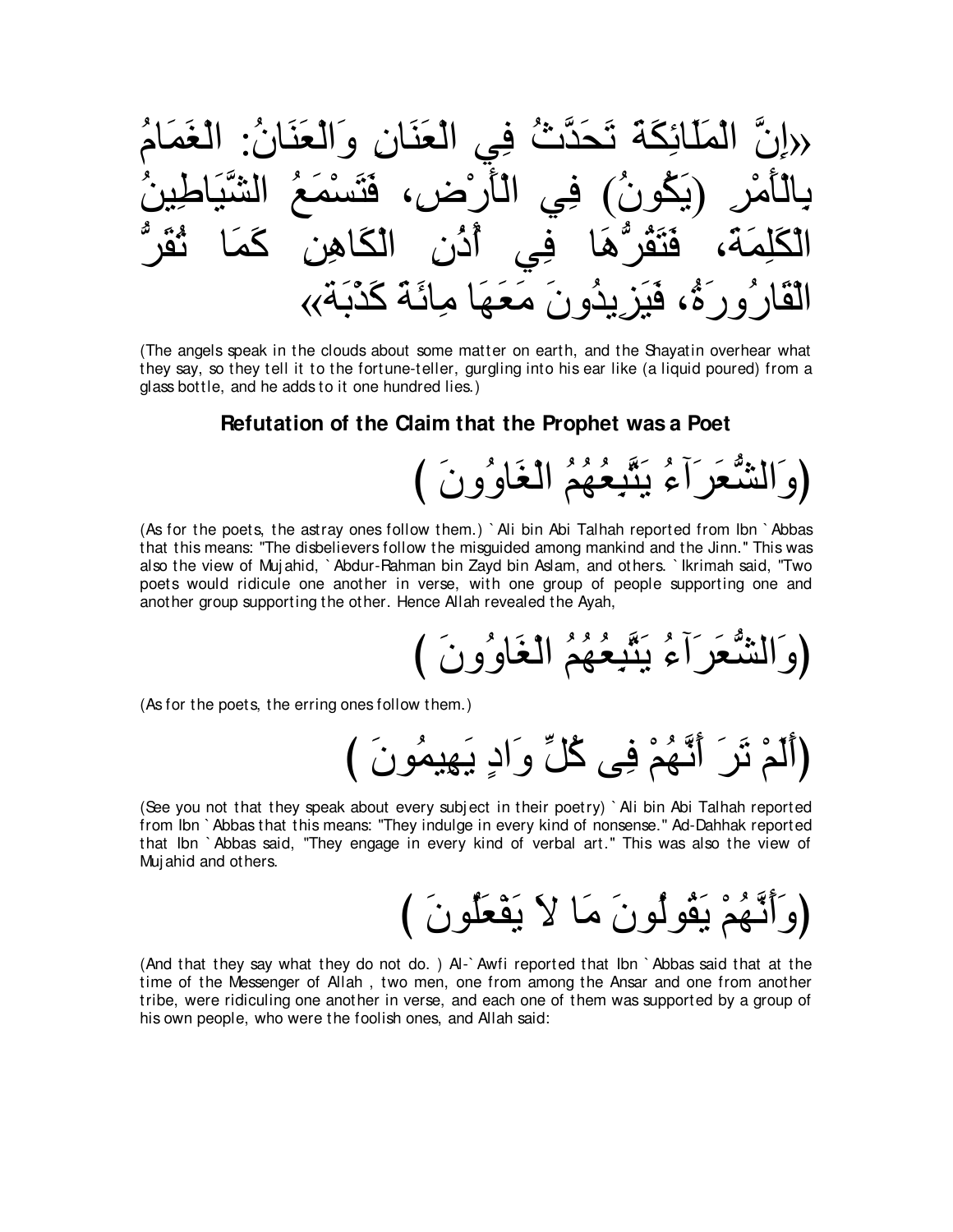«إِنَّ الْمَلَائِكَةَ تَحَدَّثُ فِي الْعَنَانِ وَالْعَنَانُ: الْغَمَامُ بِالْأَمْرِ (يَكُونُ) فِي الْأَرْضِ، فَتَسْمَعُ الشَّيَاطِينُ الْكَلِمَةَ، فَتَقُرُّهَا فِي أُذُنِ الْكَاهِنِ كَمَا تُقَرُّ الْقَارُورَةُ، فَيَزِيدُونَ مَعَهَا مِائَةَ كَذْبَةٍ»

(The angels speak in the clouds about some matter on earth, and the Shayatin overhear what they say, so they tell it to the fortune-teller, gurgling into his ear like (a liquid poured) from a glass bottle, and he adds to it one hundred lies.)

### Refutation of the Claim that the Prophet was a Poet

(وَالشُّعَرَآءُ يَتَّبِعُهُمُ الْغَاوُونَ)

(As for the poets, the astray ones follow them.) `Ali bin Abi Talhah reported from Ibn `Abbas that this means: "The disbelievers follow the misguided among mankind and the Jinn." This was also the view of Mujahid, `Abdur-Rahman bin Zayd bin Aslam, and others. `Ikrimah said, "Two poets would ridicule one another in verse, with one group of people supporting one and another group supporting the other. Hence Allah revealed the Ayah,

(وَالشُّعَرَآءُ يَتَّبِعُهُمُ الْغَاوُونَ)

(As for the poets, the erring ones follow them.)

(أَلَمْ تَرَ أَنَّهُمْ فِى كُلِّ وَادٍ يَهِيمُونَ)

(See you not that they speak about every subject in their poetry) `Ali bin Abi Talhah reported from Ibn `Abbas that this means: "They indulge in every kind of nonsense." Ad-Dahhak reported that Ibn `Abbas said, "They engage in every kind of verbal art." This was also the view of Mujahid and others.

(وَأَنَّهُمْ يَقُولُونَ مَا لاَ يَفْعَلُونَ)

(And that they say what they do not do. ) Al-`Awfi reported that Ibn `Abbas said that at the time of the Messenger of Allah , two men, one from among the Ansar and one from another tribe, were ridiculing one another in verse, and each one of them was supported by a group of his own people, who were the foolish ones, and Allah said: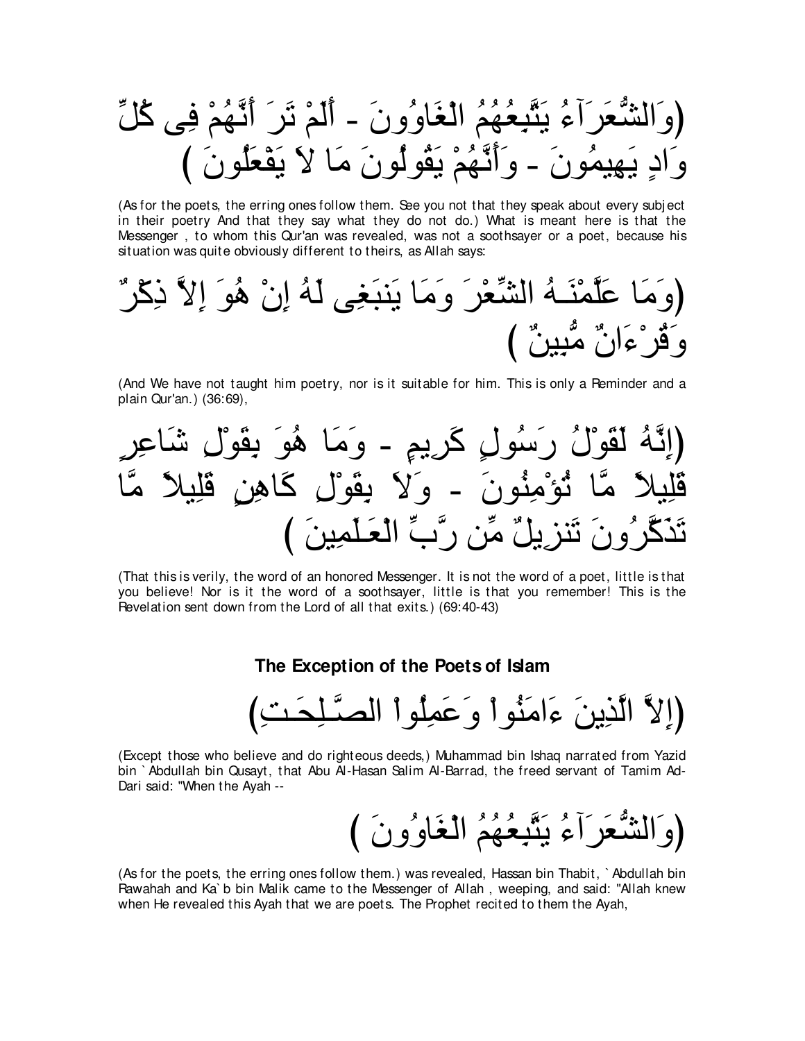(وَالشُّعَرَآءُ يَتَّبِعُهُمُ الْغَاوُونَ - أَلَمْ تَرَ أَنَّهُمْ فِى كُلِّ وَادٍ يَهِيمُونَ - وَأَنَّهُمْ يَقُولُونَ مَا لاَ يَفْعَلُونَ )

(As for the poets, the erring ones follow them. See you not that they speak about every subject in their poetry And that they say what they do not do.) What is meant here is that the Messenger , to whom this Qur'an was revealed, was not a soothsayer or a poet, because his situation was quite obviously different to theirs, as Allah says:

(وَمَا عَلَّمْنَـهُ الشِّعْرَ وَمَا يَنبَغِى لَهُ إِنْ هُوَ إِلاَّ ذِكْرٌ وَقُرْءَانٌ مُّبِينٌ )

(And We have not taught him poetry, nor is it suitable for him. This is only a Reminder and a plain Qur'an.) (36:69),

(إِنَّهُ لَقَوْلُ رَسُولٍ كَرِيمٍ - وَمَا هُوَ بِقَوْلِ شَاعِرٍ قَلِيلاً مَّا تُؤْمِنُونَ - وَلاَ بِقَوْلِ كَاهِنٍ قَلِيلاً مَّا تَذَكَّرُونَ تَنزِيلٌ مِّن رَّبِّ الْعَـلَمِينَ )

(That this is verily, the word of an honored Messenger. It is not the word of a poet, little is that you believe! Nor is it the word of a soothsayer, little is that you remember! This is the Revelation sent down from the Lord of all that exits.) (69:40-43)

### The Exception of the Poets of Islam

(إِلاَّ الَّذِينَ ءَامَنُواْ وَعَمِلُواْ الصَّـلِحَـتِ)

(Except those who believe and do righteous deeds,) Muhammad bin Ishaq narrated from Yazid bin `Abdullah bin Qusayt, that Abu Al-Hasan Salim Al-Barrad, the freed servant of Tamim Ad-Dari said: "When the Ayah --

(وَالشُّعَرَآءُ يَتَّبِعُهُمُ الْغَاوُونَ )

(As for the poets, the erring ones follow them.) was revealed, Hassan bin Thabit, `Abdullah bin Rawahah and Ka`b bin Malik came to the Messenger of Allah , weeping, and said: "Allah knew when He revealed this Ayah that we are poets. The Prophet recited to them the Ayah,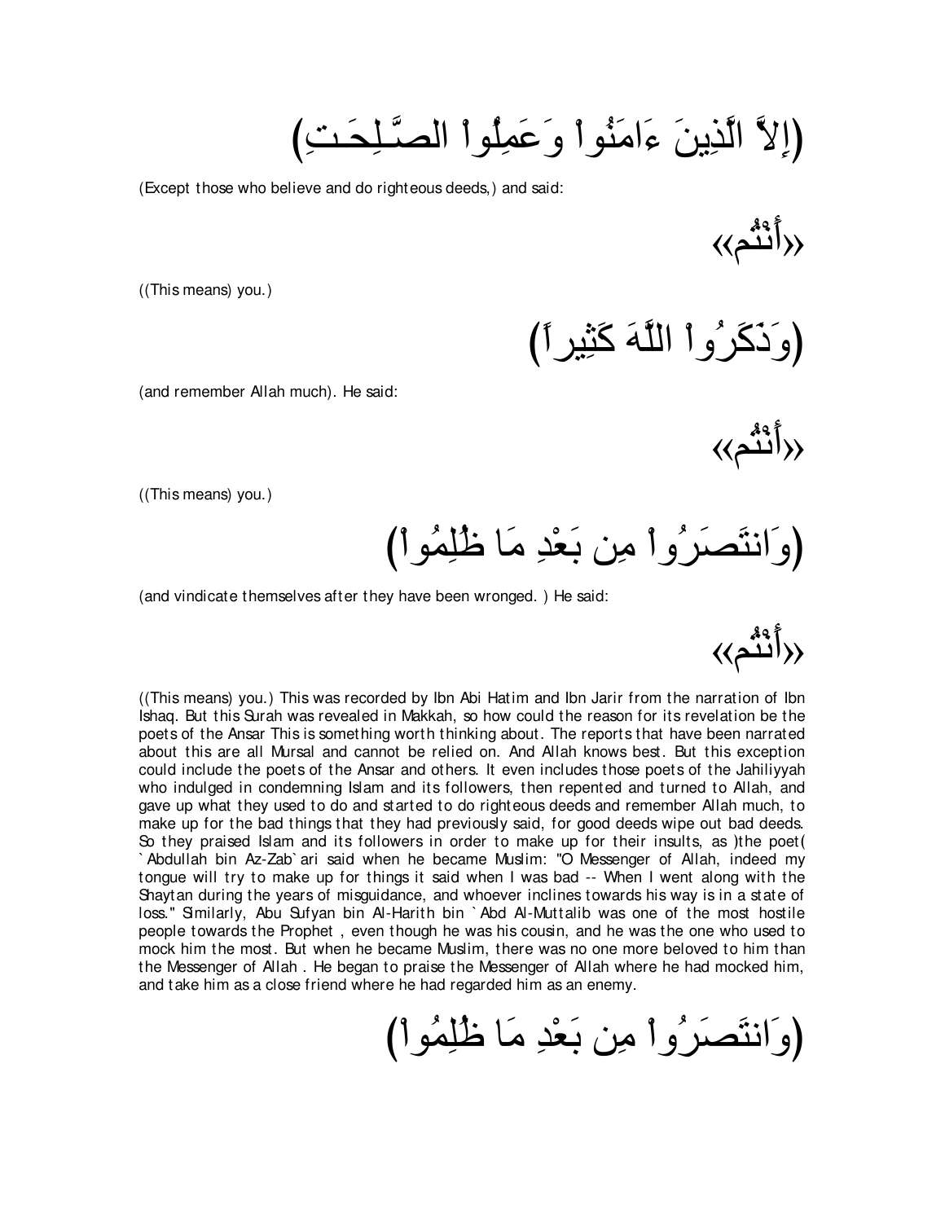(إِلاَّ الَّذِينَ ءَامَنُواْ وَعَمِلُواْ الصَّـلِحَـتِ)

(Except those who believe and do righteous deeds,) and said:

«أَنْتُم»

((This means) you.)

(وَذَكَرُواْ اللَّهَ كَثِيراً)

(and remember Allah much). He said:

«أَنْتُم»

((This means) you.)

(وَانتَصَرُواْ مِن بَعْدِ مَا ظُلِمُواْ)

(and vindicate themselves after they have been wronged. ) He said:

«أَنْتُم»

((This means) you.) This was recorded by Ibn Abi Hatim and Ibn Jarir from the narration of Ibn Ishaq. But this Surah was revealed in Makkah, so how could the reason for its revelation be the poets of the Ansar This is something worth thinking about. The reports that have been narrated about this are all Mursal and cannot be relied on. And Allah knows best. But this exception could include the poets of the Ansar and others. It even includes those poets of the Jahiliyyah who indulged in condemning Islam and its followers, then repented and turned to Allah, and gave up what they used to do and started to do righteous deeds and remember Allah much, to make up for the bad things that they had previously said, for good deeds wipe out bad deeds. So they praised Islam and its followers in order to make up for their insults, as )the poet( `Abdullah bin Az-Zab`ari said when he became Muslim: "O Messenger of Allah, indeed my tongue will try to make up for things it said when I was bad -- When I went along with the Shaytan during the years of misguidance, and whoever inclines towards his way is in a state of loss." Similarly, Abu Sufyan bin Al-Harith bin `Abd Al-Muttalib was one of the most hostile people towards the Prophet , even though he was his cousin, and he was the one who used to mock him the most. But when he became Muslim, there was no one more beloved to him than the Messenger of Allah . He began to praise the Messenger of Allah where he had mocked him, and take him as a close friend where he had regarded him as an enemy.

(وَانتَصَرُواْ مِن بَعْدِ مَا ظُلِمُواْ)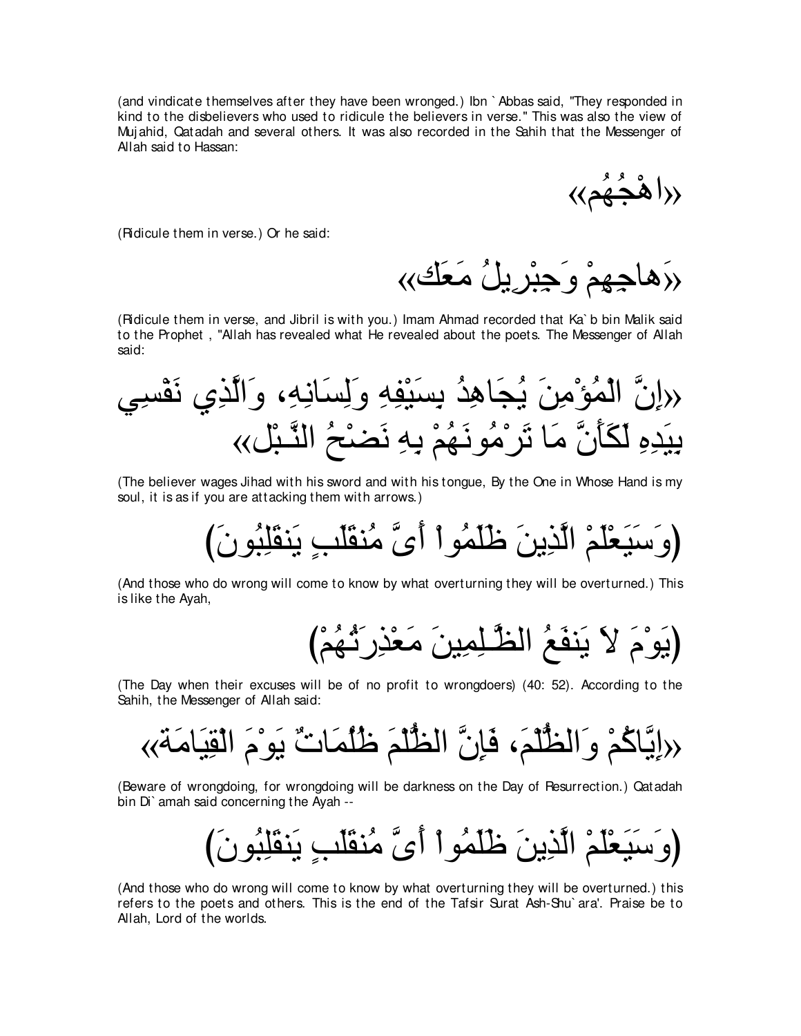(and vindicate themselves after they have been wronged.) Ibn `Abbas said, "They responded in kind to the disbelievers who used to ridicule the believers in verse." This was also the view of Mujahid, Qatadah and several others. It was also recorded in the Sahih that the Messenger of Allah said to Hassan:

«اهْجُهُم»

(Ridicule them in verse.) Or he said:

«هَاجِهِمْ وَجِبْرِيلُ مَعَك»

(Ridicule them in verse, and Jibril is with you.) Imam Ahmad recorded that Ka`b bin Malik said to the Prophet , "Allah has revealed what He revealed about the poets. The Messenger of Allah said:

«إِنَّ الْمُؤْمِنَ يُجَاهِدُ بِسَيْفِهِ وَلِسَانِهِ، وَالَّذِي نَفْسِي بِيَدِهِ لَكَأَنَّ مَا تَرْمُونَهُمْ بِهِ نَضْحُ النَّبْل»

(The believer wages Jihad with his sword and with his tongue, By the One in Whose Hand is my soul, it is as if you are attacking them with arrows.)

(وَسَيَعْلَمْ الَّذِينَ ظَلَمُواْ أَىَّ مُنقَلَبٍ يَنقَلِبُونَ)

(And those who do wrong will come to know by what overturning they will be overturned.) This is like the Ayah,

(يَوْمَ لاَ يَنفَعُ الظَّـلِمِينَ مَعْذِرَتُهُمْ)

(The Day when their excuses will be of no profit to wrongdoers) (40: 52). According to the Sahih, the Messenger of Allah said:

«إِيَّاكُمْ وَالظُّلْمَ، فَإِنَّ الظُّلْمَ ظُلُمَاتٌ يَوْمَ الْقِيَامَة»

(Beware of wrongdoing, for wrongdoing will be darkness on the Day of Resurrection.) Qatadah bin Di`amah said concerning the Ayah --

(وَسَيَعْلَمْ الَّذِينَ ظَلَمُواْ أَىَّ مُنقَلَبٍ يَنقَلِبُونَ)

(And those who do wrong will come to know by what overturning they will be overturned.) this refers to the poets and others. This is the end of the Tafsir Surat Ash-Shu`ara'. Praise be to Allah, Lord of the worlds.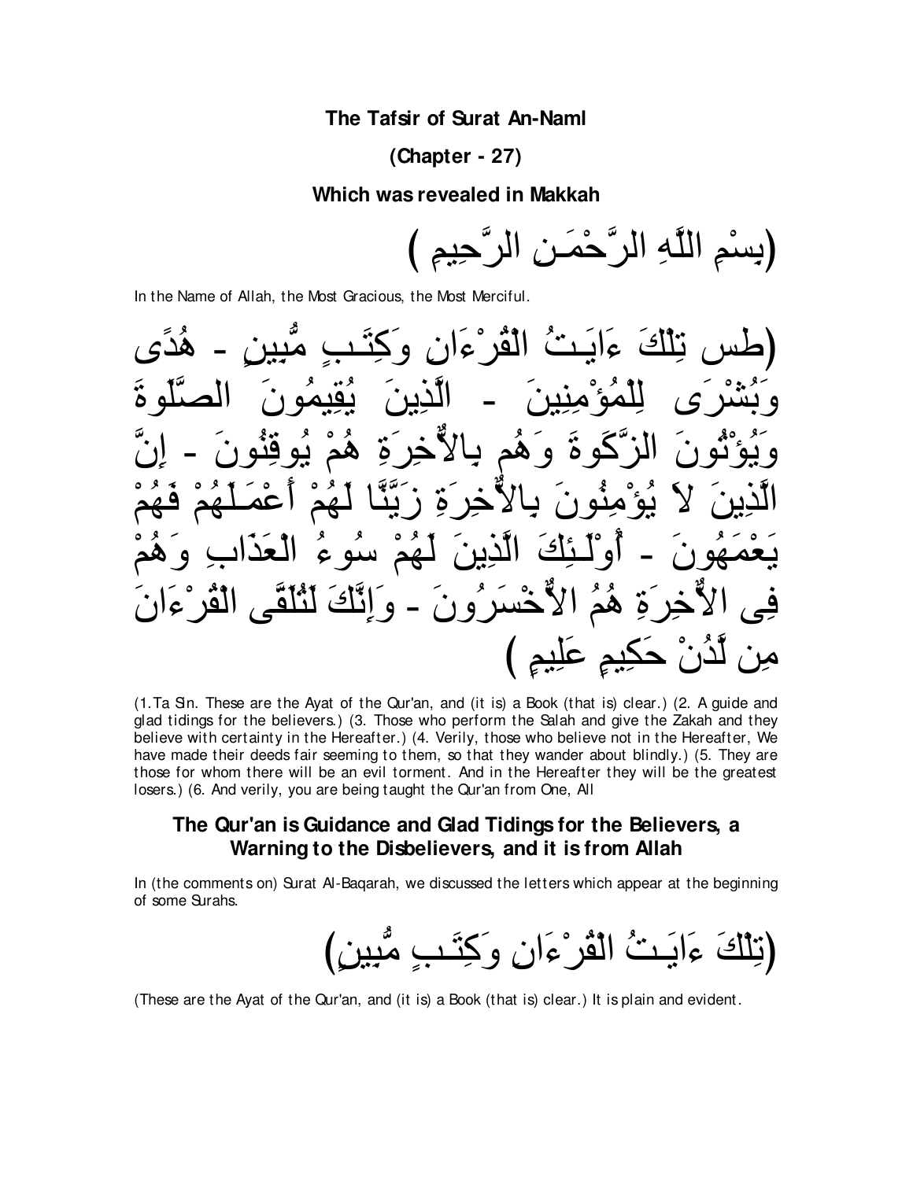**The Tafsir of Surat An-Naml**

**(Chapter - 27)**

**Which was revealed in Makkah**

(بِسْمِ اللَّهِ الرَّحْمَـنِ الرَّحِيمِ )

In the Name of Allah, the Most Gracious, the Most Merciful.

(طس تِلْكَ ءَايَـتُ الْقُرْءَانِ وَكِتَـبٍ مُّبِينٍ - هُدًى وَبُشْرَى لِلْمُؤْمِنِينَ - الَّذِينَ يُقِيمُونَ الصَّلَوةَ وَيُؤْتُونَ الزَّكَوةَ وَهُم بِالاٌّخِرَةِ هُمْ يُوقِنُونَ - إِنَّ الَّذِينَ لاَ يُؤْمِنُونَ بِالاٌّخِرَةِ زَيَّنَّا لَهُمْ أَعْمَـلَهُمْ فَهُمْ يَعْمَهُونَ - أُوْلَـئِكَ الَّذِينَ لَهُمْ سُوءُ الْعَذَابِ وَهُمْ فِى الاٌّخِرَةِ هُمُ الاٌّخْسَرُونَ - وَإِنَّكَ لَتُلَقَّى الْقُرْءَانَ مِن لَّدُنْ حَكِيمٍ عَلِيمٍ )

(1. Ta Sin. These are the Ayat of the Qur'an, and (it is) a Book (that is) clear.) (2. A guide and glad tidings for the believers.) (3. Those who perform the Salah and give the Zakah and they believe with certainty in the Hereafter.) (4. Verily, those who believe not in the Hereafter, We have made their deeds fair seeming to them, so that they wander about blindly.) (5. They are those for whom there will be an evil torment. And in the Hereafter they will be the greatest losers.) (6. And verily, you are being taught the Qur'an from One, All

## The Qur'an is Guidance and Glad Tidings for the Believers, a Warning to the Disbelievers, and it is from Allah

In (the comments on) Surat Al-Baqarah, we discussed the letters which appear at the beginning of some Surahs.

(تِلْكَ ءَايَـتُ الْقُرْءَانِ وَكِتَـبٍ مُّبِينٍ)

(These are the Ayat of the Qur'an, and (it is) a Book (that is) clear.) It is plain and evident.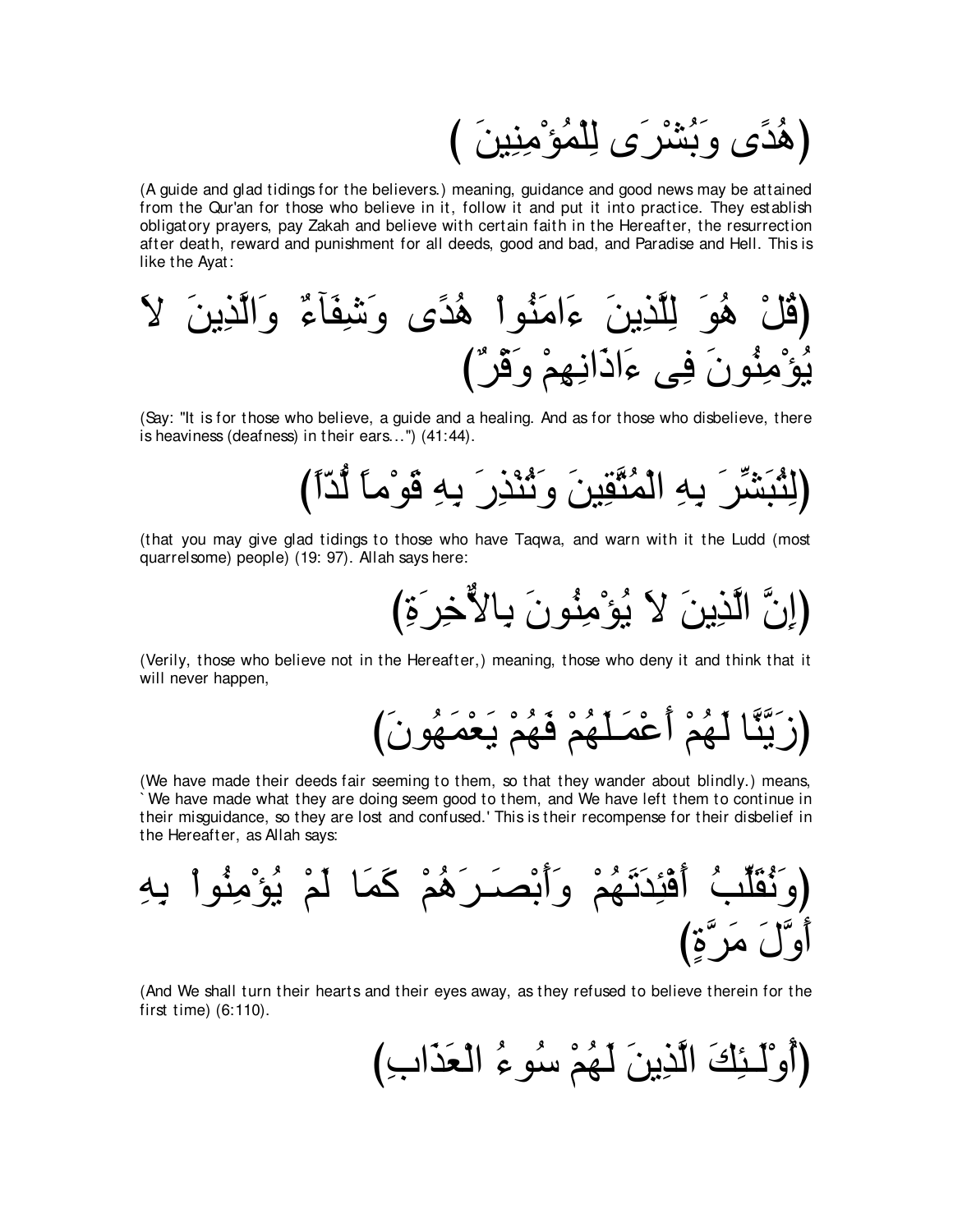(هُدًى وَبُشْرَى لِلْمُؤْمِنِينَ )

(A guide and glad tidings for the believers.) meaning, guidance and good news may be attained from the Qur'an for those who believe in it, follow it and put it into practice. They establish obligatory prayers, pay Zakah and believe with certain faith in the Hereafter, the resurrection after death, reward and punishment for all deeds, good and bad, and Paradise and Hell. This is like the Ayat:

(قُلْ هُوَ لِلَّذِينَ ءَامَنُواْ هُدًى وَشِفَآءٌ وَالَّذِينَ لاَ يُؤْمِنُونَ فِى ءَاذَانِهِمْ وَقْرٌ)

(Say: "It is for those who believe, a guide and a healing. And as for those who disbelieve, there is heaviness (deafness) in their ears...") (41:44).

(لِتُبَشِّرَ بِهِ الْمُتَّقِينَ وَتُنْذِرَ بِهِ قَوْماً لُّدّاً)

(that you may give glad tidings to those who have Taqwa, and warn with it the Ludd (most quarrelsome) people) (19: 97). Allah says here:

(إِنَّ الَّذِينَ لاَ يُؤْمِنُونَ بِالاٌّخِرَةِ)

(Verily, those who believe not in the Hereafter,) meaning, those who deny it and think that it will never happen,

(زَيَّنَّا لَهُمْ أَعْمَـلَهُمْ فَهُمْ يَعْمَهُونَ)

(We have made their deeds fair seeming to them, so that they wander about blindly.) means, `We have made what they are doing seem good to them, and We have left them to continue in their misguidance, so they are lost and confused.' This is their recompense for their disbelief in the Hereafter, as Allah says:

(وَنُقَلِّبُ أَفْئِدَتَهُمْ وَأَبْصَـرَهُمْ كَمَا لَمْ يُؤْمِنُواْ بِهِ أَوَّلَ مَرَّةٍ)

(And We shall turn their hearts and their eyes away, as they refused to believe therein for the first time) (6:110).

(أُوْلَـئِكَ الَّذِينَ لَهُمْ سُوءُ الْعَذَابِ)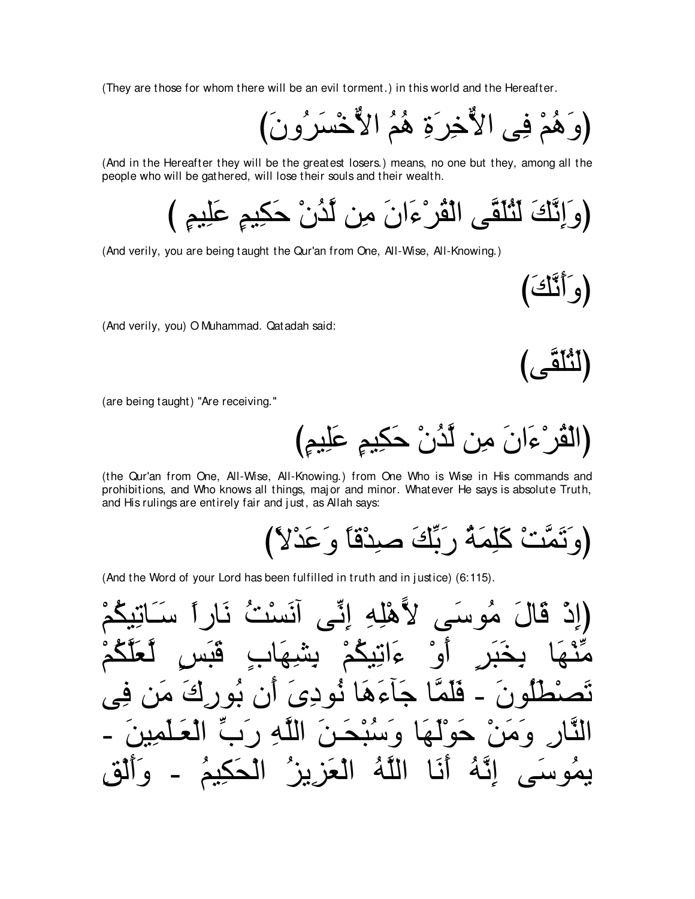(They are those for whom there will be an evil torment.) in this world and the Hereafter.

(وَهُمْ فِى الاٌّخِرَةِ هُمُ الاٌّخْسَرُونَ)

(And in the Hereafter they will be the greatest losers.) means, no one but they, among all the people who will be gathered, will lose their souls and their wealth.

(وَإِنَّكَ لَتُلَقَّى الْقُرْءَانَ مِن لَّدُنْ حَكِيمٍ عَلِيمٍ )

(And verily, you are being taught the Qur'an from One, All-Wise, All-Knowing.)

(وَأَنَّكَ)

(And verily, you) O Muhammad. Qatadah said:

(لَتُلَقَّى)

(are being taught) "Are receiving."

(الْقُرْءَانَ مِن لَّدُنْ حَكِيمٍ عَلِيمٍ)

(the Qur'an from One, All-Wise, All-Knowing.) from One Who is Wise in His commands and prohibitions, and Who knows all things, major and minor. Whatever He says is absolute Truth, and His rulings are entirely fair and just, as Allah says:

(وَتَمَّتْ كَلِمَةُ رَبِّكَ صِدْقاً وَعَدْلاً)

(And the Word of your Lord has been fulfilled in truth and in justice) (6:115).

(إِذْ قَالَ مُوسَى لاًّهْلِهِ إِنِّى آنَسْتُ نَاراً سَـَاتِيكُمْ مِّنْهَا بِخَبَرٍ أَوْ ءَاتِيكُمْ بِشِهَابٍ قَبَسٍ لَّعَلَّكُمْ تَصْطَلُونَ - فَلَمَّا جَآءَهَا نُودِىَ أَن بُورِكَ مَن فِى النَّارِ وَمَنْ حَوْلَهَا وَسُبْحَـنَ اللَّهِ رَبِّ الْعَـلَمِينَ - يمُوسَى إِنَّهُ أَنَا اللَّهُ الْعَزِيزُ الْحَكِيمُ - وَأَلْقِ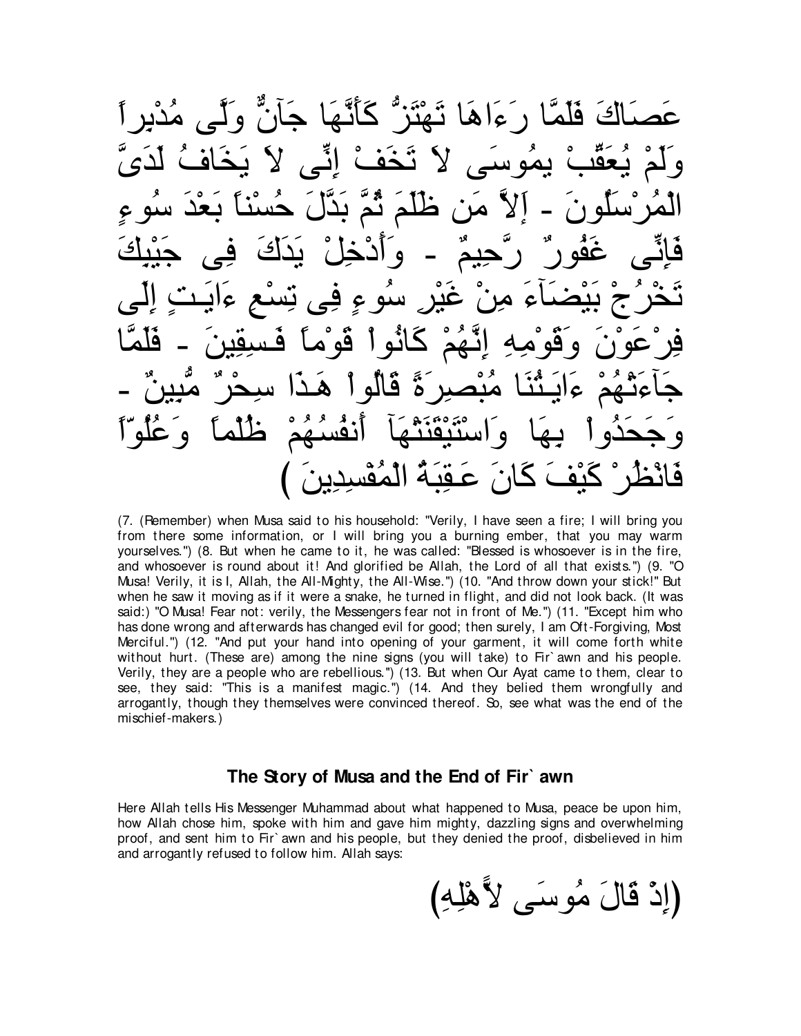عَصَاكَ فَلَمَّا رَءَاهَا تَهْتَزُّ كَأَنَّهَا جَآنٌّ وَلَّى مُدْبِراً وَلَمْ يُعَقِّبْ يمُوسَى لاَ تَخَفْ إِنِّى لاَ يَخَافُ لَدَىَّ الْمُرْسَلُونَ - إَلاَّ مَن ظَلَمَ ثُمَّ بَدَّلَ حُسْناً بَعْدَ سُوءٍ فَإِنِّى غَفُورٌ رَّحِيمٌ - وَأَدْخِلْ يَدَكَ فِى جَيْبِكَ تَخْرُجْ بَيْضَآءَ مِنْ غَيْرِ سُوءٍ فِى تِسْعِ ءَايَـتٍ إِلَى فِرْعَوْنَ وَقَوْمِهِ إِنَّهُمْ كَانُواْ قَوْماً فَـسِقِينَ - فَلَمَّا جَآءَتْهُمْ ءَايَـتُنَا مُبْصِرَةً قَالُواْ هَـذَا سِحْرٌ مُّبِينٌ - وَجَحَدُواْ بِهَا وَاسْتَيْقَنَتْهَآ أَنفُسُهُمْ ظُلْماً وَعُلُوّاً فَانْظُرْ كَيْفَ كَانَ عَـقِبَةُ الْمُفْسِدِينَ )

(7. (Remember) when Musa said to his household: "Verily, I have seen a fire; I will bring you from there some information, or I will bring you a burning ember, that you may warm yourselves.") (8. But when he came to it, he was called: "Blessed is whosoever is in the fire, and whosoever is round about it! And glorified be Allah, the Lord of all that exists.") (9. "O Musa! Verily, it is I, Allah, the All-Mighty, the All-Wise.") (10. "And throw down your stick!" But when he saw it moving as if it were a snake, he turned in flight, and did not look back. (It was said:) "O Musa! Fear not: verily, the Messengers fear not in front of Me.") (11. "Except him who has done wrong and afterwards has changed evil for good; then surely, I am Oft-Forgiving, Most Merciful.") (12. "And put your hand into opening of your garment, it will come forth white without hurt. (These are) among the nine signs (you will take) to Fir`awn and his people. Verily, they are a people who are rebellious.") (13. But when Our Ayat came to them, clear to see, they said: "This is a manifest magic.") (14. And they belied them wrongfully and arrogantly, though they themselves were convinced thereof. So, see what was the end of the mischief-makers.)

### The Story of Musa and the End of Fir`awn

Here Allah tells His Messenger Muhammad about what happened to Musa, peace be upon him, how Allah chose him, spoke with him and gave him mighty, dazzling signs and overwhelming proof, and sent him to Fir`awn and his people, but they denied the proof, disbelieved in him and arrogantly refused to follow him. Allah says:

(إِذْ قَالَ مُوسَى لأَهْلِهِ)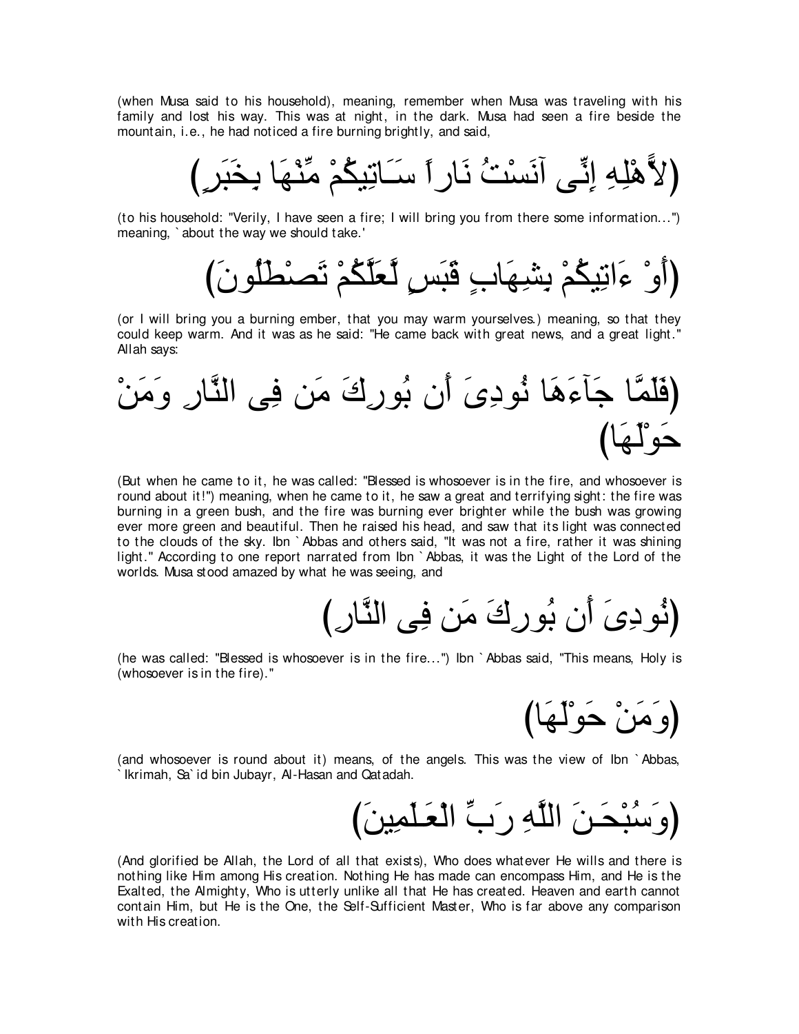(when Musa said to his household), meaning, remember when Musa was traveling with his family and lost his way. This was at night, in the dark. Musa had seen a fire beside the mountain, i.e., he had noticed a fire burning brightly, and said,

(لاًّهْلِهِ إِنِّى آنَسْتُ نَاراً سَـاَتِيكُمْ مِّنْهَا بِخَبَرٍ)

(to his household: "Verily, I have seen a fire; I will bring you from there some information...") meaning, `about the way we should take.'

(أَوْ ءَاتِيكُمْ بِشِهَابٍ قَبَسٍ لَّعَلَّكُمْ تَصْطَلُونَ)

(or I will bring you a burning ember, that you may warm yourselves.) meaning, so that they could keep warm. And it was as he said: "He came back with great news, and a great light." Allah says:

(فَلَمَّا جَآءَهَا نُودِىَ أَن بُورِكَ مَن فِى النَّارِ وَمَنْ حَوْلَهَا)

(But when he came to it, he was called: "Blessed is whosoever is in the fire, and whosoever is round about it!") meaning, when he came to it, he saw a great and terrifying sight: the fire was burning in a green bush, and the fire was burning ever brighter while the bush was growing ever more green and beautiful. Then he raised his head, and saw that its light was connected to the clouds of the sky. Ibn `Abbas and others said, "It was not a fire, rather it was shining light." According to one report narrated from Ibn `Abbas, it was the Light of the Lord of the worlds. Musa stood amazed by what he was seeing, and

(نُودِىَ أَن بُورِكَ مَن فِى النَّارِ)

(he was called: "Blessed is whosoever is in the fire...") Ibn `Abbas said, "This means, Holy is (whosoever is in the fire)."

(وَمَنْ حَوْلَهَا)

(and whosoever is round about it) means, of the angels. This was the view of Ibn `Abbas, `Ikrimah, Sa`id bin Jubayr, Al-Hasan and Qatadah.

(وَسُبْحَـنَ اللَّهِ رَبِّ الْعَـلَمِينَ)

(And glorified be Allah, the Lord of all that exists), Who does whatever He wills and there is nothing like Him among His creation. Nothing He has made can encompass Him, and He is the Exalted, the Almighty, Who is utterly unlike all that He has created. Heaven and earth cannot contain Him, but He is the One, the Self-Sufficient Master, Who is far above any comparison with His creation.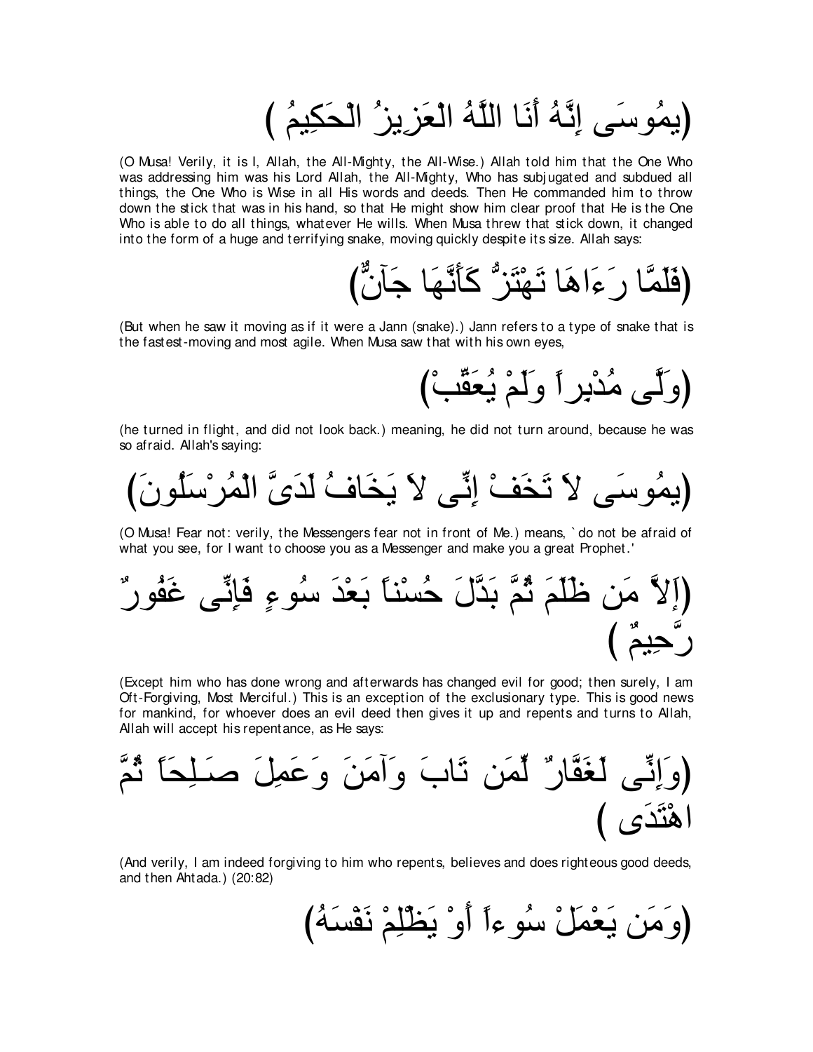(يمُوسَى إِنَّهُ أَنَا اللَّهُ الْعَزِيزُ الْحَكِيمُ )

(O Musa! Verily, it is I, Allah, the All-Mighty, the All-Wise.) Allah told him that the One Who was addressing him was his Lord Allah, the All-Mighty, Who has subjugated and subdued all things, the One Who is Wise in all His words and deeds. Then He commanded him to throw down the stick that was in his hand, so that He might show him clear proof that He is the One Who is able to do all things, whatever He wills. When Musa threw that stick down, it changed into the form of a huge and terrifying snake, moving quickly despite its size. Allah says:

(فَلَمَّا رَءَاهَا تَهْتَزُّ كَأَنَّهَا جَآنٌّ)

(But when he saw it moving as if it were a Jann (snake).) Jann refers to a type of snake that is the fastest-moving and most agile. When Musa saw that with his own eyes,

(وَلَّى مُدْبِراً وَلَمْ يُعَقِّبْ)

(he turned in flight, and did not look back.) meaning, he did not turn around, because he was so afraid. Allah's saying:

(يمُوسَى لاَ تَخَفْ إِنِّى لاَ يَخَافُ لَدَىَّ الْمُرْسَلُونَ)

(O Musa! Fear not: verily, the Messengers fear not in front of Me.) means, `do not be afraid of what you see, for I want to choose you as a Messenger and make you a great Prophet.'

(إِلاَّ مَن ظَلَمَ ثُمَّ بَدَّلَ حُسْناً بَعْدَ سُوءٍ فَإِنِّى غَفُورٌ رَّحِيمٌ )

(Except him who has done wrong and afterwards has changed evil for good; then surely, I am Oft-Forgiving, Most Merciful.) This is an exception of the exclusionary type. This is good news for mankind, for whoever does an evil deed then gives it up and repents and turns to Allah, Allah will accept his repentance, as He says:

(وَإِنِّى لَغَفَّارٌ لِّمَن تَابَ وَآمَنَ وَعَمِلَ صَـلِحَاً ثُمَّ اهْتَدَى )

(And verily, I am indeed forgiving to him who repents, believes and does righteous good deeds, and then Ahtada.) (20:82)

(وَمَن يَعْمَلْ سُوءاً أَوْ يَظْلِمْ نَفْسَهُ)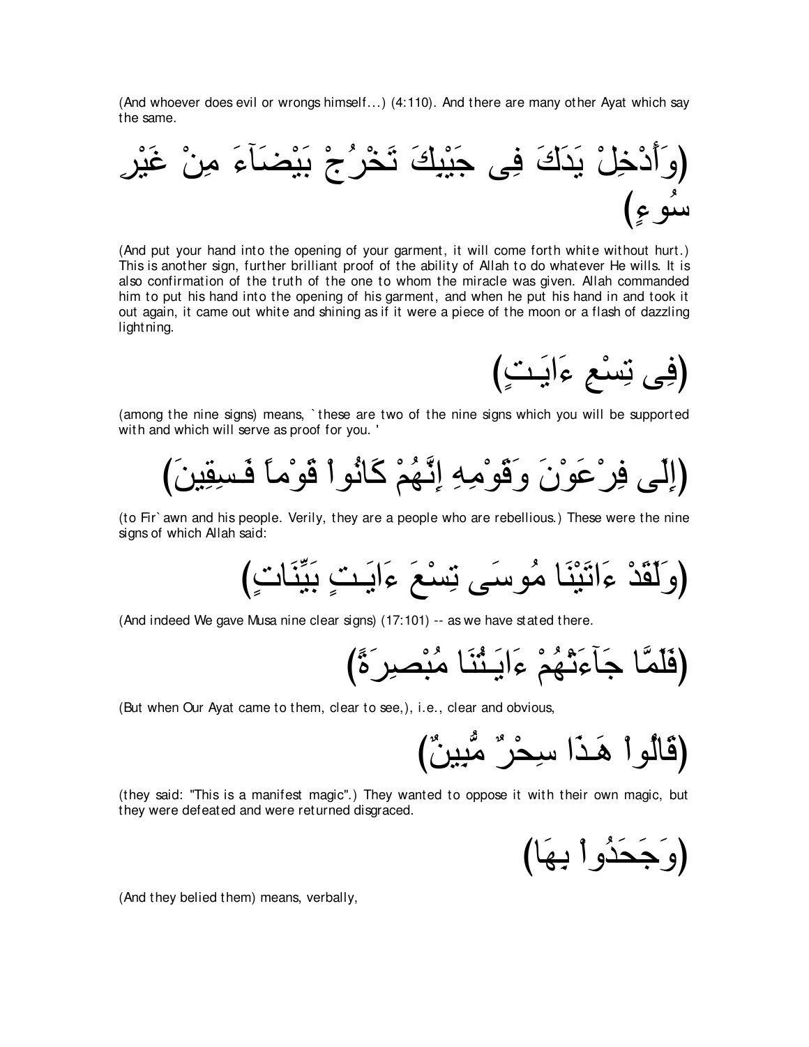(And whoever does evil or wrongs himself...) (4:110). And there are many other Ayat which say the same.

(وَأَدْخِلْ يَدَكَ فِى جَيْبِكَ تَخْرُجْ بَيْضَآءَ مِنْ غَيْرِ سُوءٍ)

(And put your hand into the opening of your garment, it will come forth white without hurt.) This is another sign, further brilliant proof of the ability of Allah to do whatever He wills. It is also confirmation of the truth of the one to whom the miracle was given. Allah commanded him to put his hand into the opening of his garment, and when he put his hand in and took it out again, it came out white and shining as if it were a piece of the moon or a flash of dazzling lightning.

(فِى تِسْعِ ءَايَـتٍ)

(among the nine signs) means, `these are two of the nine signs which you will be supported with and which will serve as proof for you. '

(إِلَى فِرْعَوْنَ وَقَوْمِهِ إِنَّهُمْ كَانُواْ قَوْماً فَـسِقِينَ)

(to Fir`awn and his people. Verily, they are a people who are rebellious.) These were the nine signs of which Allah said:

(وَلَقَدْ ءَاتَيْنَا مُوسَى تِسْعَ ءَايَـتٍ بَيِّنَاتٍ)

(And indeed We gave Musa nine clear signs) (17:101) -- as we have stated there.

(فَلَمَّا جَآءَتْهُمْ ءَايَـتُنَا مُبْصِرَةً)

(But when Our Ayat came to them, clear to see,), i.e., clear and obvious,

(قَالُواْ هَـذَا سِحْرٌ مُّبِينٌ)

(they said: "This is a manifest magic".) They wanted to oppose it with their own magic, but they were defeated and were returned disgraced.

(وَجَحَدُواْ بِهَا)

(And they belied them) means, verbally,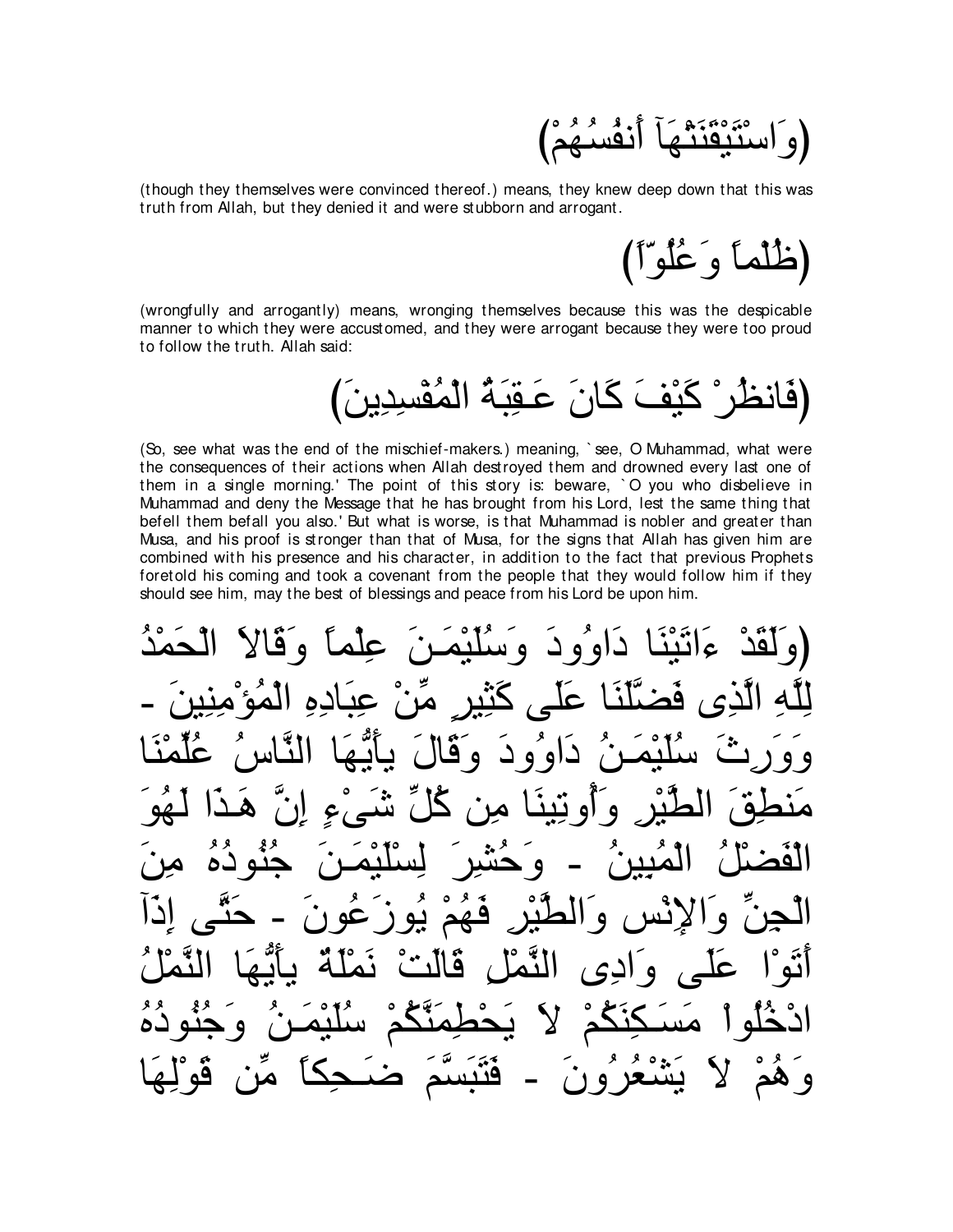(وَاسْتَيْقَنَتْهَآ أَنفُسُهُمْ)

(though they themselves were convinced thereof.) means, they knew deep down that this was truth from Allah, but they denied it and were stubborn and arrogant.

(ظُلْماً وَعُلُوّاً)

(wrongfully and arrogantly) means, wronging themselves because this was the despicable manner to which they were accustomed, and they were arrogant because they were too proud to follow the truth. Allah said:

(فَانظُرْ كَيْفَ كَانَ عَـقِبَةُ الْمُفْسِدِينَ)

(So, see what was the end of the mischief-makers.) meaning, `see, O Muhammad, what were the consequences of their actions when Allah destroyed them and drowned every last one of them in a single morning.' The point of this story is: beware, `O you who disbelieve in Muhammad and deny the Message that he has brought from his Lord, lest the same thing that befell them befall you also.' But what is worse, is that Muhammad is nobler and greater than Musa, and his proof is stronger than that of Musa, for the signs that Allah has given him are combined with his presence and his character, in addition to the fact that previous Prophets foretold his coming and took a covenant from the people that they would follow him if they should see him, may the best of blessings and peace from his Lord be upon him.

(وَلَقَدْ ءَاتَيْنَا دَاوُودَ وَسُلَيْمَـنَ عِلْماً وَقَالاَ الْحَمْدُ لِلَّهِ الَّذِى فَضَّلَنَا عَلَى كَثِيرٍ مِّنْ عِبَادِهِ الْمُؤْمِنِينَ - وَوَرِثَ سُلَيْمَـنُ دَاوُودَ وَقَالَ يأَيُّهَا النَّاسُ عُلِّمْنَا مَنطِقَ الطَّيْرِ وَأُوتِينَا مِن كُلِّ شَىْءٍ إِنَّ هَـذَا لَهُوَ الْفَضْلُ الْمُبِينُ - وَحُشِرَ لِسْلَيْمَـنَ جُنُودُهُ مِنَ الْجِنِّ وَالإِنْس وَالطَّيْرِ فَهُمْ يُوزَعُونَ - حَتَّى إِذَآ أَتَوْا عَلَى وَادِى النَّمْلِ قَالَتْ نَمْلَةٌ يأَيُّهَا النَّمْلُ ادْخُلُواْ مَسَـكِنَكُمْ لاَ يَحْطِمَنَّكُمْ سُلَيْمَـنُ وَجُنُودُهُ وَهُمْ لاَ يَشْعُرُونَ - فَتَبَسَّمَ ضَـحِكاً مِّن قَوْلِهَا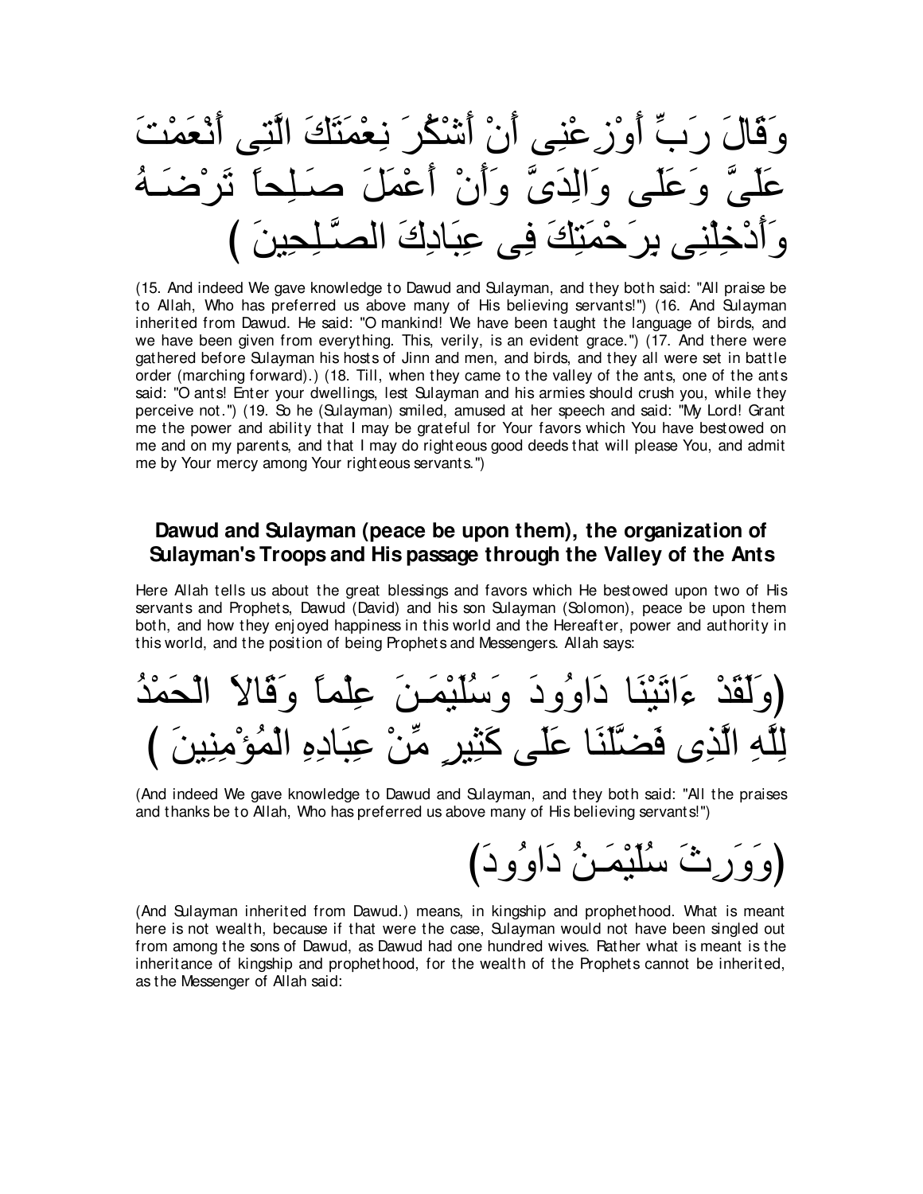وَقَالَ رَبِّ أَوْزِعْنِى أَنْ أَشْكُرَ نِعْمَتَكَ الَّتِى أَنْعَمْتَ عَلَىَّ وَعَلَى وَالِدَىَّ وَأَنْ أَعْمَلَ صَـلِحاً تَرْضَـهُ وَأَدْخِلْنِى بِرَحْمَتِكَ فِى عِبَادِكَ الصَّـلِحِينَ )

(15. And indeed We gave knowledge to Dawud and Sulayman, and they both said: "All praise be to Allah, Who has preferred us above many of His believing servants!") (16. And Sulayman inherited from Dawud. He said: "O mankind! We have been taught the language of birds, and we have been given from everything. This, verily, is an evident grace.") (17. And there were gathered before Sulayman his hosts of Jinn and men, and birds, and they all were set in battle order (marching forward).) (18. Till, when they came to the valley of the ants, one of the ants said: "O ants! Enter your dwellings, lest Sulayman and his armies should crush you, while they perceive not.") (19. So he (Sulayman) smiled, amused at her speech and said: "My Lord! Grant me the power and ability that I may be grateful for Your favors which You have bestowed on me and on my parents, and that I may do righteous good deeds that will please You, and admit me by Your mercy among Your righteous servants.")

## Dawud and Sulayman (peace be upon them), the organization of Sulayman's Troops and His passage through the Valley of the Ants

Here Allah tells us about the great blessings and favors which He bestowed upon two of His servants and Prophets, Dawud (David) and his son Sulayman (Solomon), peace be upon them both, and how they enjoyed happiness in this world and the Hereafter, power and authority in this world, and the position of being Prophets and Messengers. Allah says:

(وَلَقَدْ ءَاتَيْنَا دَاوُودَ وَسُلَيْمَـنَ عِلْماً وَقَالاَ الْحَمْدُ لِلَّهِ الَّذِى فَضَّلَنَا عَلَى كَثِيرٍ مِّنْ عِبَادِهِ الْمُؤْمِنِينَ )

(And indeed We gave knowledge to Dawud and Sulayman, and they both said: "All the praises and thanks be to Allah, Who has preferred us above many of His believing servants!")

(وَوَرِثَ سُلَيْمَـنُ دَاوُودَ)

(And Sulayman inherited from Dawud.) means, in kingship and prophethood. What is meant here is not wealth, because if that were the case, Sulayman would not have been singled out from among the sons of Dawud, as Dawud had one hundred wives. Rather what is meant is the inheritance of kingship and prophethood, for the wealth of the Prophets cannot be inherited, as the Messenger of Allah said: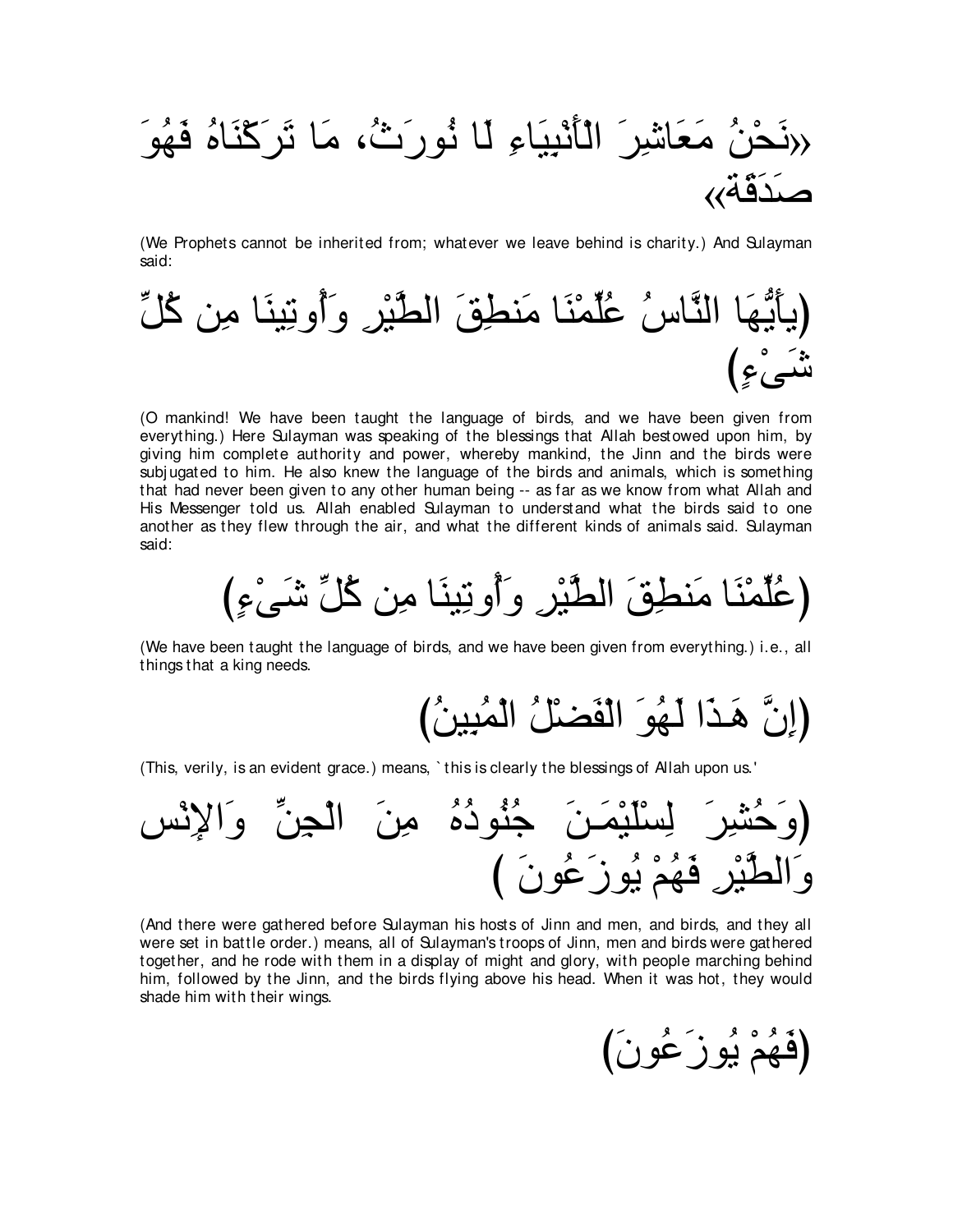«نَحْنُ مَعَاشِرَ الْأَنْبِيَاءِ لَا نُورَثُ، مَا تَرَكْنَاهُ فَهُوَ صَدَقَةٌ»

(We Prophets cannot be inherited from; whatever we leave behind is charity.) And Sulayman said:

(يأَيُّهَا النَّاسُ عُلِّمْنَا مَنطِقَ الطَّيْرِ وَأُوتِينَا مِن كُلِّ شَىْءٍ)

(O mankind! We have been taught the language of birds, and we have been given from everything.) Here Sulayman was speaking of the blessings that Allah bestowed upon him, by giving him complete authority and power, whereby mankind, the Jinn and the birds were subjugated to him. He also knew the language of the birds and animals, which is something that had never been given to any other human being -- as far as we know from what Allah and His Messenger told us. Allah enabled Sulayman to understand what the birds said to one another as they flew through the air, and what the different kinds of animals said. Sulayman said:

(عُلِّمْنَا مَنطِقَ الطَّيْرِ وَأُوتِينَا مِن كُلِّ شَىْءٍ)

(We have been taught the language of birds, and we have been given from everything.) i.e., all things that a king needs.

(إِنَّ هَـذَا لَهُوَ الْفَضْلُ الْمُبِينُ)

(This, verily, is an evident grace.) means, `this is clearly the blessings of Allah upon us.'

(وَحُشِرَ لِسْلَيْمَـنَ جُنُودُهُ مِنَ الْجِنِّ وَالإِنْس وَالطَّيْرِ فَهُمْ يُوزَعُونَ )

(And there were gathered before Sulayman his hosts of Jinn and men, and birds, and they all were set in battle order.) means, all of Sulayman's troops of Jinn, men and birds were gathered together, and he rode with them in a display of might and glory, with people marching behind him, followed by the Jinn, and the birds flying above his head. When it was hot, they would shade him with their wings.

(فَهُمْ يُوزَعُونَ)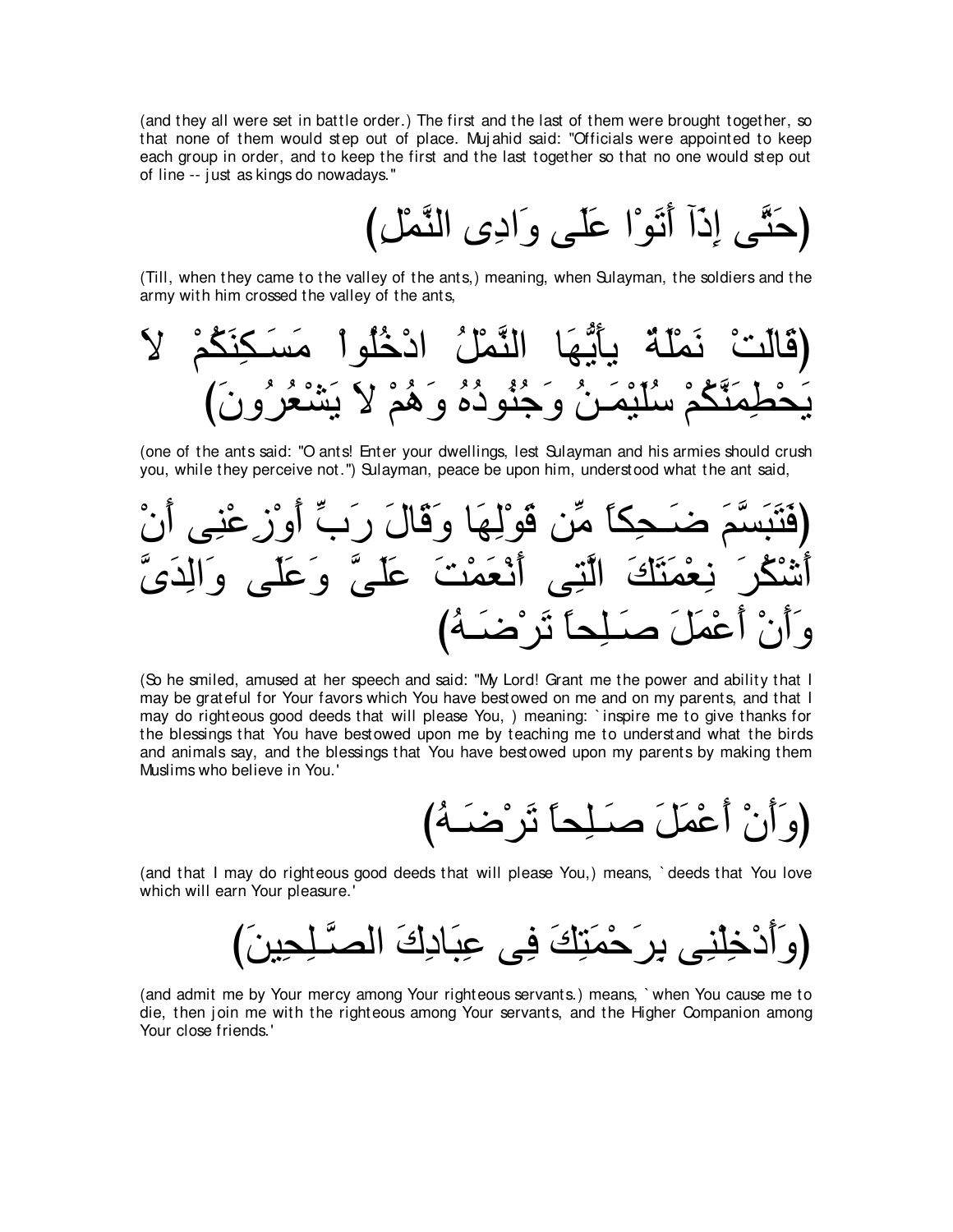(and they all were set in battle order.) The first and the last of them were brought together, so that none of them would step out of place. Mujahid said: "Officials were appointed to keep each group in order, and to keep the first and the last together so that no one would step out of line -- just as kings do nowadays."

(حَتَّى إِذَآ أَتَوْا عَلَى وَادِى النَّمْلِ)

(Till, when they came to the valley of the ants,) meaning, when Sulayman, the soldiers and the army with him crossed the valley of the ants,

(قَالَتْ نَمْلَةٌ يأَيُّهَا النَّمْلُ ادْخُلُواْ مَسَـكِنَكُمْ لاَ يَحْطِمَنَّكُمْ سُلَيْمَـنُ وَجُنُودُهُ وَهُمْ لاَ يَشْعُرُونَ)

(one of the ants said: "O ants! Enter your dwellings, lest Sulayman and his armies should crush you, while they perceive not.") Sulayman, peace be upon him, understood what the ant said,

(فَتَبَسَّمَ ضَـحِكاً مِّن قَوْلِهَا وَقَالَ رَبِّ أَوْزِعْنِى أَنْ أَشْكُرَ نِعْمَتَكَ الَّتِى أَنْعَمْتَ عَلَىَّ وَعَلَى وَالِدَىَّ وَأَنْ أَعْمَلَ صَـلِحاً تَرْضَـهُ)

(So he smiled, amused at her speech and said: "My Lord! Grant me the power and ability that I may be grateful for Your favors which You have bestowed on me and on my parents, and that I may do righteous good deeds that will please You, ) meaning: `inspire me to give thanks for the blessings that You have bestowed upon me by teaching me to understand what the birds and animals say, and the blessings that You have bestowed upon my parents by making them Muslims who believe in You.'

(وَأَنْ أَعْمَلَ صَـلِحاً تَرْضَـهُ)

(and that I may do righteous good deeds that will please You,) means, `deeds that You love which will earn Your pleasure.'

(وَأَدْخِلْنِى بِرَحْمَتِكَ فِى عِبَادِكَ الصَّـلِحِينَ)

(and admit me by Your mercy among Your righteous servants.) means, `when You cause me to die, then join me with the righteous among Your servants, and the Higher Companion among Your close friends.'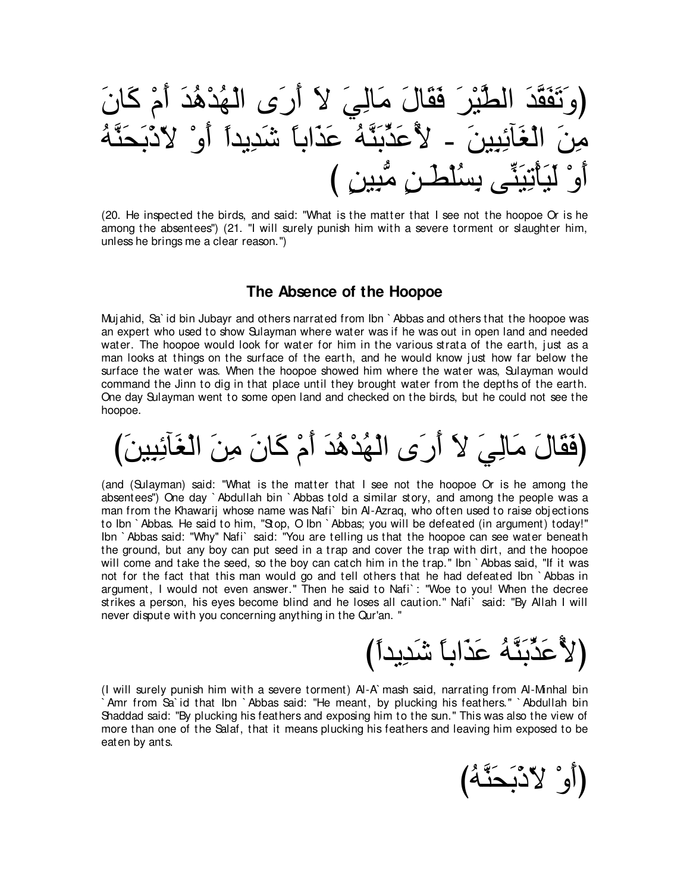(وَتَفَقَّدَ الطَّيْرَ فَقَالَ مَالِيَ لاَ أَرَى الْهُدْهُدَ أَمْ كَانَ مِنَ الْغَآئِبِينَ - لأُعَذِّبَنَّهُ عَذَاباً شَدِيداً أَوْ لاّذْبَحَنَّهُ أَوْ لَيَأْتِيَنِّى بِسُلْطَـنٍ مُّبِينٍ )

(20. He inspected the birds, and said: "What is the matter that I see not the hoopoe Or is he among the absentees") (21. "I will surely punish him with a severe torment or slaughter him, unless he brings me a clear reason.")

## The Absence of the Hoopoe

Mujahid, Sa`id bin Jubayr and others narrated from Ibn `Abbas and others that the hoopoe was an expert who used to show Sulayman where water was if he was out in open land and needed water. The hoopoe would look for water for him in the various strata of the earth, just as a man looks at things on the surface of the earth, and he would know just how far below the surface the water was. When the hoopoe showed him where the water was, Sulayman would command the Jinn to dig in that place until they brought water from the depths of the earth. One day Sulayman went to some open land and checked on the birds, but he could not see the hoopoe.

(فَقَالَ مَالِيَ لاَ أَرَى الْهُدْهُدَ أَمْ كَانَ مِنَ الْغَآئِبِينَ)

(and (Sulayman) said: "What is the matter that I see not the hoopoe Or is he among the absentees") One day `Abdullah bin `Abbas told a similar story, and among the people was a man from the Khawarij whose name was Nafi` bin Al-Azraq, who often used to raise objections to Ibn `Abbas. He said to him, "Stop, O Ibn `Abbas; you will be defeated (in argument) today!" Ibn `Abbas said: "Why" Nafi` said: "You are telling us that the hoopoe can see water beneath the ground, but any boy can put seed in a trap and cover the trap with dirt, and the hoopoe will come and take the seed, so the boy can catch him in the trap." Ibn `Abbas said, "If it was not for the fact that this man would go and tell others that he had defeated Ibn `Abbas in argument, I would not even answer." Then he said to Nafi`: "Woe to you! When the decree strikes a person, his eyes become blind and he loses all caution." Nafi` said: "By Allah I will never dispute with you concerning anything in the Qur'an. "

(لأُعَذِّبَنَّهُ عَذَاباً شَدِيداً)

(I will surely punish him with a severe torment) Al-A`mash said, narrating from Al-Minhal bin `Amr from Sa`id that Ibn `Abbas said: "He meant, by plucking his feathers." `Abdullah bin Shaddad said: "By plucking his feathers and exposing him to the sun." This was also the view of more than one of the Salaf, that it means plucking his feathers and leaving him exposed to be eaten by ants.

(أَوْ لاّذْبَحَنَّهُ)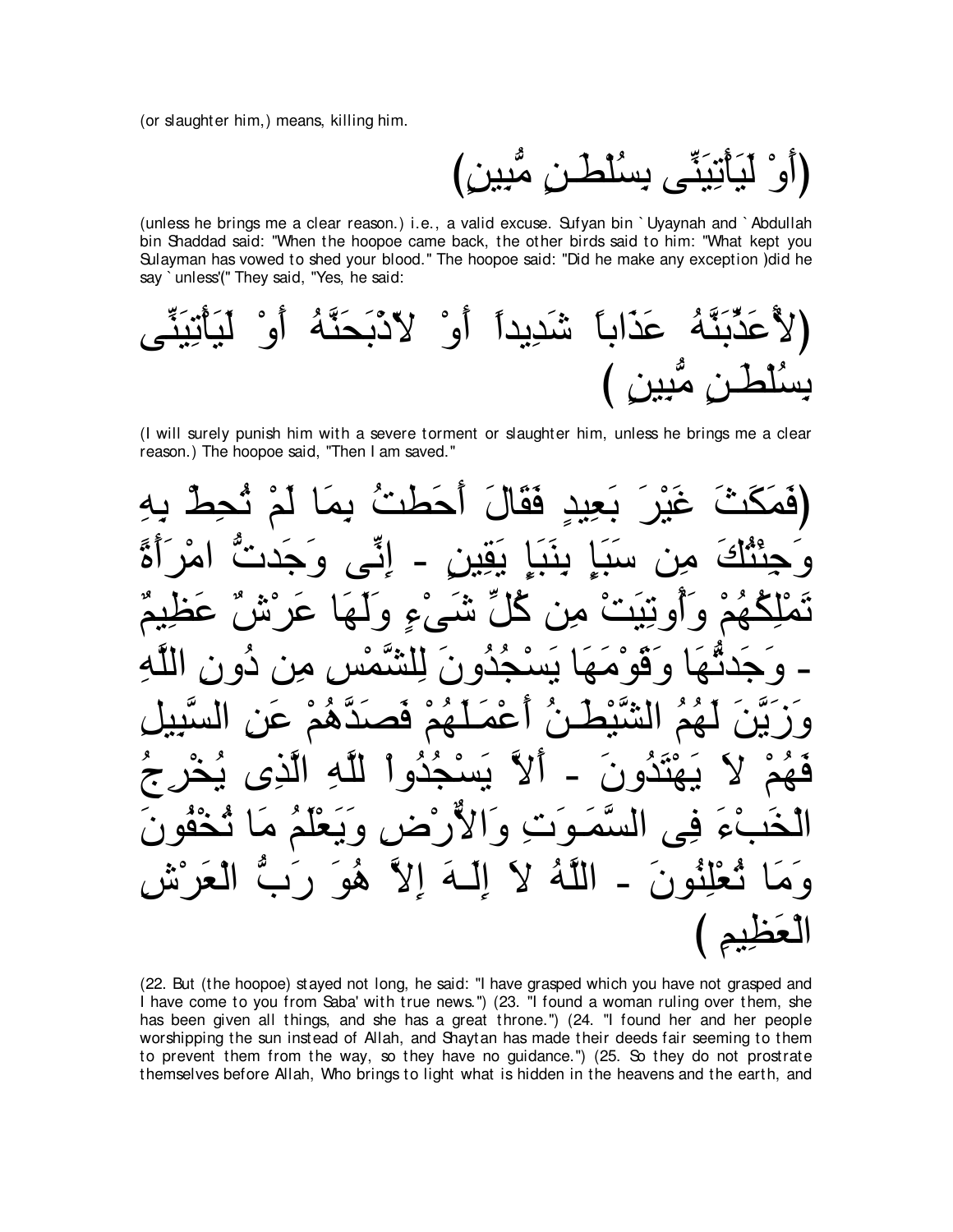(or slaughter him,) means, killing him.

(أَوْ لَيَأْتِيَنِّى بِسُلْطَـنٍ مُّبِينٍ)

(unless he brings me a clear reason.) i.e., a valid excuse. Sufyan bin `Uyaynah and `Abdullah bin Shaddad said: "When the hoopoe came back, the other birds said to him: "What kept you Sulayman has vowed to shed your blood." The hoopoe said: "Did he make any exception )did he say `unless'(" They said, "Yes, he said:

(لأُعَذِّبَنَّهُ عَذَاباً شَدِيداً أَوْ لأَذْبَحَنَّهُ أَوْ لَيَأْتِيَنِّى بِسُلْطَـنٍ مُّبِينٍ )

(I will surely punish him with a severe torment or slaughter him, unless he brings me a clear reason.) The hoopoe said, "Then I am saved."

(فَمَكَثَ غَيْرَ بَعِيدٍ فَقَالَ أَحَطتُ بِمَا لَمْ تُحِطْ بِهِ وَجِئْتُكَ مِن سَبَإٍ بِنَبَإٍ يَقِينٍ - إِنِّى وَجَدتُّ امْرَأَةً تَمْلِكُهُمْ وَأُوتِيَتْ مِن كُلِّ شَىْءٍ وَلَهَا عَرْشٌ عَظِيمٌ - وَجَدتُّهَا وَقَوْمَهَا يَسْجُدُونَ لِلشَّمْسِ مِن دُونِ اللَّهِ وَزَيَّنَ لَهُمُ الشَّيْطَـنُ أَعْمَـلَهُمْ فَصَدَّهُمْ عَنِ السَّبِيلِ فَهُمْ لاَ يَهْتَدُونَ - أَلاَّ يَسْجُدُواْ لِلَّهِ الَّذِى يُخْرِجُ الْخَبْءَ فِى السَّمَـوَتِ وَالاٌّرْضِ وَيَعْلَمُ مَا تُخْفُونَ وَمَا تُعْلِنُونَ - اللَّهُ لاَ إِلَـهَ إِلاَّ هُوَ رَبُّ الْعَرْشِ الْعَظِيمِ )

(22. But (the hoopoe) stayed not long, he said: "I have grasped which you have not grasped and I have come to you from Saba' with true news.") (23. "I found a woman ruling over them, she has been given all things, and she has a great throne.") (24. "I found her and her people worshipping the sun instead of Allah, and Shaytan has made their deeds fair seeming to them to prevent them from the way, so they have no guidance.") (25. So they do not prostrate themselves before Allah, Who brings to light what is hidden in the heavens and the earth, and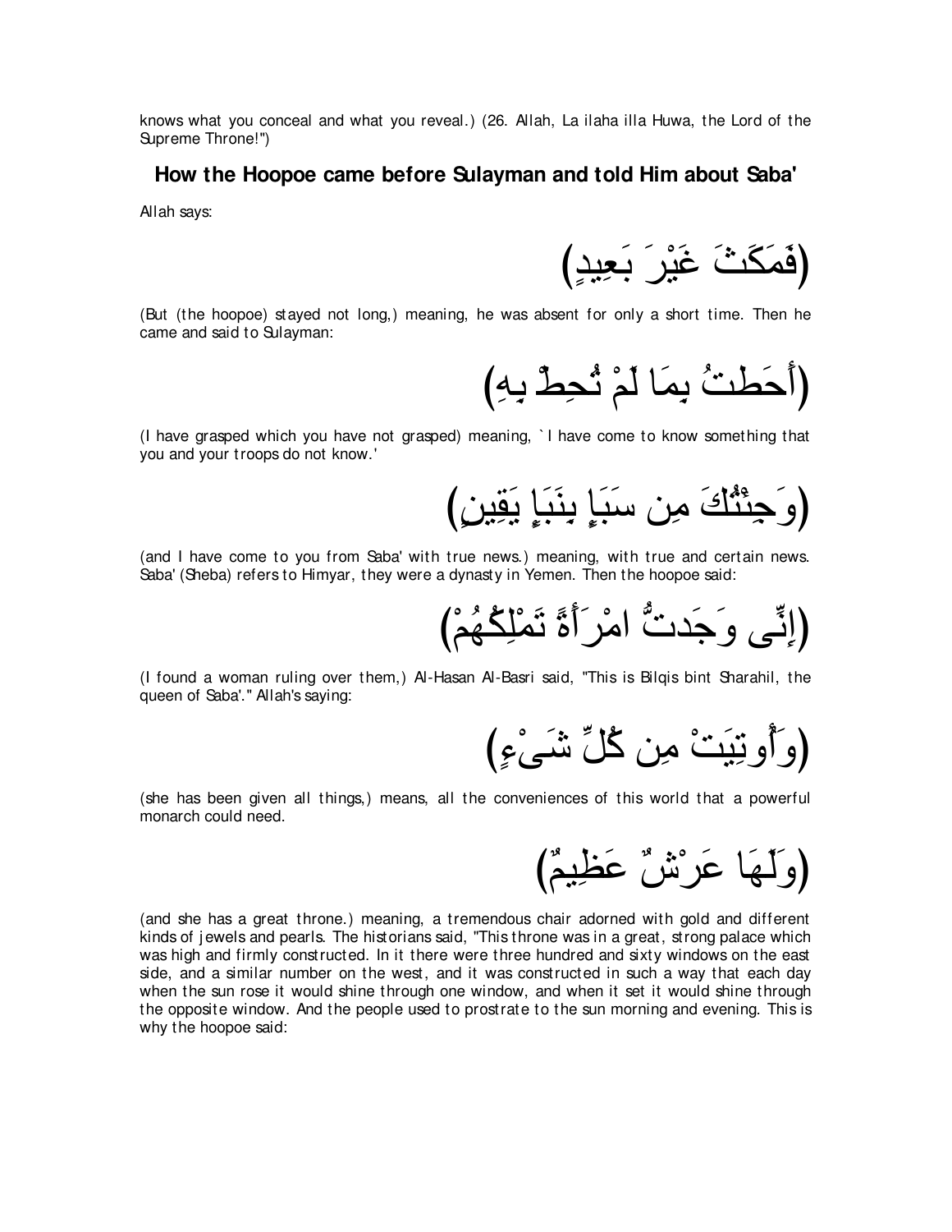knows what you conceal and what you reveal.) (26. Allah, La ilaha illa Huwa, the Lord of the Supreme Throne!")

## How the Hoopoe came before Sulayman and told Him about Saba'

Allah says:

(فَمَكَثَ غَيْرَ بَعِيدٍ)

(But (the hoopoe) stayed not long,) meaning, he was absent for only a short time. Then he came and said to Sulayman:

(أَحَطتُ بِمَا لَمْ تُحِطْ بِهِ)

(I have grasped which you have not grasped) meaning, `I have come to know something that you and your troops do not know.'

(وَجِئْتُكَ مِن سَبَإٍ بِنَبَإٍ يَقِينٍ)

(and I have come to you from Saba' with true news.) meaning, with true and certain news. Saba' (Sheba) refers to Himyar, they were a dynasty in Yemen. Then the hoopoe said:

(إِنِّى وَجَدتُّ امْرَأَةً تَمْلِكُهُمْ)

(I found a woman ruling over them,) Al-Hasan Al-Basri said, "This is Bilqis bint Sharahil, the queen of Saba'." Allah's saying:

(وَأُوتِيَتْ مِن كُلِّ شَىْءٍ)

(she has been given all things,) means, all the conveniences of this world that a powerful monarch could need.

(وَلَهَا عَرْشٌ عَظِيمٌ)

(and she has a great throne.) meaning, a tremendous chair adorned with gold and different kinds of jewels and pearls. The historians said, "This throne was in a great, strong palace which was high and firmly constructed. In it there were three hundred and sixty windows on the east side, and a similar number on the west, and it was constructed in such a way that each day when the sun rose it would shine through one window, and when it set it would shine through the opposite window. And the people used to prostrate to the sun morning and evening. This is why the hoopoe said: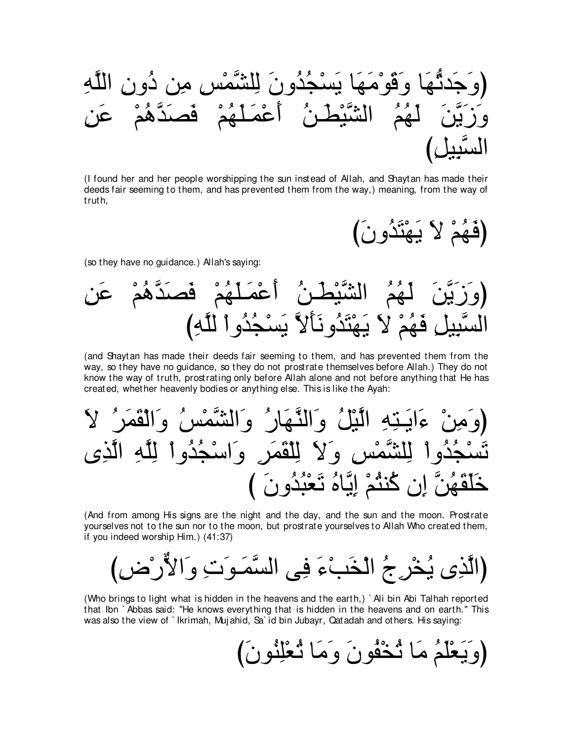(وَجَدتُّهَا وَقَوْمَهَا يَسْجُدُونَ لِلشَّمْسِ مِن دُونِ اللَّهِ وَزَيَّنَ لَهُمُ الشَّيْطَـنُ أَعْمَـلَهُمْ فَصَدَّهُمْ عَنِ السَّبِيلِ)

(I found her and her people worshipping the sun instead of Allah, and Shaytan has made their deeds fair seeming to them, and has prevented them from the way,) meaning, from the way of truth,

(فَهُمْ لاَ يَهْتَدُونَ)

(so they have no guidance.) Allah's saying:

(وَزَيَّنَ لَهُمُ الشَّيْطَـنُ أَعْمَـلَهُمْ فَصَدَّهُمْ عَنِ السَّبِيلِ فَهُمْ لاَ يَهْتَدُونَأَلاَّ يَسْجُدُواْ للَّهِ)

(and Shaytan has made their deeds fair seeming to them, and has prevented them from the way, so they have no guidance, so they do not prostrate themselves before Allah.) They do not know the way of truth, prostrating only before Allah alone and not before anything that He has created, whether heavenly bodies or anything else. This is like the Ayah:

(وَمِنْ ءَايَـتِهِ الَّيْلُ وَالنَّهَارُ وَالشَّمْسُ وَالْقَمَرُ لاَ تَسْجُدُواْ لِلشَّمْسِ وَلاَ لِلْقَمَرِ وَاسْجُدُواْ لِلَّهِ الَّذِى خَلَقَهُنَّ إِن كُنتُمْ إِيَّاهُ تَعْبُدُونَ )

(And from among His signs are the night and the day, and the sun and the moon. Prostrate yourselves not to the sun nor to the moon, but prostrate yourselves to Allah Who created them, if you indeed worship Him.) (41:37)

(الَّذِى يُخْرِجُ الْخَبْءَ فِى السَّمَـوَتِ وَالاٌّرْضِ)

(Who brings to light what is hidden in the heavens and the earth,) `Ali bin Abi Talhah reported that Ibn `Abbas said: "He knows everything that is hidden in the heavens and on earth." This was also the view of `Ikrimah, Mujahid, Sa`id bin Jubayr, Qatadah and others. His saying:

(وَيَعْلَمُ مَا تُخْفُونَ وَمَا تُعْلِنُونَ)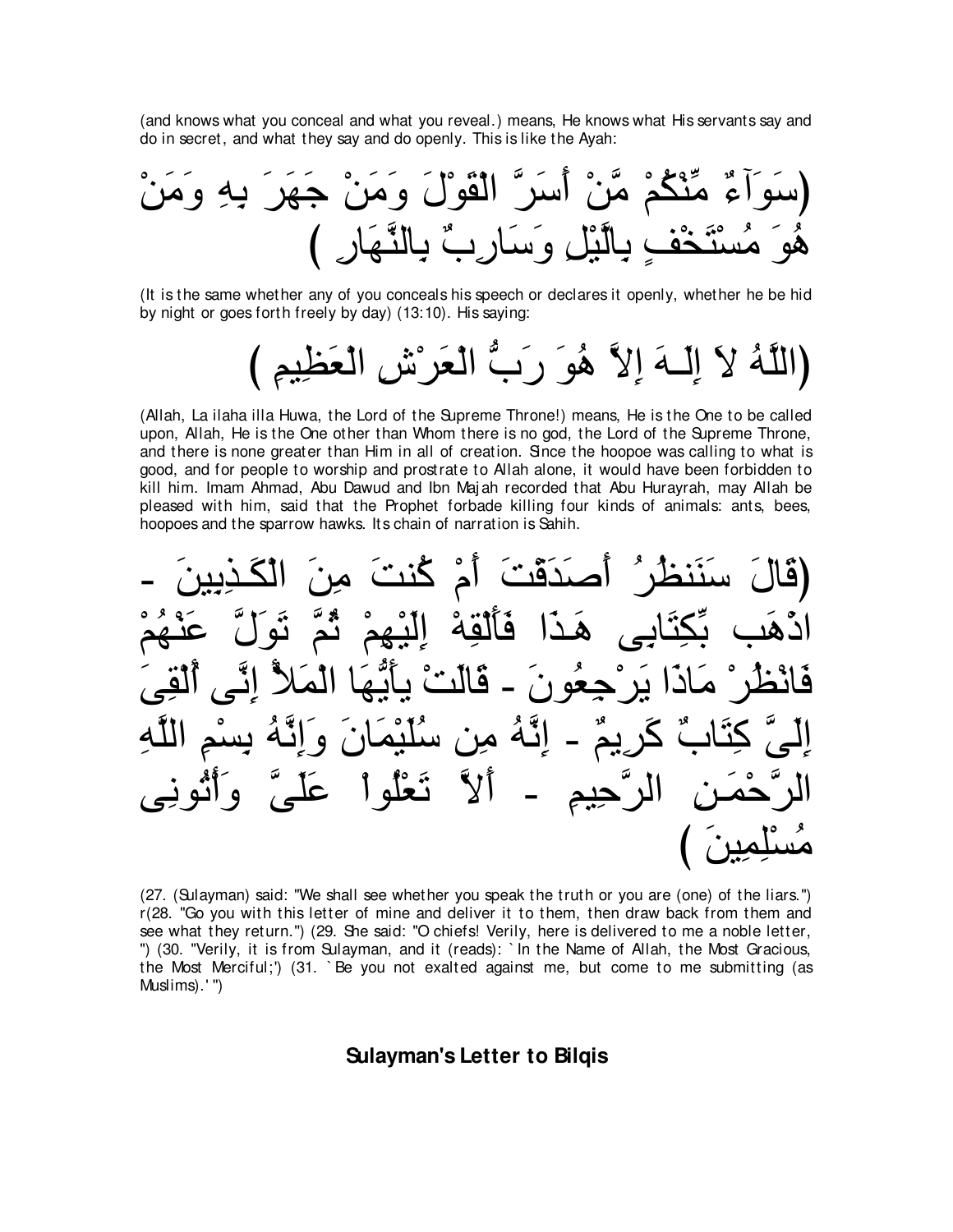(and knows what you conceal and what you reveal.) means, He knows what His servants say and do in secret, and what they say and do openly. This is like the Ayah:

(سَوَآءٌ مِّنْكُمْ مَّنْ أَسَرَّ الْقَوْلَ وَمَنْ جَهَرَ بِهِ وَمَنْ هُوَ مُسْتَخْفٍ بِالَّيْلِ وَسَارِبٌ بِالنَّهَارِ )

(It is the same whether any of you conceals his speech or declares it openly, whether he be hid by night or goes forth freely by day) (13:10). His saying:

(اللَّهُ لاَ إِلَـهَ إِلاَّ هُوَ رَبُّ الْعَرْشِ الْعَظِيمِ )

(Allah, La ilaha illa Huwa, the Lord of the Supreme Throne!) means, He is the One to be called upon, Allah, He is the One other than Whom there is no god, the Lord of the Supreme Throne, and there is none greater than Him in all of creation. Since the hoopoe was calling to what is good, and for people to worship and prostrate to Allah alone, it would have been forbidden to kill him. Imam Ahmad, Abu Dawud and Ibn Majah recorded that Abu Hurayrah, may Allah be pleased with him, said that the Prophet forbade killing four kinds of animals: ants, bees, hoopoes and the sparrow hawks. Its chain of narration is Sahih.

(قَالَ سَنَنظُرُ أَصَدَقْتَ أَمْ كُنتَ مِنَ الْكَـذِبِينَ - اذْهَب بِّكِتَابِى هَـذَا فَأَلْقِهْ إِلَيْهِمْ ثُمَّ تَوَلَّ عَنْهُمْ فَانْظُرْ مَاذَا يَرْجِعُونَ - قَالَتْ يأَيُّهَا الْمَلأُ إِنِّى أُلْقِىَ إِلَىَّ كِتَابٌ كَرِيمٌ - إِنَّهُ مِن سُلَيْمَانَ وَإِنَّهُ بِسْمِ اللَّهِ الرَّحْمَـنِ الرَّحِيمِ - أَلاَّ تَعْلُواْ عَلَىَّ وَأْتُونِى مُسْلِمِينَ )

(27. (Sulayman) said: "We shall see whether you speak the truth or you are (one) of the liars.") r(28. "Go you with this letter of mine and deliver it to them, then draw back from them and see what they return.") (29. She said: "O chiefs! Verily, here is delivered to me a noble letter, ") (30. "Verily, it is from Sulayman, and it (reads): `In the Name of Allah, the Most Gracious, the Most Merciful;') (31. `Be you not exalted against me, but come to me submitting (as Muslims).' ")

## Sulayman's Letter to Bilqis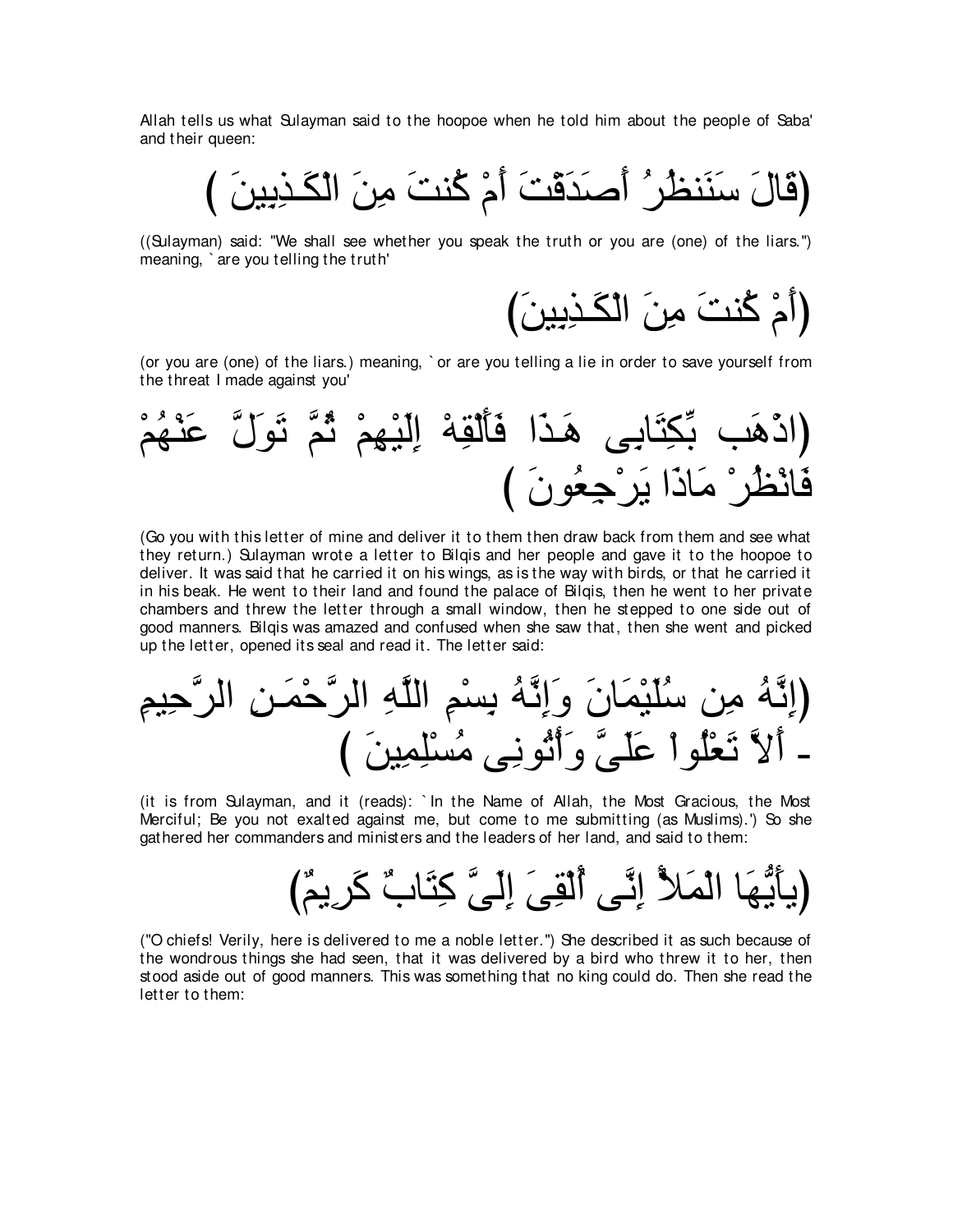Allah tells us what Sulayman said to the hoopoe when he told him about the people of Saba' and their queen:

(قَالَ سَنَنظُرُ أَصَدَقْتَ أَمْ كُنتَ مِنَ الْكَـذِبِينَ )

((Sulayman) said: "We shall see whether you speak the truth or you are (one) of the liars.") meaning, `are you telling the truth'

(أَمْ كُنتَ مِنَ الْكَـذِبِينَ)

(or you are (one) of the liars.) meaning, `or are you telling a lie in order to save yourself from the threat I made against you'

(اذْهَب بِّكِتَابِى هَـذَا فَأَلْقِهْ إِلَيْهِمْ ثُمَّ تَوَلَّ عَنْهُمْ فَانْظُرْ مَاذَا يَرْجِعُونَ )

(Go you with this letter of mine and deliver it to them then draw back from them and see what they return.) Sulayman wrote a letter to Bilqis and her people and gave it to the hoopoe to deliver. It was said that he carried it on his wings, as is the way with birds, or that he carried it in his beak. He went to their land and found the palace of Bilqis, then he went to her private chambers and threw the letter through a small window, then he stepped to one side out of good manners. Bilqis was amazed and confused when she saw that, then she went and picked up the letter, opened its seal and read it. The letter said:

(إِنَّهُ مِن سُلَيْمَانَ وَإِنَّهُ بِسْمِ اللَّهِ الرَّحْمَـنِ الرَّحِيمِ - أَلاَّ تَعْلُواْ عَلَىَّ وَأْتُونِى مُسْلِمِينَ )

(it is from Sulayman, and it (reads): `In the Name of Allah, the Most Gracious, the Most Merciful; Be you not exalted against me, but come to me submitting (as Muslims).') So she gathered her commanders and ministers and the leaders of her land, and said to them:

(يأَيُّهَا الْمَلأُ إِنِّى أُلْقِىَ إِلَىَّ كِتَابٌ كَرِيمٌ)

("O chiefs! Verily, here is delivered to me a noble letter.") She described it as such because of the wondrous things she had seen, that it was delivered by a bird who threw it to her, then stood aside out of good manners. This was something that no king could do. Then she read the letter to them: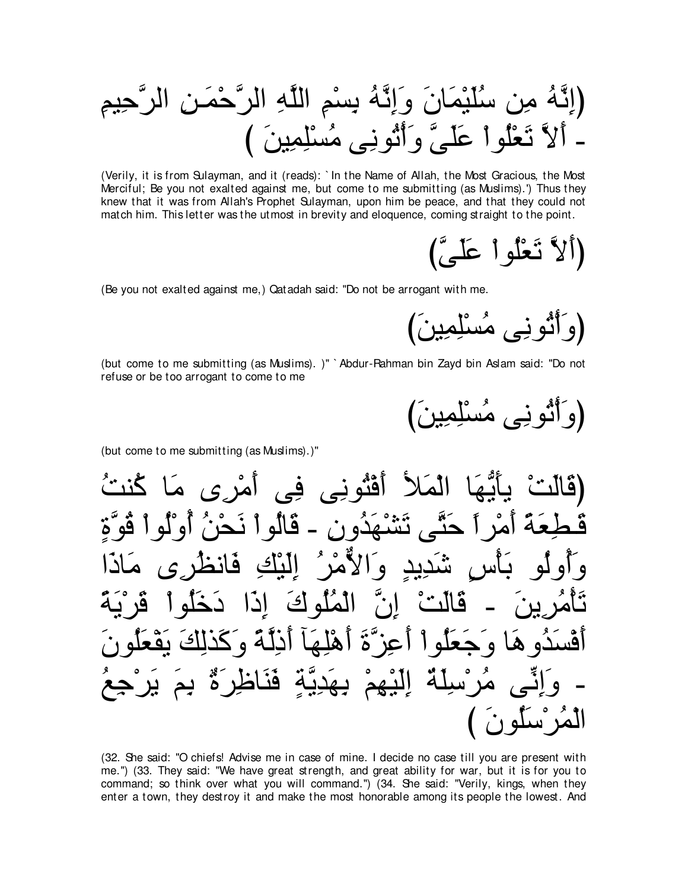(إِنَّهُ مِن سُلَيْمَانَ وَإِنَّهُ بِسْمِ اللَّهِ الرَّحْمَـنِ الرَّحِيمِ - أَلاَّ تَعْلُواْ عَلَىَّ وَأْتُونِى مُسْلِمِينَ )

(Verily, it is from Sulayman, and it (reads): `In the Name of Allah, the Most Gracious, the Most Merciful; Be you not exalted against me, but come to me submitting (as Muslims).') Thus they knew that it was from Allah's Prophet Sulayman, upon him be peace, and that they could not match him. This letter was the utmost in brevity and eloquence, coming straight to the point.

(أَلاَّ تَعْلُواْ عَلَىَّ)

(Be you not exalted against me,) Qatadah said: "Do not be arrogant with me.

(وَأْتُونِى مُسْلِمِينَ)

(but come to me submitting (as Muslims). )" `Abdur-Rahman bin Zayd bin Aslam said: "Do not refuse or be too arrogant to come to me

(وَأْتُونِى مُسْلِمِينَ)

(but come to me submitting (as Muslims).)"

(قَالَتْ يأَيُّهَا الْمَلأُ أَفْتُونِى فِى أَمْرِى مَا كُنتُ قَـطِعَةً أَمْراً حَتَّى تَشْهَدُونِ - قَالُواْ نَحْنُ أُوْلُواْ قُوَّةٍ وَأُولُو بَأْسٍ شَدِيدٍ وَالأَمْرُ إِلَيْكِ فَانظُرِى مَاذَا تَأْمُرِينَ - قَالَتْ إِنَّ الْمُلُوكَ إِذَا دَخَلُواْ قَرْيَةً أَفْسَدُوهَا وَجَعَلُواْ أَعِزَّةَ أَهْلِهَآ أَذِلَّةً وَكَذلِكَ يَفْعَلُونَ - وَإِنِّى مُرْسِلَةٌ إِلَيْهِمْ بِهَدِيَّةٍ فَنَاظِرَةٌ بِمَ يَرْجِعُ الْمُرْسَلُونَ )

(32. She said: "O chiefs! Advise me in case of mine. I decide no case till you are present with me.") (33. They said: "We have great strength, and great ability for war, but it is for you to command; so think over what you will command.") (34. She said: "Verily, kings, when they enter a town, they destroy it and make the most honorable among its people the lowest. And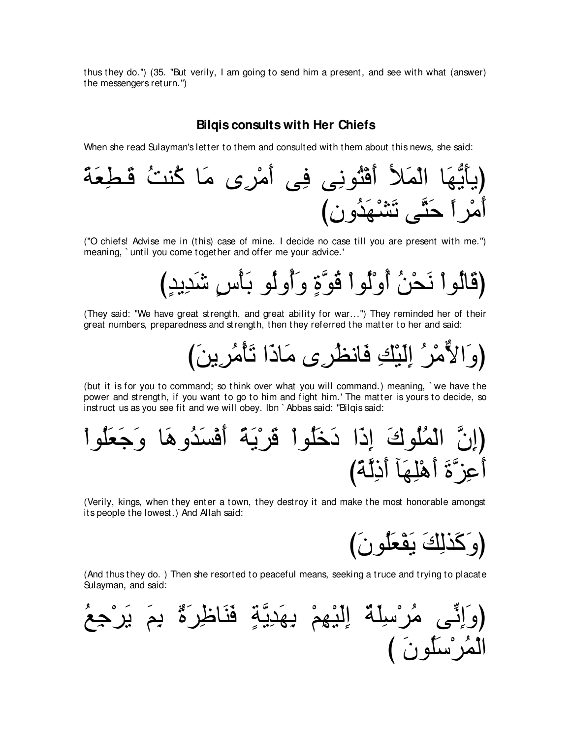thus they do.") (35. "But verily, I am going to send him a present, and see with what (answer) the messengers return.")

## Bilqis consults with Her Chiefs

When she read Sulayman's letter to them and consulted with them about this news, she said:

(يأَيُّهَا الْمَلأُ أَفْتُونِى فِى أَمْرِى مَا كُنتُ قَـطِعَةً أَمْراً حَتَّى تَشْهَدُونِ)

("O chiefs! Advise me in (this) case of mine. I decide no case till you are present with me.") meaning, `until you come together and offer me your advice.'

(قَالُواْ نَحْنُ أُوْلُواْ قُوَّةٍ وَأُولُو بَأْسٍ شَدِيدٍ)

(They said: "We have great strength, and great ability for war...") They reminded her of their great numbers, preparedness and strength, then they referred the matter to her and said:

(وَالاٌّمْرُ إِلَيْكِ فَانظُرِى مَاذَا تَأْمُرِينَ)

(but it is for you to command; so think over what you will command.) meaning, `we have the power and strength, if you want to go to him and fight him.' The matter is yours to decide, so instruct us as you see fit and we will obey. Ibn `Abbas said: "Bilqis said:

(إِنَّ الْمُلُوكَ إِذَا دَخَلُواْ قَرْيَةً أَفْسَدُوهَا وَجَعَلُواْ أَعِزَّةَ أَهْلِهَآ أَذِلَّةً)

(Verily, kings, when they enter a town, they destroy it and make the most honorable amongst its people the lowest.) And Allah said:

(وَكَذلِكَ يَفْعَلُونَ)

(And thus they do. ) Then she resorted to peaceful means, seeking a truce and trying to placate Sulayman, and said:

(وَإِنِّى مُرْسِلَةٌ إِلَيْهِمْ بِهَدِيَّةٍ فَنَاظِرَةٌ بِمَ يَرْجِعُ الْمُرْسَلُونَ )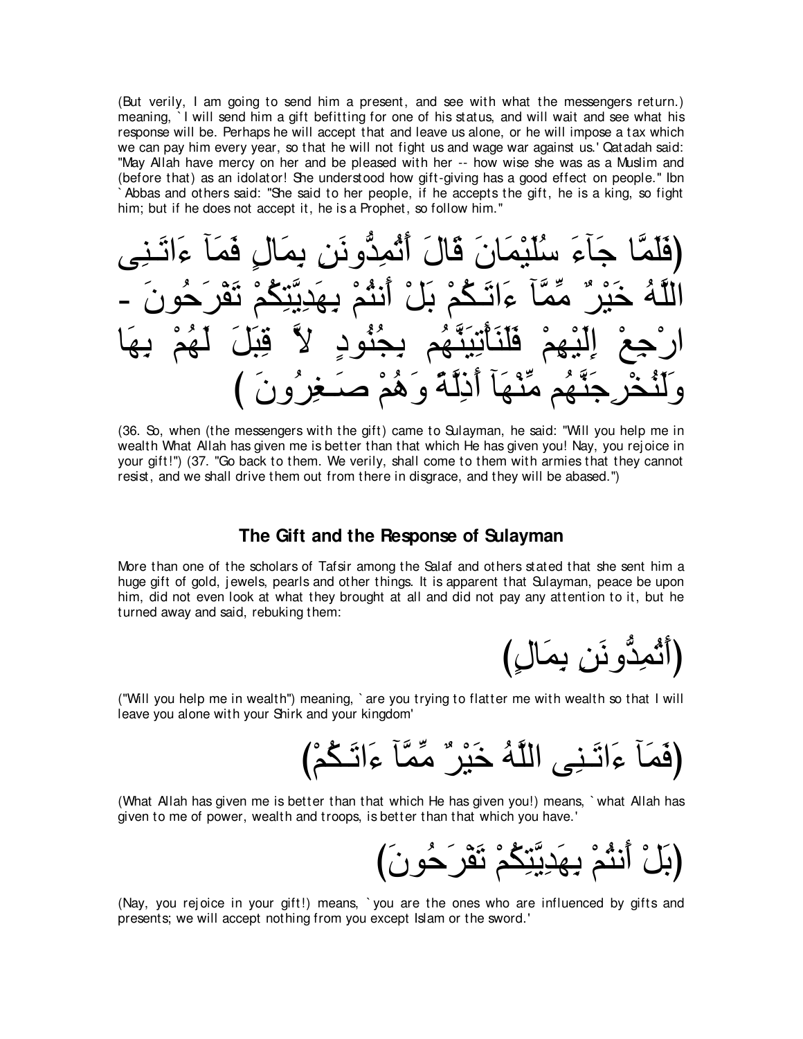(But verily, I am going to send him a present, and see with what the messengers return.) meaning, `I will send him a gift befitting for one of his status, and will wait and see what his response will be. Perhaps he will accept that and leave us alone, or he will impose a tax which we can pay him every year, so that he will not fight us and wage war against us.' Qatadah said: "May Allah have mercy on her and be pleased with her -- how wise she was as a Muslim and (before that) as an idolator! She understood how gift-giving has a good effect on people." Ibn `Abbas and others said: "She said to her people, if he accepts the gift, he is a king, so fight him; but if he does not accept it, he is a Prophet, so follow him."

(فَلَمَّا جَآءَ سُلَيْمَانَ قَالَ أَتُمِدُّونَنِ بِمَالٍ فَمَآ ءَاتَـنِى اللَّهُ خَيْرٌ مِّمَّآ ءَاتَـكُمْ بَلْ أَنتُمْ بِهَدِيَّتِكُمْ تَفْرَحُونَ - ارْجِعْ إِلَيْهِمْ فَلَنَأْتِيَنَّهُم بِجُنُودٍ لاَّ قِبَلَ لَهُمْ بِهَا وَلَنُخْرِجَنَّهُم مِّنْهَآ أَذِلَّةً وَهُمْ صَـغِرُونَ )

(36. So, when (the messengers with the gift) came to Sulayman, he said: "Will you help me in wealth What Allah has given me is better than that which He has given you! Nay, you rejoice in your gift!") (37. "Go back to them. We verily, shall come to them with armies that they cannot resist, and we shall drive them out from there in disgrace, and they will be abased.")

## The Gift and the Response of Sulayman

More than one of the scholars of Tafsir among the Salaf and others stated that she sent him a huge gift of gold, jewels, pearls and other things. It is apparent that Sulayman, peace be upon him, did not even look at what they brought at all and did not pay any attention to it, but he turned away and said, rebuking them:

(أَتُمِدُّونَنِ بِمَالٍ)

("Will you help me in wealth") meaning, `are you trying to flatter me with wealth so that I will leave you alone with your Shirk and your kingdom'

(فَمَآ ءَاتَـنِى اللَّهُ خَيْرٌ مِّمَّآ ءَاتَـكُمْ)

(What Allah has given me is better than that which He has given you!) means, `what Allah has given to me of power, wealth and troops, is better than that which you have.'

(بَلْ أَنتُمْ بِهَدِيَّتِكُمْ تَفْرَحُونَ)

(Nay, you rejoice in your gift!) means, `you are the ones who are influenced by gifts and presents; we will accept nothing from you except Islam or the sword.'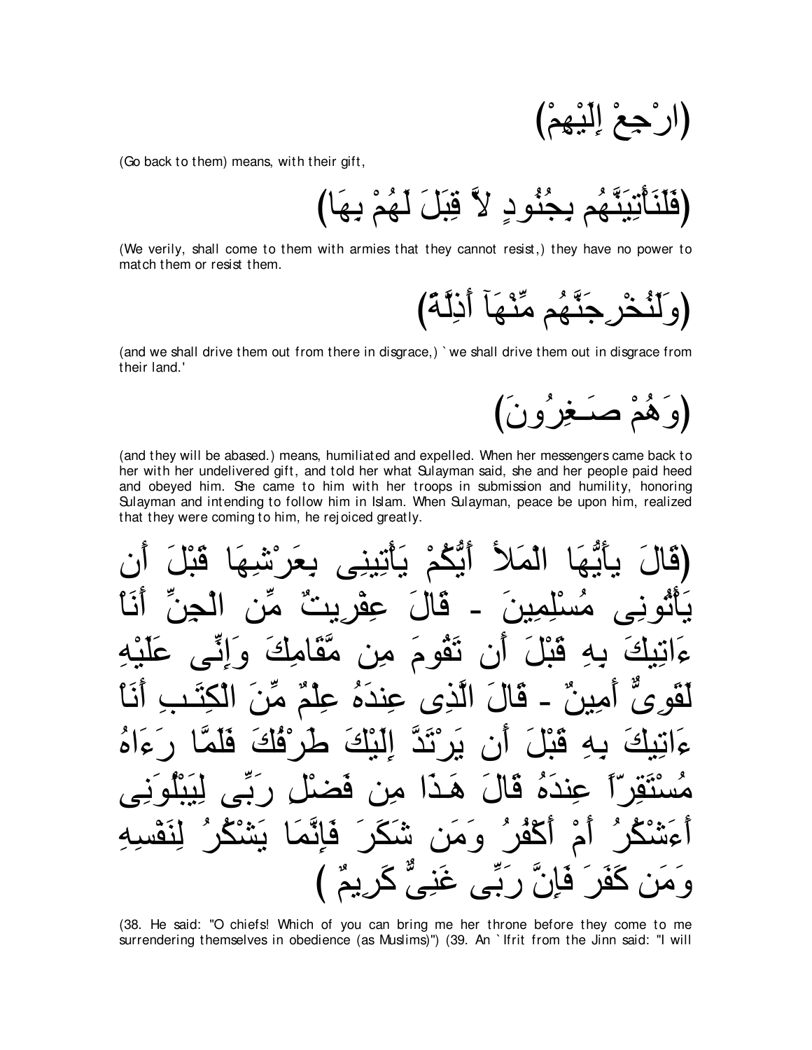(ارْجِعْ إِلَيْهِمْ)

(Go back to them) means, with their gift,

(فَلَنَأْتِيَنَّهُم بِجُنُودٍ لاَّ قِبَلَ لَهُمْ بِهَا)

(We verily, shall come to them with armies that they cannot resist,) they have no power to match them or resist them.

(وَلَنُخْرِجَنَّهُم مِّنْهَآ أَذِلَّةً)

(and we shall drive them out from there in disgrace,) `we shall drive them out in disgrace from their land.'

(وَهُمْ صَـغِرُونَ)

(and they will be abased.) means, humiliated and expelled. When her messengers came back to her with her undelivered gift, and told her what Sulayman said, she and her people paid heed and obeyed him. She came to him with her troops in submission and humility, honoring Sulayman and intending to follow him in Islam. When Sulayman, peace be upon him, realized that they were coming to him, he rejoiced greatly.

(قَالَ يأَيُّهَا الْمَلأُ أَيُّكُمْ يَأْتِينِى بِعَرْشِهَا قَبْلَ أَن يَأْتُونِى مُسْلِمِينَ - قَالَ عِفْرِيتٌ مِّن الْجِنِّ أَنَاْ ءَاتِيكَ بِهِ قَبْلَ أَن تَقُومَ مِن مَّقَامِكَ وَإِنِّى عَلَيْهِ لَقَوِىٌّ أَمِينٌ - قَالَ الَّذِى عِندَهُ عِلْمٌ مِّنَ الْكِتَـبِ أَنَاْ ءَاتِيكَ بِهِ قَبْلَ أَن يَرْتَدَّ إِلَيْكَ طَرْفُكَ فَلَمَّا رَءَاهُ مُسْتَقِرّاً عِندَهُ قَالَ هَـذَا مِن فَضْلِ رَبِّى لِيَبْلُوَنِى أَءَشْكُرُ أَمْ أَكْفُرُ وَمَن شَكَرَ فَإِنَّمَا يَشْكُرُ لِنَفْسِهِ وَمَن كَفَرَ فَإِنَّ رَبِّى غَنِىٌّ كَرِيمٌ )

(38. He said: "O chiefs! Which of you can bring me her throne before they come to me surrendering themselves in obedience (as Muslims)") (39. An `Ifrit from the Jinn said: "I will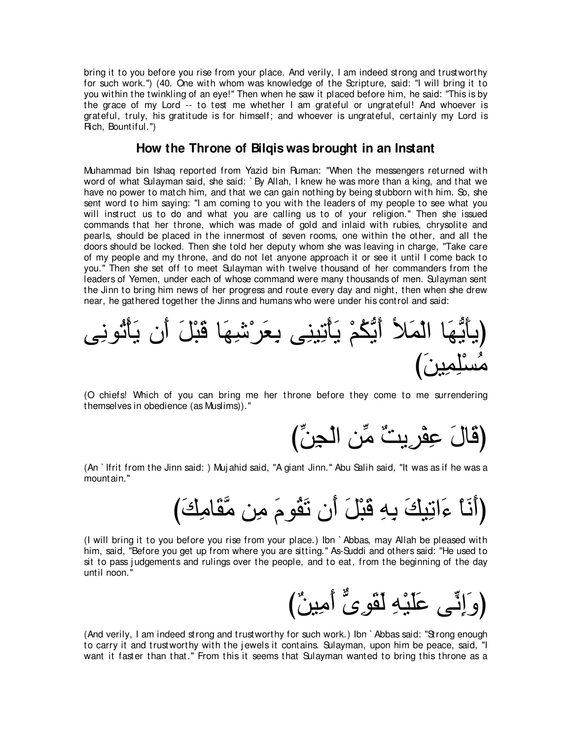bring it to you before you rise from your place. And verily, I am indeed strong and trustworthy for such work.") (40. One with whom was knowledge of the Scripture, said: "I will bring it to you within the twinkling of an eye!" Then when he saw it placed before him, he said: "This is by the grace of my Lord -- to test me whether I am grateful or ungrateful! And whoever is grateful, truly, his gratitude is for himself; and whoever is ungrateful, certainly my Lord is Rich, Bountiful.")

## How the Throne of Bilqis was brought in an Instant

Muhammad bin Ishaq reported from Yazid bin Ruman: "When the messengers returned with word of what Sulayman said, she said: `By Allah, I knew he was more than a king, and that we have no power to match him, and that we can gain nothing by being stubborn with him. So, she sent word to him saying: "I am coming to you with the leaders of my people to see what you will instruct us to do and what you are calling us to of your religion." Then she issued commands that her throne, which was made of gold and inlaid with rubies, chrysolite and pearls, should be placed in the innermost of seven rooms, one within the other, and all the doors should be locked. Then she told her deputy whom she was leaving in charge, "Take care of my people and my throne, and do not let anyone approach it or see it until I come back to you." Then she set off to meet Sulayman with twelve thousand of her commanders from the leaders of Yemen, under each of whose command were many thousands of men. Sulayman sent the Jinn to bring him news of her progress and route every day and night, then when she drew near, he gathered together the Jinns and humans who were under his control and said:

(يأَيُّهَا الْمَلأُ أَيُّكُمْ يَأْتِينِى بِعَرْشِهَا قَبْلَ أَن يَأْتُونِى مُسْلِمِينَ)

(O chiefs! Which of you can bring me her throne before they come to me surrendering themselves in obedience (as Muslims))."

(قَالَ عِفْرِيتٌ مِّن الْجِنِّ)

(An `Ifrit from the Jinn said: ) Mujahid said, "A giant Jinn." Abu Salih said, "It was as if he was a mountain."

(أَنَاْ ءَاتِيكَ بِهِ قَبْلَ أَن تَقُومَ مِن مَّقَامِكَ)

(I will bring it to you before you rise from your place.) Ibn `Abbas, may Allah be pleased with him, said, "Before you get up from where you are sitting." As-Suddi and others said: "He used to sit to pass judgements and rulings over the people, and to eat, from the beginning of the day until noon."

(وَإِنِّى عَلَيْهِ لَقَوِىٌّ أَمِينٌ)

(And verily, I am indeed strong and trustworthy for such work.) Ibn `Abbas said: "Strong enough to carry it and trustworthy with the jewels it contains. Sulayman, upon him be peace, said, "I want it faster than that." From this it seems that Sulayman wanted to bring this throne as a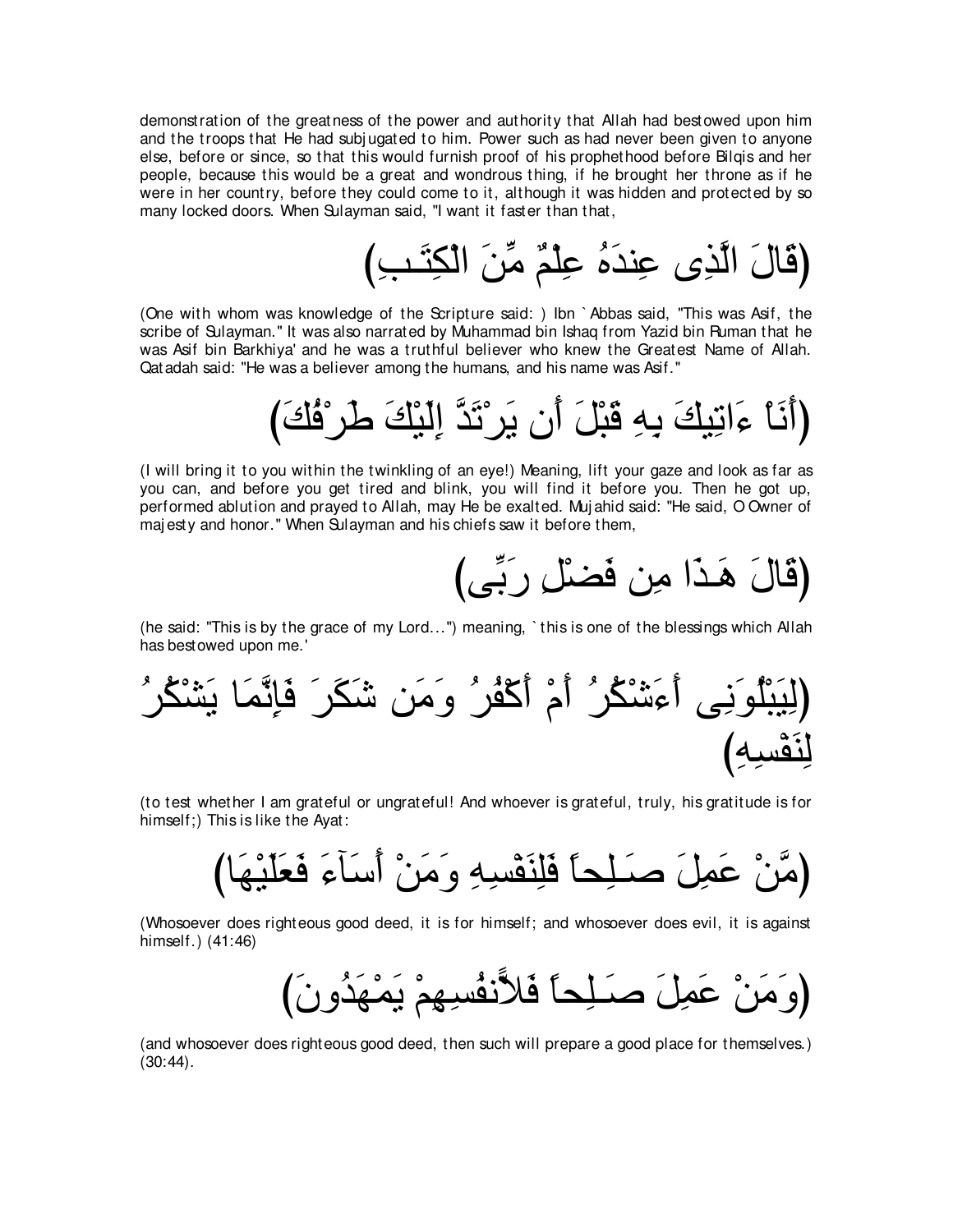demonstration of the greatness of the power and authority that Allah had bestowed upon him and the troops that He had subjugated to him. Power such as had never been given to anyone else, before or since, so that this would furnish proof of his prophethood before Bilqis and her people, because this would be a great and wondrous thing, if he brought her throne as if he were in her country, before they could come to it, although it was hidden and protected by so many locked doors. When Sulayman said, "I want it faster than that,

(قَالَ الَّذِى عِندَهُ عِلْمٌ مِّنَ الْكِتَـبِ)

(One with whom was knowledge of the Scripture said: ) Ibn `Abbas said, "This was Asif, the scribe of Sulayman." It was also narrated by Muhammad bin Ishaq from Yazid bin Ruman that he was Asif bin Barkhiya' and he was a truthful believer who knew the Greatest Name of Allah. Qatadah said: "He was a believer among the humans, and his name was Asif."

(أَنَاْ ءَاتِيكَ بِهِ قَبْلَ أَن يَرْتَدَّ إِلَيْكَ طَرْفُكَ)

(I will bring it to you within the twinkling of an eye!) Meaning, lift your gaze and look as far as you can, and before you get tired and blink, you will find it before you. Then he got up, performed ablution and prayed to Allah, may He be exalted. Mujahid said: "He said, O Owner of majesty and honor." When Sulayman and his chiefs saw it before them,

(قَالَ هَـذَا مِن فَضْلِ رَبِّى)

(he said: "This is by the grace of my Lord...") meaning, `this is one of the blessings which Allah has bestowed upon me.'

(لِيَبْلُوَنِى أَءَشْكُرُ أَمْ أَكْفُرُ وَمَن شَكَرَ فَإِنَّمَا يَشْكُرُ لِنَفْسِهِ)

(to test whether I am grateful or ungrateful! And whoever is grateful, truly, his gratitude is for himself;) This is like the Ayat:

(مَّنْ عَمِلَ صَـلِحاً فَلِنَفْسِهِ وَمَنْ أَسَآءَ فَعَلَيْهَا)

(Whosoever does righteous good deed, it is for himself; and whosoever does evil, it is against himself.) (41:46)

(وَمَنْ عَمِلَ صَـلِحاً فَلاًّنفُسِهِمْ يَمْهَدُونَ)

(and whosoever does righteous good deed, then such will prepare a good place for themselves.) (30:44).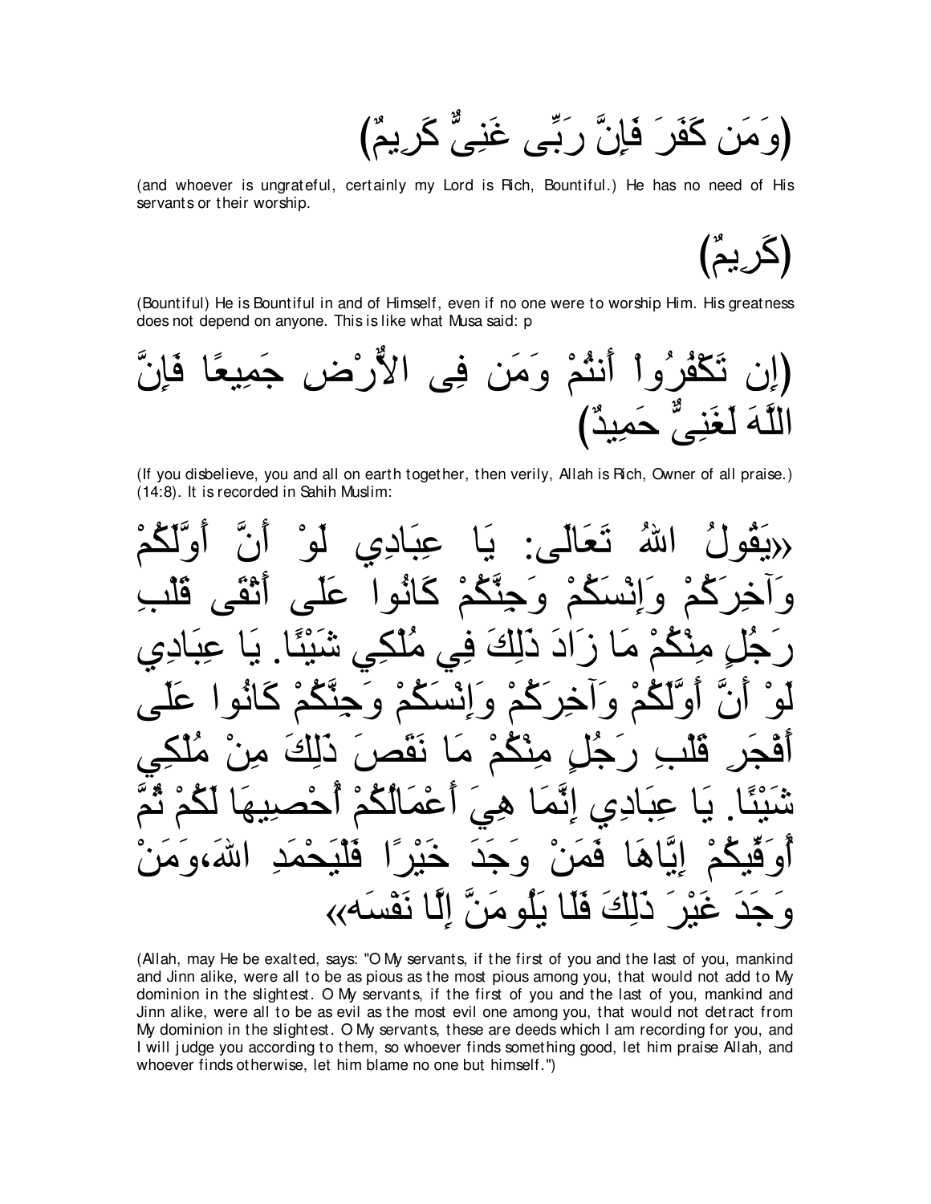(وَمَن كَفَرَ فَإِنَّ رَبِّى غَنِىٌّ كَرِيمٌ)

(and whoever is ungrateful, certainly my Lord is Rich, Bountiful.) He has no need of His servants or their worship.

(كَرِيمٌ)

(Bountiful) He is Bountiful in and of Himself, even if no one were to worship Him. His greatness does not depend on anyone. This is like what Musa said: p

(إِن تَكْفُرُواْ أَنتُمْ وَمَن فِى الاٌّرْضِ جَمِيعًا فَإِنَّ اللَّهَ لَغَنِىٌّ حَمِيدٌ)

(If you disbelieve, you and all on earth together, then verily, Allah is Rich, Owner of all praise.) (14:8). It is recorded in Sahih Muslim:

«يَقُولُ اللهُ تَعَالَى: يَا عِبَادِي لَوْ أَنَّ أَوَّلَكُمْ وَآخِرَكُمْ وَإِنْسَكُمْ وَجِنَّكُمْ كَانُوا عَلَى أَتْقَى قَلْبِ رَجُلٍ مِنْكُمْ مَا زَادَ ذَلِكَ فِي مُلْكِي شَيْئًا. يَا عِبَادِي لَوْ أَنَّ أَوَّلَكُمْ وَآخِرَكُمْ وَإِنْسَكُمْ وَجِنَّكُمْ كَانُوا عَلَى أَفْجَرِ قَلْبِ رَجُلٍ مِنْكُمْ مَا نَقَصَ ذَلِكَ مِنْ مُلْكِي شَيْئًا. يَا عِبَادِي إِنَّمَا هِيَ أَعْمَالُكُمْ أُحْصِيهَا لَكُمْ ثُمَّ أُوَفِّيكُمْ إِيَّاهَا فَمَنْ وَجَدَ خَيْرًا فَلْيَحْمَدِ اللهَ،وَمَنْ وَجَدَ غَيْرَ ذَلِكَ فَلَا يَلُومَنَّ إِلَّا نَفْسَه»

(Allah, may He be exalted, says: "O My servants, if the first of you and the last of you, mankind and Jinn alike, were all to be as pious as the most pious among you, that would not add to My dominion in the slightest. O My servants, if the first of you and the last of you, mankind and Jinn alike, were all to be as evil as the most evil one among you, that would not detract from My dominion in the slightest. O My servants, these are deeds which I am recording for you, and I will judge you according to them, so whoever finds something good, let him praise Allah, and whoever finds otherwise, let him blame no one but himself.")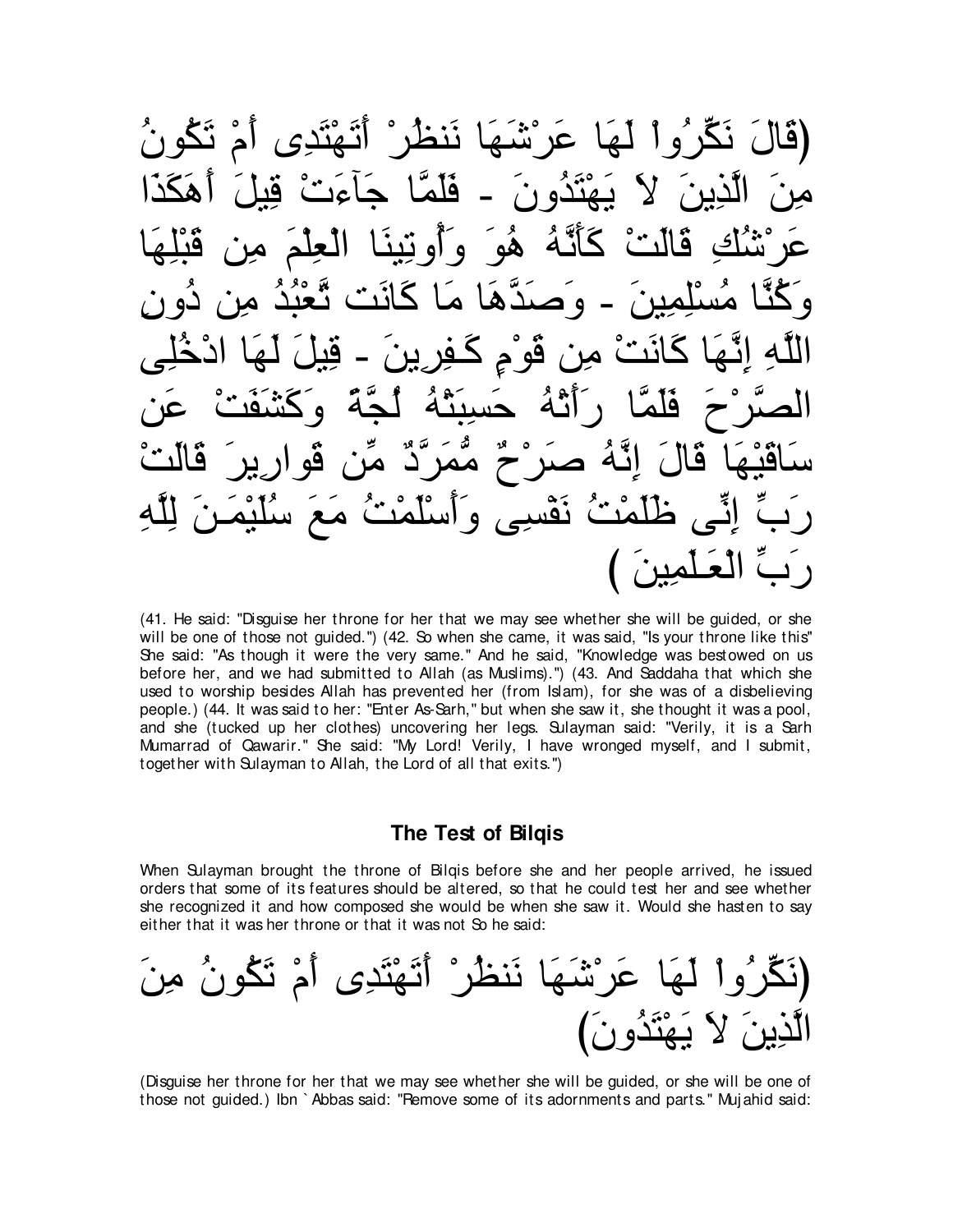(قَالَ نَكِّرُواْ لَهَا عَرْشَهَا نَنظُرْ أَتَهْتَدِى أَمْ تَكُونُ مِنَ الَّذِينَ لاَ يَهْتَدُونَ - فَلَمَّا جَآءَتْ قِيلَ أَهَكَذَا عَرْشُكِ قَالَتْ كَأَنَّهُ هُوَ وَأُوتِينَا الْعِلْمَ مِن قَبْلِهَا وَكُنَّا مُسْلِمِينَ - وَصَدَّهَا مَا كَانَت تَّعْبُدُ مِن دُونِ اللَّهِ إِنَّهَا كَانَتْ مِن قَوْمٍ كَـفِرِينَ - قِيلَ لَهَا ادْخُلِى الصَّرْحَ فَلَمَّا رَأَتْهُ حَسِبَتْهُ لُجَّةً وَكَشَفَتْ عَن سَاقَيْهَا قَالَ إِنَّهُ صَرْحٌ مُّمَرَّدٌ مِّن قَوارِيرَ قَالَتْ رَبِّ إِنِّى ظَلَمْتُ نَفْسِى وَأَسْلَمْتُ مَعَ سُلَيْمَـنَ لِلَّهِ رَبِّ الْعَـلَمِينَ )

(41. He said: "Disguise her throne for her that we may see whether she will be guided, or she will be one of those not guided.") (42. So when she came, it was said, "Is your throne like this" She said: "As though it were the very same." And he said, "Knowledge was bestowed on us before her, and we had submitted to Allah (as Muslims).") (43. And Saddaha that which she used to worship besides Allah has prevented her (from Islam), for she was of a disbelieving people.) (44. It was said to her: "Enter As-Sarh," but when she saw it, she thought it was a pool, and she (tucked up her clothes) uncovering her legs. Sulayman said: "Verily, it is a Sarh Mumarrad of Qawarir." She said: "My Lord! Verily, I have wronged myself, and I submit, together with Sulayman to Allah, the Lord of all that exits.")

### The Test of Bilqis

When Sulayman brought the throne of Bilqis before she and her people arrived, he issued orders that some of its features should be altered, so that he could test her and see whether she recognized it and how composed she would be when she saw it. Would she hasten to say either that it was her throne or that it was not So he said:

(نَكِّرُواْ لَهَا عَرْشَهَا نَنظُرْ أَتَهْتَدِى أَمْ تَكُونُ مِنَ الَّذِينَ لاَ يَهْتَدُونَ)

(Disguise her throne for her that we may see whether she will be guided, or she will be one of those not guided.) Ibn `Abbas said: "Remove some of its adornments and parts." Mujahid said: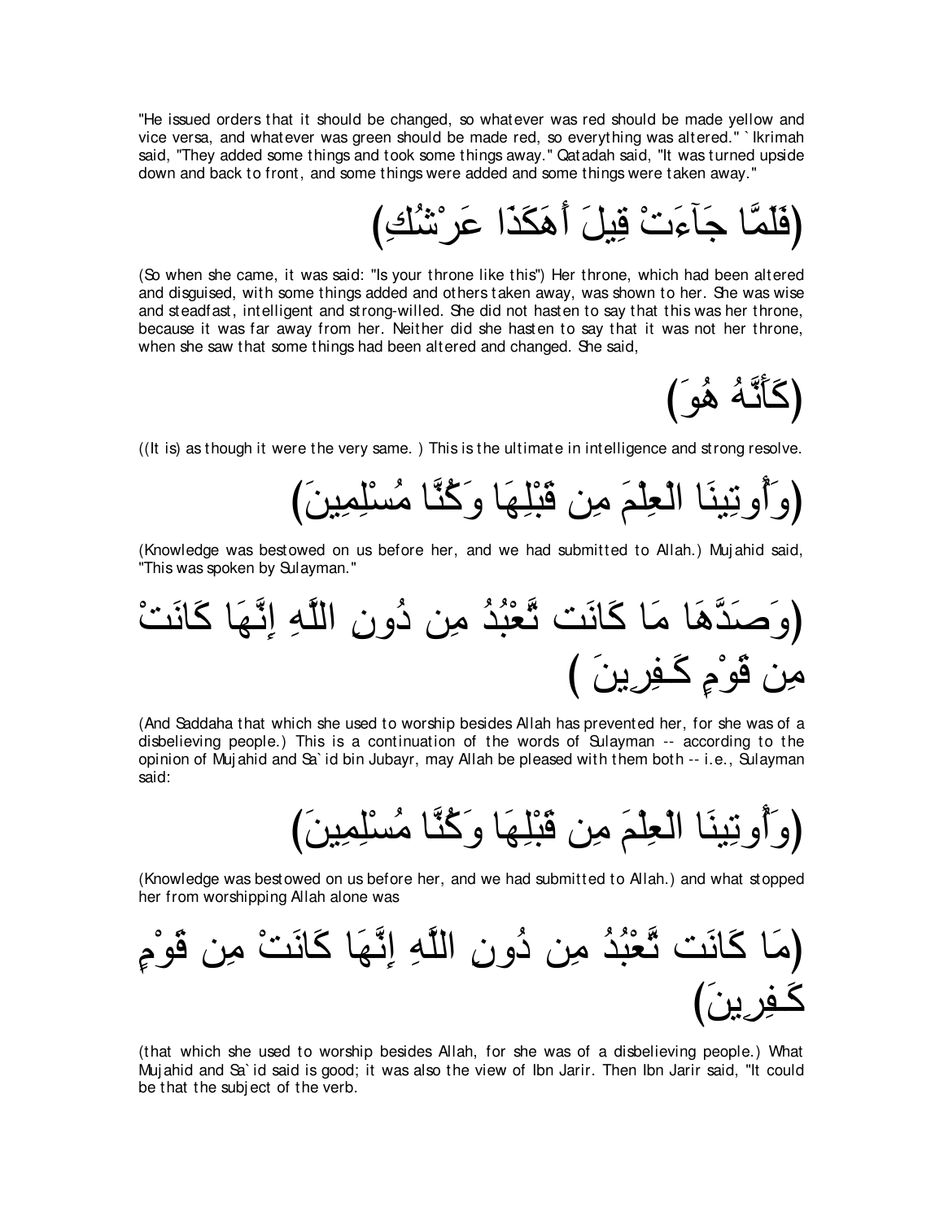"He issued orders that it should be changed, so whatever was red should be made yellow and vice versa, and whatever was green should be made red, so everything was altered." `Ikrimah said, "They added some things and took some things away." Qatadah said, "It was turned upside down and back to front, and some things were added and some things were taken away."

(فَلَمَّا جَآءَتْ قِيلَ أَهَكَذَا عَرْشُكِ)

(So when she came, it was said: "Is your throne like this") Her throne, which had been altered and disguised, with some things added and others taken away, was shown to her. She was wise and steadfast, intelligent and strong-willed. She did not hasten to say that this was her throne, because it was far away from her. Neither did she hasten to say that it was not her throne, when she saw that some things had been altered and changed. She said,

(كَأَنَّهُ هُوَ)

((It is) as though it were the very same. ) This is the ultimate in intelligence and strong resolve.

(وَأُوتِينَا الْعِلْمَ مِن قَبْلِهَا وَكُنَّا مُسْلِمِينَ)

(Knowledge was bestowed on us before her, and we had submitted to Allah.) Mujahid said, "This was spoken by Sulayman."

(وَصَدَّهَا مَا كَانَت تَّعْبُدُ مِن دُونِ اللَّهِ إِنَّهَا كَانَتْ مِن قَوْمٍ كَـفِرِينَ )

(And Saddaha that which she used to worship besides Allah has prevented her, for she was of a disbelieving people.) This is a continuation of the words of Sulayman -- according to the opinion of Mujahid and Sa`id bin Jubayr, may Allah be pleased with them both -- i.e., Sulayman said:

(وَأُوتِينَا الْعِلْمَ مِن قَبْلِهَا وَكُنَّا مُسْلِمِينَ)

(Knowledge was bestowed on us before her, and we had submitted to Allah.) and what stopped her from worshipping Allah alone was

(مَا كَانَت تَّعْبُدُ مِن دُونِ اللَّهِ إِنَّهَا كَانَتْ مِن قَوْمٍ كَـفِرِينَ)

(that which she used to worship besides Allah, for she was of a disbelieving people.) What Mujahid and Sa`id said is good; it was also the view of Ibn Jarir. Then Ibn Jarir said, "It could be that the subject of the verb.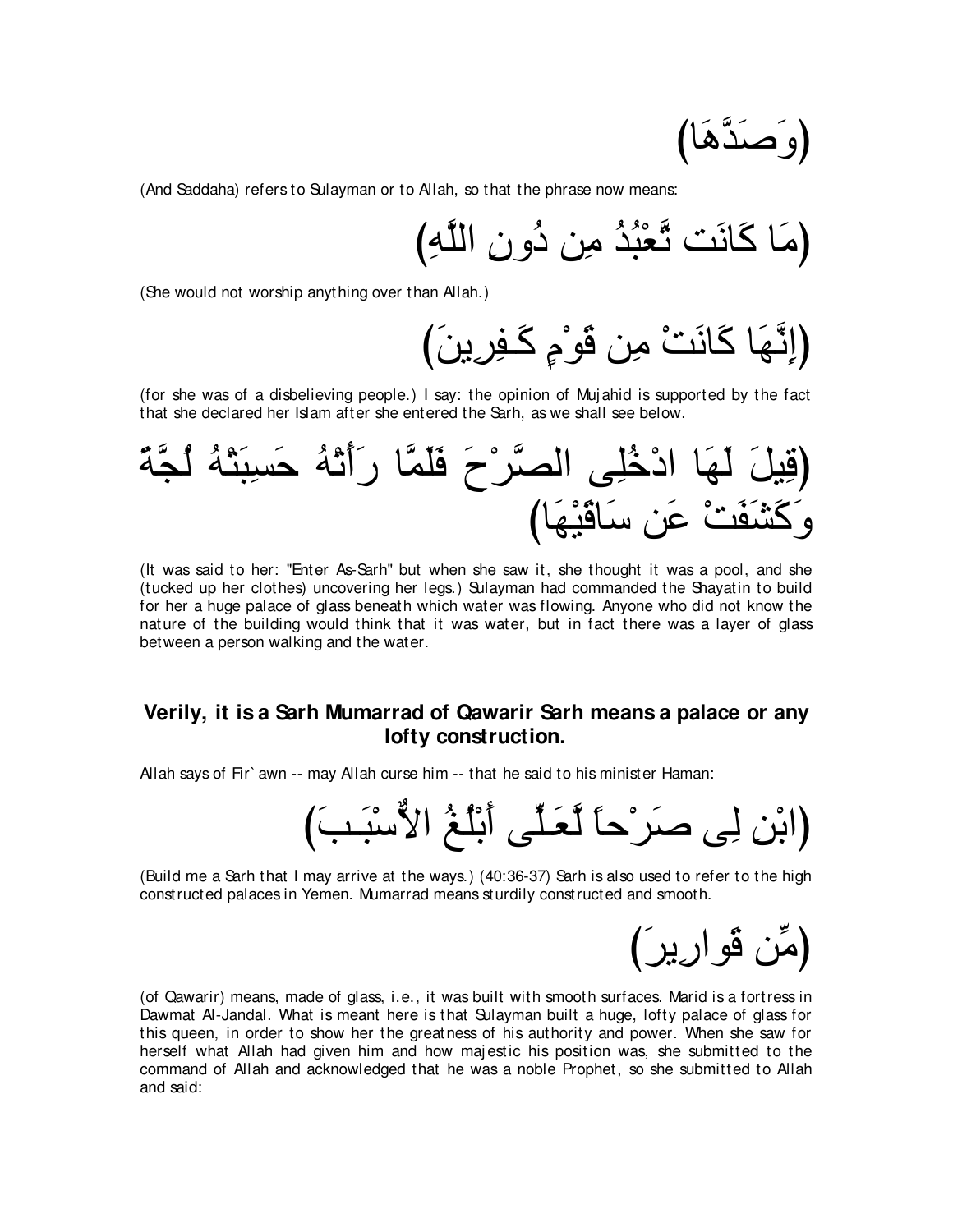(وَصَدَّهَا)

(And Saddaha) refers to Sulayman or to Allah, so that the phrase now means:

(مَا كَانَت تَّعْبُدُ مِن دُونِ اللَّهِ)

(She would not worship anything over than Allah.)

(إِنَّهَا كَانَتْ مِن قَوْمٍ كَـفِرِينَ)

(for she was of a disbelieving people.) I say: the opinion of Mujahid is supported by the fact that she declared her Islam after she entered the Sarh, as we shall see below.

(قِيلَ لَهَا ادْخُلِى الصَّرْحَ فَلَمَّا رَأَتْهُ حَسِبَتْهُ لُجَّةً وَكَشَفَتْ عَن سَاقَيْهَا)

(It was said to her: "Enter As-Sarh" but when she saw it, she thought it was a pool, and she (tucked up her clothes) uncovering her legs.) Sulayman had commanded the Shayatin to build for her a huge palace of glass beneath which water was flowing. Anyone who did not know the nature of the building would think that it was water, but in fact there was a layer of glass between a person walking and the water.

### Verily, it is a Sarh Mumarrad of Qawarir Sarh means a palace or any lofty construction.

Allah says of Fir`awn -- may Allah curse him -- that he said to his minister Haman:

(ابْنِ لِى صَرْحاً لَّعَـلِّى أَبْلُغُ الأَسْبَـبَ)

(Build me a Sarh that I may arrive at the ways.) (40:36-37) Sarh is also used to refer to the high constructed palaces in Yemen. Mumarrad means sturdily constructed and smooth.

(مِّن قَوارِيرَ)

(of Qawarir) means, made of glass, i.e., it was built with smooth surfaces. Marid is a fortress in Dawmat Al-Jandal. What is meant here is that Sulayman built a huge, lofty palace of glass for this queen, in order to show her the greatness of his authority and power. When she saw for herself what Allah had given him and how majestic his position was, she submitted to the command of Allah and acknowledged that he was a noble Prophet, so she submitted to Allah and said: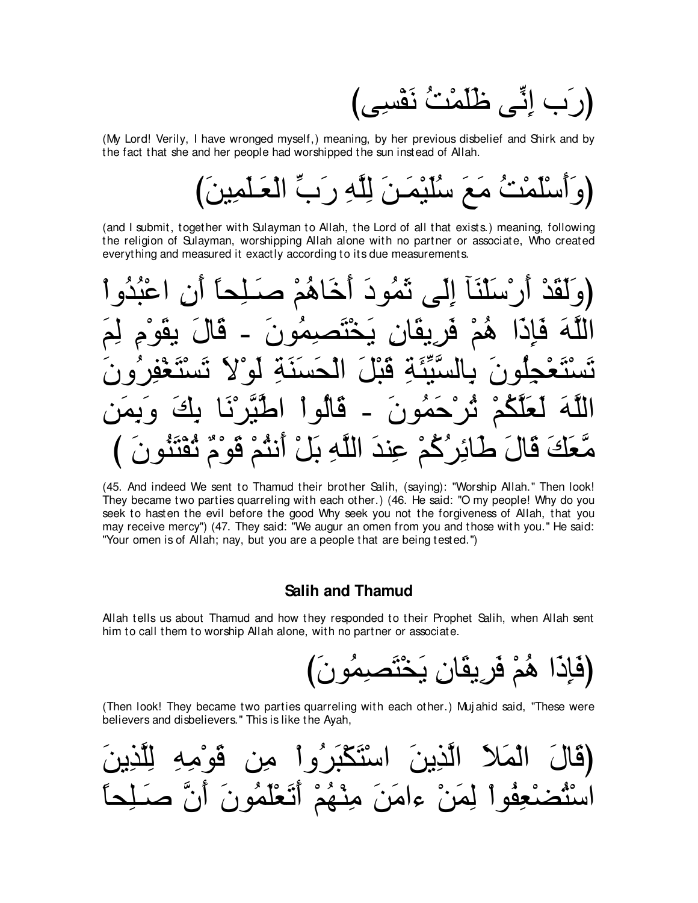(رَب إِنِّى ظَلَمْتُ نَفْسِى)

(My Lord! Verily, I have wronged myself,) meaning, by her previous disbelief and Shirk and by the fact that she and her people had worshipped the sun instead of Allah.

(وَأَسْلَمْتُ مَعَ سُلَيْمَـنَ لِلَّهِ رَبِّ الْعَـلَمِينَ)

(and I submit, together with Sulayman to Allah, the Lord of all that exists.) meaning, following the religion of Sulayman, worshipping Allah alone with no partner or associate, Who created everything and measured it exactly according to its due measurements.

(وَلَقَدْ أَرْسَلْنَآ إِلَى ثَمُودَ أَخَاهُمْ صَـلِحاً أَنِ اعْبُدُواْ اللَّهَ فَإِذَا هُمْ فَرِيقَانِ يَخْتَصِمُونَ - قَالَ يقَوْمِ لِمَ تَسْتَعْجِلُونَ بِالسَّيِّئَةِ قَبْلَ الْحَسَنَةِ لَوْلاَ تَسْتَغْفِرُونَ اللَّهَ لَعَلَّكُمْ تُرْحَمُونَ - قَالُواْ اطَّيَّرْنَا بِكَ وَبِمَن مَّعَكَ قَالَ طَائِرُكُمْ عِندَ اللَّهِ بَلْ أَنتُمْ قَوْمٌ تُفْتَنُونَ )

(45. And indeed We sent to Thamud their brother Salih, (saying): "Worship Allah." Then look! They became two parties quarreling with each other.) (46. He said: "O my people! Why do you seek to hasten the evil before the good Why seek you not the forgiveness of Allah, that you may receive mercy") (47. They said: "We augur an omen from you and those with you." He said: "Your omen is of Allah; nay, but you are a people that are being tested.")

### Salih and Thamud

Allah tells us about Thamud and how they responded to their Prophet Salih, when Allah sent him to call them to worship Allah alone, with no partner or associate.

(فَإِذَا هُمْ فَرِيقَانِ يَخْتَصِمُونَ)

(Then look! They became two parties quarreling with each other.) Mujahid said, "These were believers and disbelievers." This is like the Ayah,

(قَالَ الْمَلأُ الَّذِينَ اسْتَكْبَرُواْ مِن قَوْمِهِ لِلَّذِينَ اسْتُضْعِفُواْ لِمَنْ ءامَنَ مِنْهُمْ أَتَعْلَمُونَ أَنَّ صَـلِحاً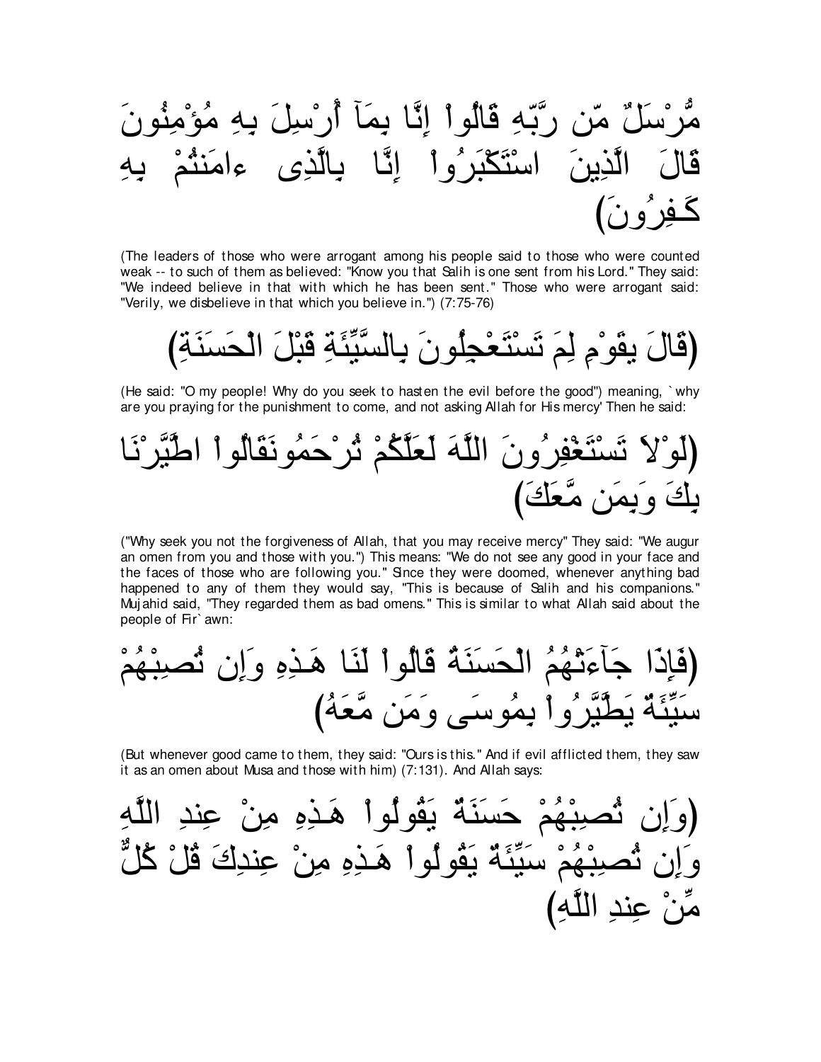مُّرْسَلٌ مِّن رَّبِّهِ قَالُوا إِنَّا بِمَآ أُرْسِلَ بِهِ مُؤْمِنُونَ قَالَ الَّذِينَ اسْتَكْبَرُواْ إِنَّا بِالَّذِى ءامَنتُمْ بِهِ كَـفِرُونَ)

(The leaders of those who were arrogant among his people said to those who were counted weak -- to such of them as believed: "Know you that Salih is one sent from his Lord." They said: "We indeed believe in that with which he has been sent." Those who were arrogant said: "Verily, we disbelieve in that which you believe in.") (7:75-76)

(قَالَ يَقَوْمِ لِمَ تَسْتَعْجِلُونَ بِالسَّيِّئَةِ قَبْلَ الْحَسَنَةِ)

(He said: "O my people! Why do you seek to hasten the evil before the good") meaning, `why are you praying for the punishment to come, and not asking Allah for His mercy' Then he said:

(لَوْلاَ تَسْتَغْفِرُونَ اللَّهَ لَعَلَّكُمْ تُرْحَمُونَقَالُواْ اطَّيَّرْنَا بِكَ وَبِمَن مَّعَكَ)

("Why seek you not the forgiveness of Allah, that you may receive mercy" They said: "We augur an omen from you and those with you.") This means: "We do not see any good in your face and the faces of those who are following you." Since they were doomed, whenever anything bad happened to any of them they would say, "This is because of Salih and his companions." Mujahid said, "They regarded them as bad omens." This is similar to what Allah said about the people of Fir`awn:

(فَإِذَا جَآءَتْهُمُ الْحَسَنَةُ قَالُواْ لَنَا هَـذِهِ وَإِن تُصِبْهُمْ سَيِّئَةٌ يَطَّيَّرُواْ بِمُوسَى وَمَن مَّعَهُ)

(But whenever good came to them, they said: "Ours is this." And if evil afflicted them, they saw it as an omen about Musa and those with him) (7:131). And Allah says:

(وَإِن تُصِبْهُمْ حَسَنَةٌ يَقُولُواْ هَـذِهِ مِنْ عِندِ اللَّهِ وَإِن تُصِبْهُمْ سَيِّئَةٌ يَقُولُواْ هَـذِهِ مِنْ عِندِكَ قُلْ كُلٌّ مِّنْ عِندِ اللَّهِ)